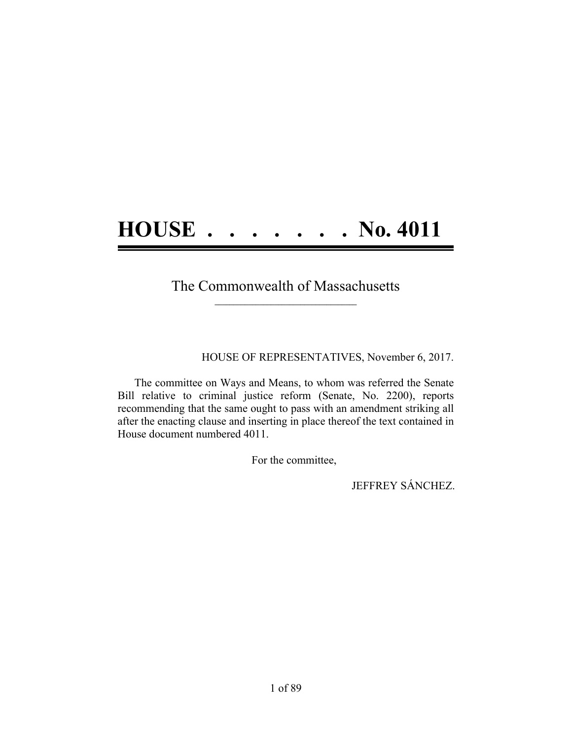# HOUSE . . . . . . . . No. 4011

The Commonwealth of Massachusetts

---

HOUSE OF REPRESENTATIVES, November 6, 2017.

The committee on Ways and Means, to whom was referred the Senate Bill relative to criminal justice reform (Senate, No. 2200), reports recommending that the same ought to pass with an amendment striking all after the enacting clause and inserting in place thereof the text contained in House document numbered 4011.

For the committee,

JEFFREY SÁNCHEZ.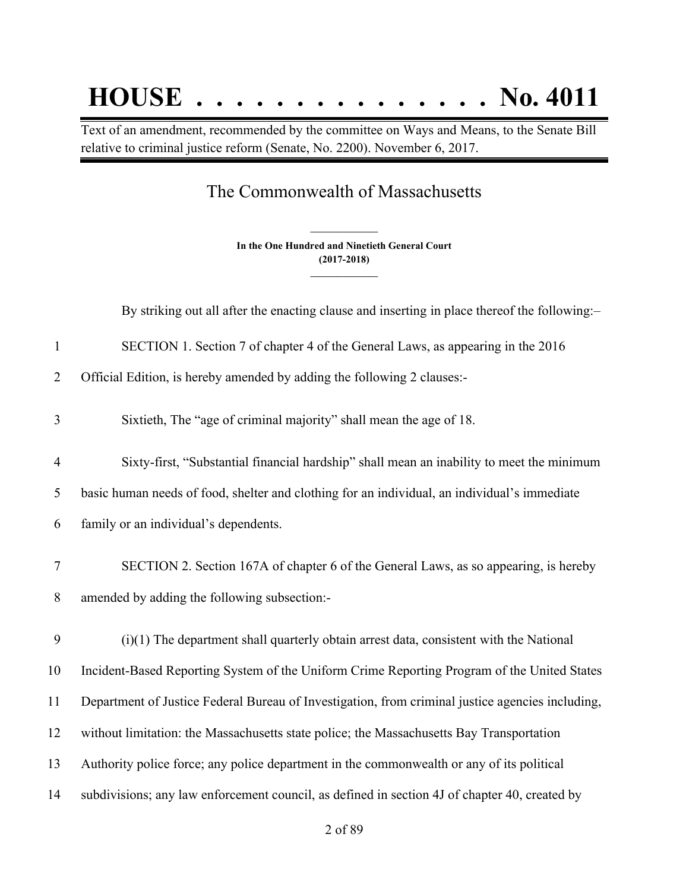# HOUSE . . . . . . . . . . . . . . . No. 4011

Text of an amendment, recommended by the committee on Ways and Means, to the Senate Bill relative to criminal justice reform (Senate, No. 2200). November 6, 2017.

## The Commonwealth of Massachusetts

**In the One Hundred and Ninetieth General Court**
**(2017-2018)**

By striking out all after the enacting clause and inserting in place thereof the following:–

SECTION 1. Section 7 of chapter 4 of the General Laws, as appearing in the 2016 Official Edition, is hereby amended by adding the following 2 clauses:-

Sixtieth, The "age of criminal majority" shall mean the age of 18.

Sixty-first, "Substantial financial hardship" shall mean an inability to meet the minimum basic human needs of food, shelter and clothing for an individual, an individual's immediate family or an individual's dependents.

SECTION 2. Section 167A of chapter 6 of the General Laws, as so appearing, is hereby amended by adding the following subsection:-

(i)(1) The department shall quarterly obtain arrest data, consistent with the National Incident-Based Reporting System of the Uniform Crime Reporting Program of the United States Department of Justice Federal Bureau of Investigation, from criminal justice agencies including, without limitation: the Massachusetts state police; the Massachusetts Bay Transportation Authority police force; any police department in the commonwealth or any of its political subdivisions; any law enforcement council, as defined in section 4J of chapter 40, created by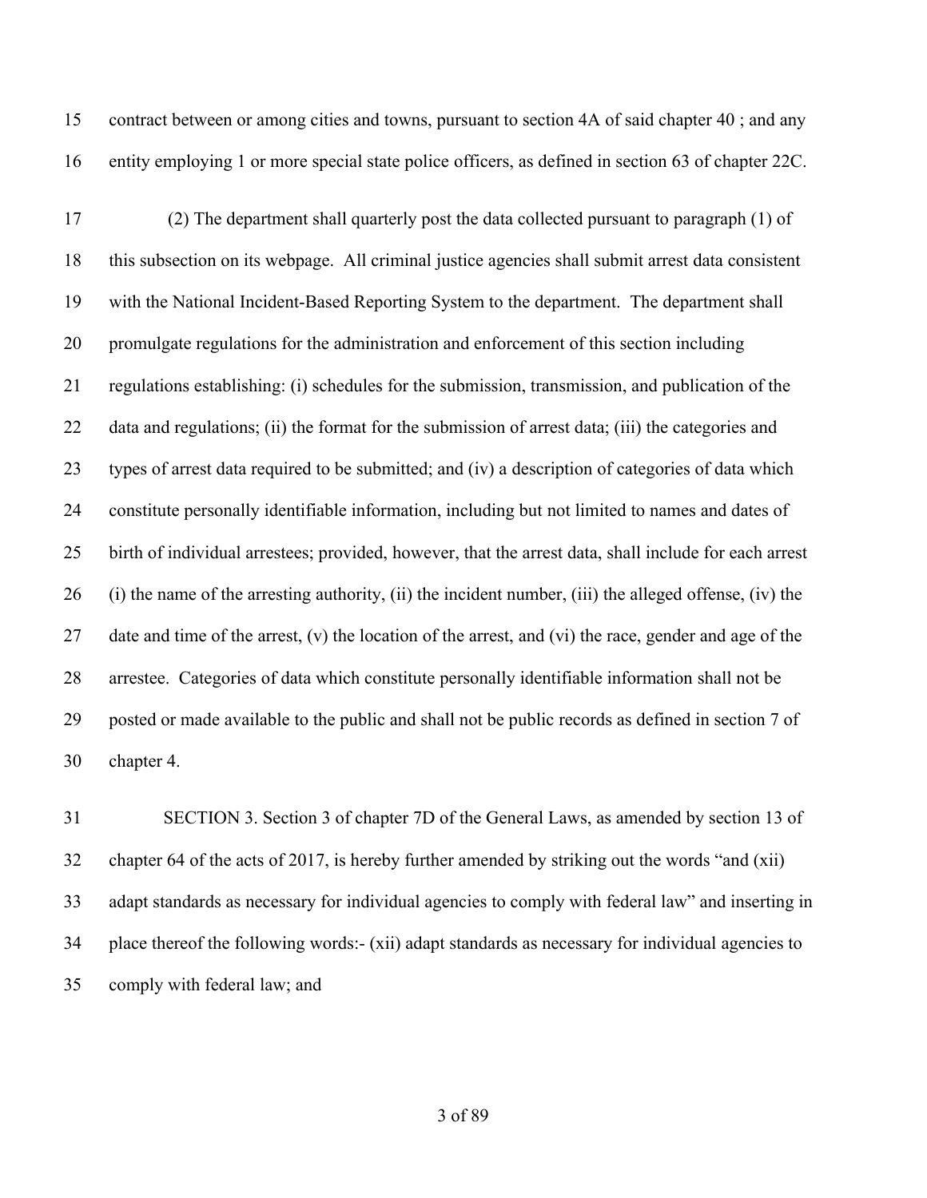contract between or among cities and towns, pursuant to section 4A of said chapter 40 ; and any entity employing 1 or more special state police officers, as defined in section 63 of chapter 22C.

(2) The department shall quarterly post the data collected pursuant to paragraph (1) of this subsection on its webpage. All criminal justice agencies shall submit arrest data consistent with the National Incident-Based Reporting System to the department. The department shall promulgate regulations for the administration and enforcement of this section including regulations establishing: (i) schedules for the submission, transmission, and publication of the data and regulations; (ii) the format for the submission of arrest data; (iii) the categories and types of arrest data required to be submitted; and (iv) a description of categories of data which constitute personally identifiable information, including but not limited to names and dates of birth of individual arrestees; provided, however, that the arrest data, shall include for each arrest (i) the name of the arresting authority, (ii) the incident number, (iii) the alleged offense, (iv) the date and time of the arrest, (v) the location of the arrest, and (vi) the race, gender and age of the arrestee. Categories of data which constitute personally identifiable information shall not be posted or made available to the public and shall not be public records as defined in section 7 of chapter 4.

SECTION 3. Section 3 of chapter 7D of the General Laws, as amended by section 13 of chapter 64 of the acts of 2017, is hereby further amended by striking out the words "and (xii) adapt standards as necessary for individual agencies to comply with federal law" and inserting in place thereof the following words:- (xii) adapt standards as necessary for individual agencies to comply with federal law; and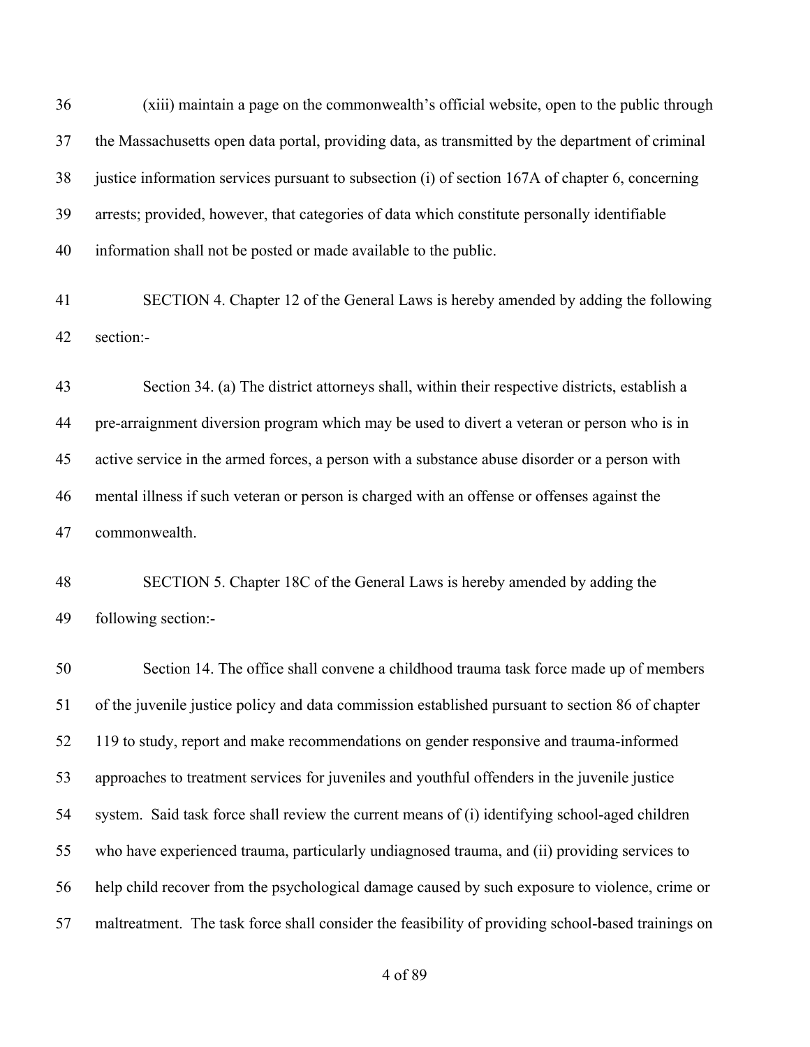(xiii) maintain a page on the commonwealth's official website, open to the public through the Massachusetts open data portal, providing data, as transmitted by the department of criminal justice information services pursuant to subsection (i) of section 167A of chapter 6, concerning arrests; provided, however, that categories of data which constitute personally identifiable information shall not be posted or made available to the public.

SECTION 4. Chapter 12 of the General Laws is hereby amended by adding the following section:-

Section 34. (a) The district attorneys shall, within their respective districts, establish a pre-arraignment diversion program which may be used to divert a veteran or person who is in active service in the armed forces, a person with a substance abuse disorder or a person with mental illness if such veteran or person is charged with an offense or offenses against the commonwealth.

SECTION 5. Chapter 18C of the General Laws is hereby amended by adding the following section:-

Section 14. The office shall convene a childhood trauma task force made up of members of the juvenile justice policy and data commission established pursuant to section 86 of chapter 119 to study, report and make recommendations on gender responsive and trauma-informed approaches to treatment services for juveniles and youthful offenders in the juvenile justice system. Said task force shall review the current means of (i) identifying school-aged children who have experienced trauma, particularly undiagnosed trauma, and (ii) providing services to help child recover from the psychological damage caused by such exposure to violence, crime or maltreatment. The task force shall consider the feasibility of providing school-based trainings on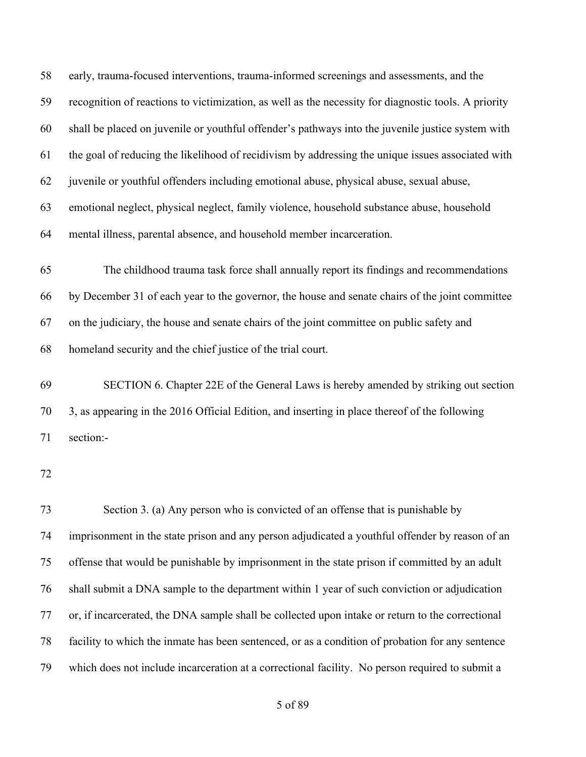early, trauma-focused interventions, trauma-informed screenings and assessments, and the recognition of reactions to victimization, as well as the necessity for diagnostic tools. A priority shall be placed on juvenile or youthful offender's pathways into the juvenile justice system with the goal of reducing the likelihood of recidivism by addressing the unique issues associated with juvenile or youthful offenders including emotional abuse, physical abuse, sexual abuse, emotional neglect, physical neglect, family violence, household substance abuse, household mental illness, parental absence, and household member incarceration.

The childhood trauma task force shall annually report its findings and recommendations by December 31 of each year to the governor, the house and senate chairs of the joint committee on the judiciary, the house and senate chairs of the joint committee on public safety and homeland security and the chief justice of the trial court.

SECTION 6. Chapter 22E of the General Laws is hereby amended by striking out section 3, as appearing in the 2016 Official Edition, and inserting in place thereof of the following section:-

Section 3. (a) Any person who is convicted of an offense that is punishable by imprisonment in the state prison and any person adjudicated a youthful offender by reason of an offense that would be punishable by imprisonment in the state prison if committed by an adult shall submit a DNA sample to the department within 1 year of such conviction or adjudication or, if incarcerated, the DNA sample shall be collected upon intake or return to the correctional facility to which the inmate has been sentenced, or as a condition of probation for any sentence which does not include incarceration at a correctional facility. No person required to submit a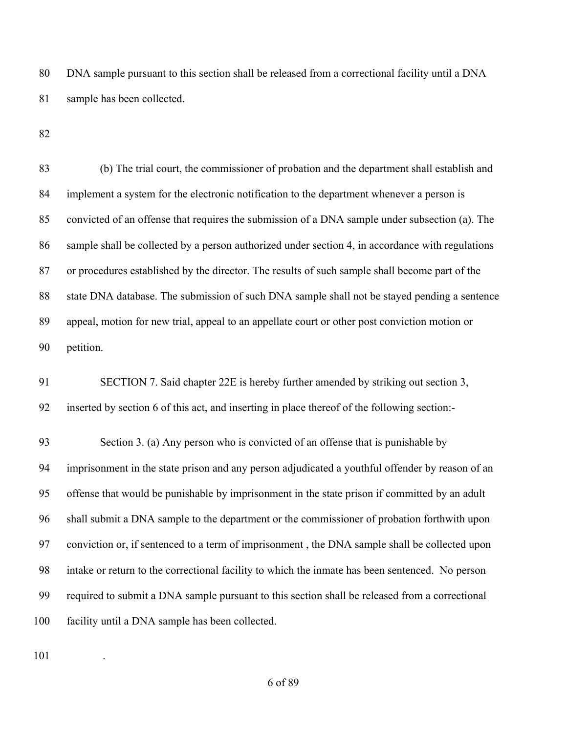DNA sample pursuant to this section shall be released from a correctional facility until a DNA sample has been collected.

(b) The trial court, the commissioner of probation and the department shall establish and implement a system for the electronic notification to the department whenever a person is convicted of an offense that requires the submission of a DNA sample under subsection (a). The sample shall be collected by a person authorized under section 4, in accordance with regulations or procedures established by the director. The results of such sample shall become part of the state DNA database. The submission of such DNA sample shall not be stayed pending a sentence appeal, motion for new trial, appeal to an appellate court or other post conviction motion or petition.

SECTION 7. Said chapter 22E is hereby further amended by striking out section 3, inserted by section 6 of this act, and inserting in place thereof of the following section:-

Section 3. (a) Any person who is convicted of an offense that is punishable by imprisonment in the state prison and any person adjudicated a youthful offender by reason of an offense that would be punishable by imprisonment in the state prison if committed by an adult shall submit a DNA sample to the department or the commissioner of probation forthwith upon conviction or, if sentenced to a term of imprisonment , the DNA sample shall be collected upon intake or return to the correctional facility to which the inmate has been sentenced. No person required to submit a DNA sample pursuant to this section shall be released from a correctional facility until a DNA sample has been collected.

.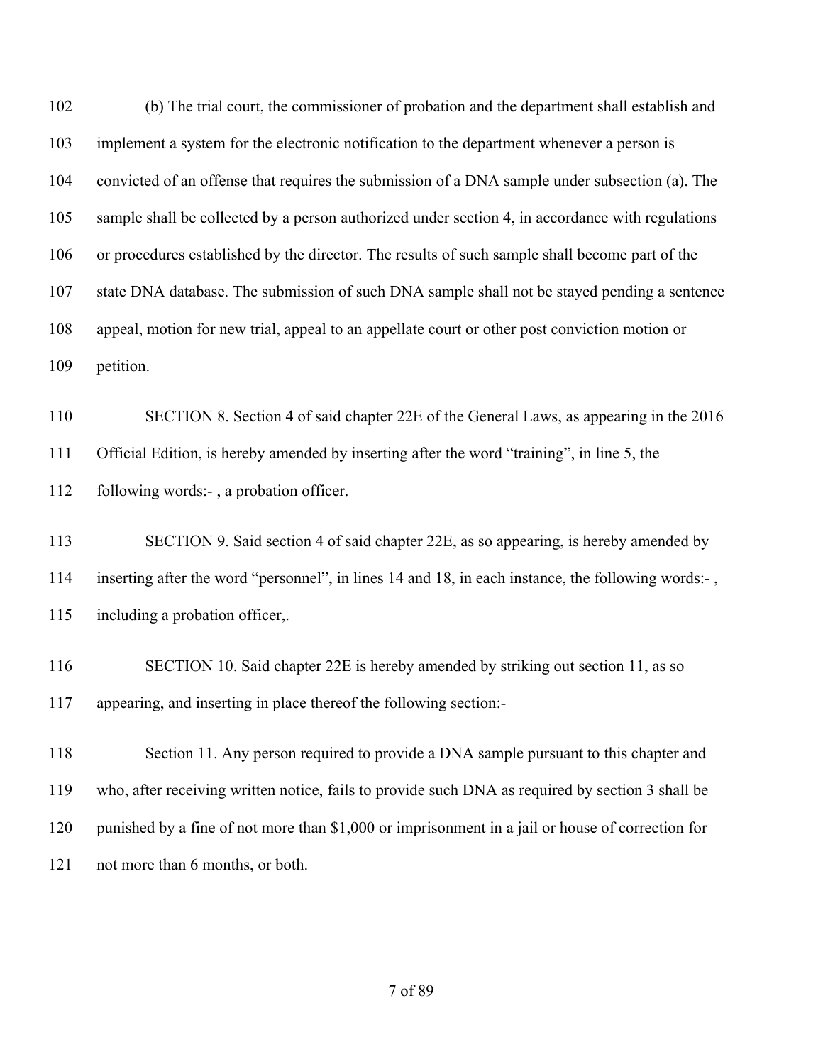(b) The trial court, the commissioner of probation and the department shall establish and implement a system for the electronic notification to the department whenever a person is convicted of an offense that requires the submission of a DNA sample under subsection (a). The sample shall be collected by a person authorized under section 4, in accordance with regulations or procedures established by the director. The results of such sample shall become part of the state DNA database. The submission of such DNA sample shall not be stayed pending a sentence appeal, motion for new trial, appeal to an appellate court or other post conviction motion or petition.

SECTION 8. Section 4 of said chapter 22E of the General Laws, as appearing in the 2016 Official Edition, is hereby amended by inserting after the word "training", in line 5, the following words:- , a probation officer.

SECTION 9. Said section 4 of said chapter 22E, as so appearing, is hereby amended by inserting after the word "personnel", in lines 14 and 18, in each instance, the following words:- , including a probation officer,.

SECTION 10. Said chapter 22E is hereby amended by striking out section 11, as so appearing, and inserting in place thereof the following section:-

Section 11. Any person required to provide a DNA sample pursuant to this chapter and who, after receiving written notice, fails to provide such DNA as required by section 3 shall be punished by a fine of not more than $1,000 or imprisonment in a jail or house of correction for not more than 6 months, or both.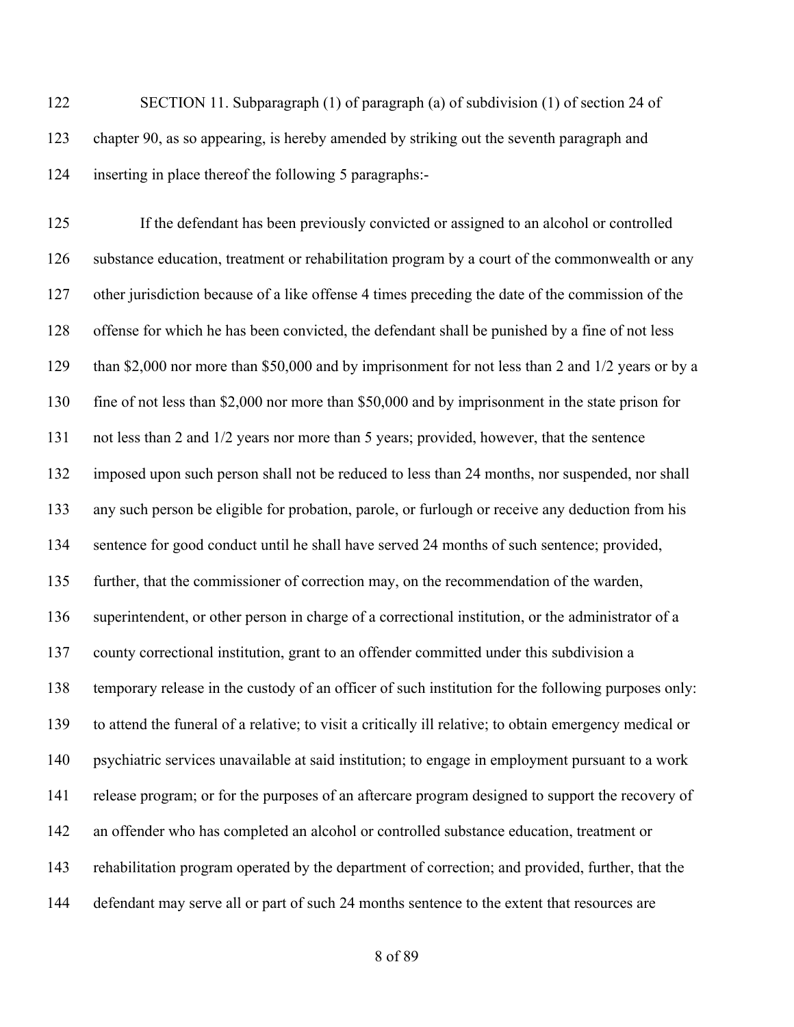SECTION 11. Subparagraph (1) of paragraph (a) of subdivision (1) of section 24 of chapter 90, as so appearing, is hereby amended by striking out the seventh paragraph and inserting in place thereof the following 5 paragraphs:-

If the defendant has been previously convicted or assigned to an alcohol or controlled substance education, treatment or rehabilitation program by a court of the commonwealth or any other jurisdiction because of a like offense 4 times preceding the date of the commission of the offense for which he has been convicted, the defendant shall be punished by a fine of not less than $2,000 nor more than $50,000 and by imprisonment for not less than 2 and 1/2 years or by a fine of not less than $2,000 nor more than $50,000 and by imprisonment in the state prison for not less than 2 and 1/2 years nor more than 5 years; provided, however, that the sentence imposed upon such person shall not be reduced to less than 24 months, nor suspended, nor shall any such person be eligible for probation, parole, or furlough or receive any deduction from his sentence for good conduct until he shall have served 24 months of such sentence; provided, further, that the commissioner of correction may, on the recommendation of the warden, superintendent, or other person in charge of a correctional institution, or the administrator of a county correctional institution, grant to an offender committed under this subdivision a temporary release in the custody of an officer of such institution for the following purposes only: to attend the funeral of a relative; to visit a critically ill relative; to obtain emergency medical or psychiatric services unavailable at said institution; to engage in employment pursuant to a work release program; or for the purposes of an aftercare program designed to support the recovery of an offender who has completed an alcohol or controlled substance education, treatment or rehabilitation program operated by the department of correction; and provided, further, that the defendant may serve all or part of such 24 months sentence to the extent that resources are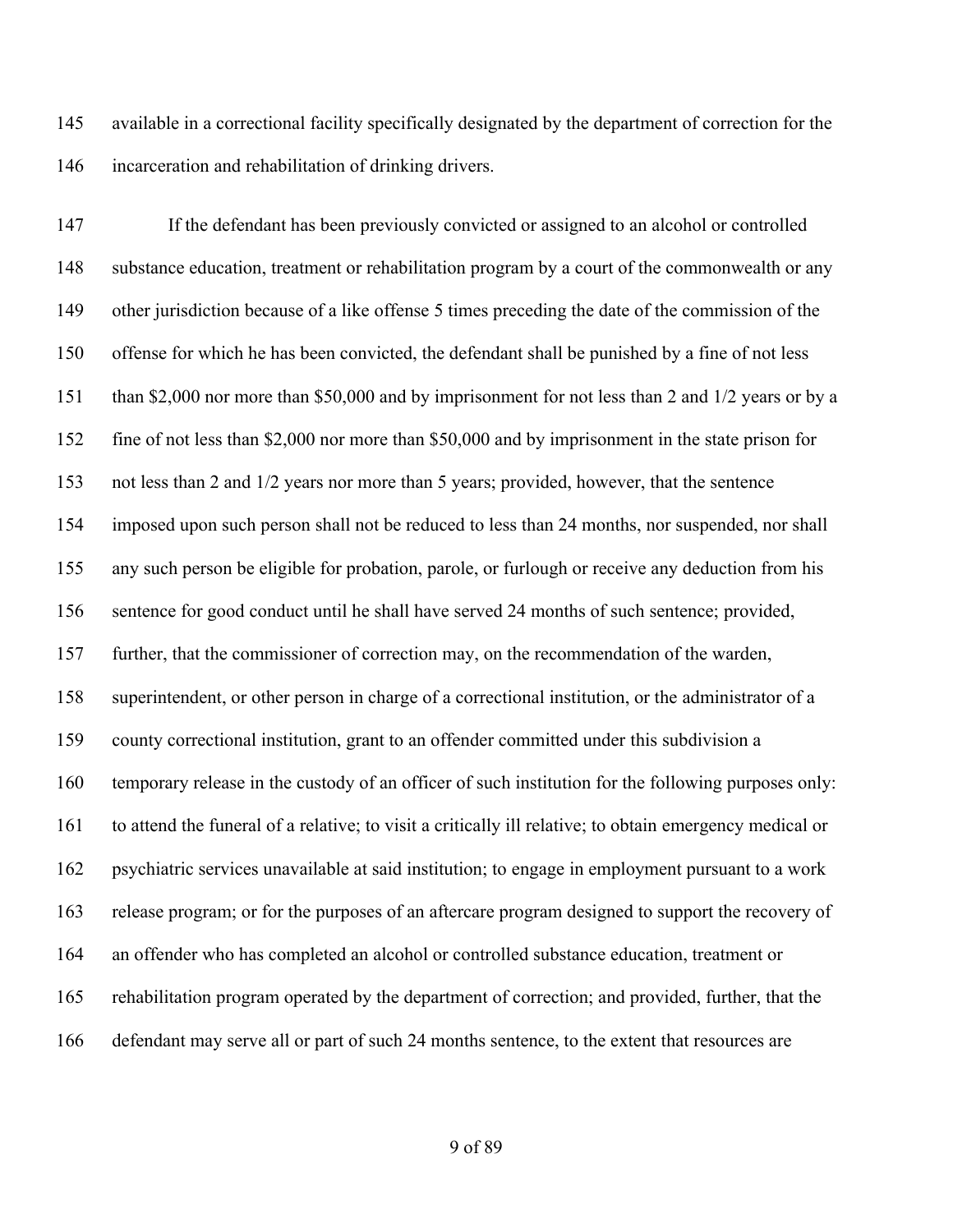available in a correctional facility specifically designated by the department of correction for the incarceration and rehabilitation of drinking drivers.

If the defendant has been previously convicted or assigned to an alcohol or controlled substance education, treatment or rehabilitation program by a court of the commonwealth or any other jurisdiction because of a like offense 5 times preceding the date of the commission of the offense for which he has been convicted, the defendant shall be punished by a fine of not less than $2,000 nor more than $50,000 and by imprisonment for not less than 2 and 1/2 years or by a fine of not less than $2,000 nor more than $50,000 and by imprisonment in the state prison for not less than 2 and 1/2 years nor more than 5 years; provided, however, that the sentence imposed upon such person shall not be reduced to less than 24 months, nor suspended, nor shall any such person be eligible for probation, parole, or furlough or receive any deduction from his sentence for good conduct until he shall have served 24 months of such sentence; provided, further, that the commissioner of correction may, on the recommendation of the warden, superintendent, or other person in charge of a correctional institution, or the administrator of a county correctional institution, grant to an offender committed under this subdivision a temporary release in the custody of an officer of such institution for the following purposes only: to attend the funeral of a relative; to visit a critically ill relative; to obtain emergency medical or psychiatric services unavailable at said institution; to engage in employment pursuant to a work release program; or for the purposes of an aftercare program designed to support the recovery of an offender who has completed an alcohol or controlled substance education, treatment or rehabilitation program operated by the department of correction; and provided, further, that the defendant may serve all or part of such 24 months sentence, to the extent that resources are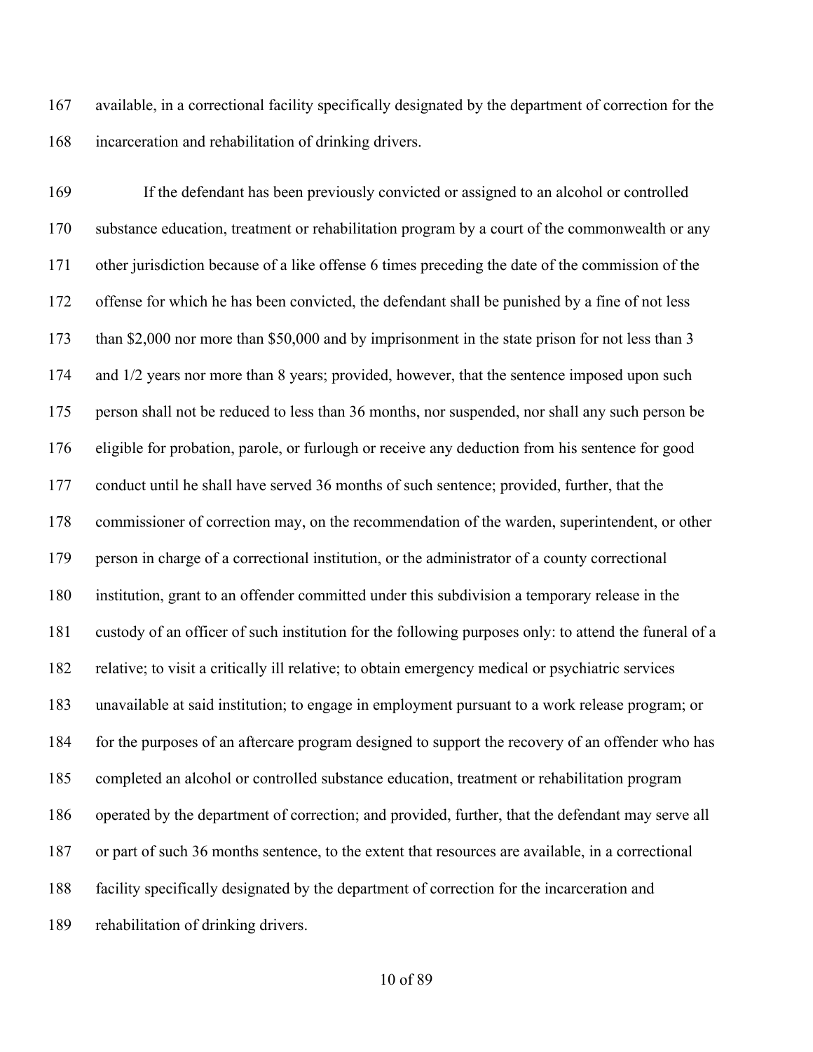available, in a correctional facility specifically designated by the department of correction for the incarceration and rehabilitation of drinking drivers.

If the defendant has been previously convicted or assigned to an alcohol or controlled substance education, treatment or rehabilitation program by a court of the commonwealth or any other jurisdiction because of a like offense 6 times preceding the date of the commission of the offense for which he has been convicted, the defendant shall be punished by a fine of not less than $2,000 nor more than $50,000 and by imprisonment in the state prison for not less than 3 and 1/2 years nor more than 8 years; provided, however, that the sentence imposed upon such person shall not be reduced to less than 36 months, nor suspended, nor shall any such person be eligible for probation, parole, or furlough or receive any deduction from his sentence for good conduct until he shall have served 36 months of such sentence; provided, further, that the commissioner of correction may, on the recommendation of the warden, superintendent, or other person in charge of a correctional institution, or the administrator of a county correctional institution, grant to an offender committed under this subdivision a temporary release in the custody of an officer of such institution for the following purposes only: to attend the funeral of a relative; to visit a critically ill relative; to obtain emergency medical or psychiatric services unavailable at said institution; to engage in employment pursuant to a work release program; or for the purposes of an aftercare program designed to support the recovery of an offender who has completed an alcohol or controlled substance education, treatment or rehabilitation program operated by the department of correction; and provided, further, that the defendant may serve all or part of such 36 months sentence, to the extent that resources are available, in a correctional facility specifically designated by the department of correction for the incarceration and rehabilitation of drinking drivers.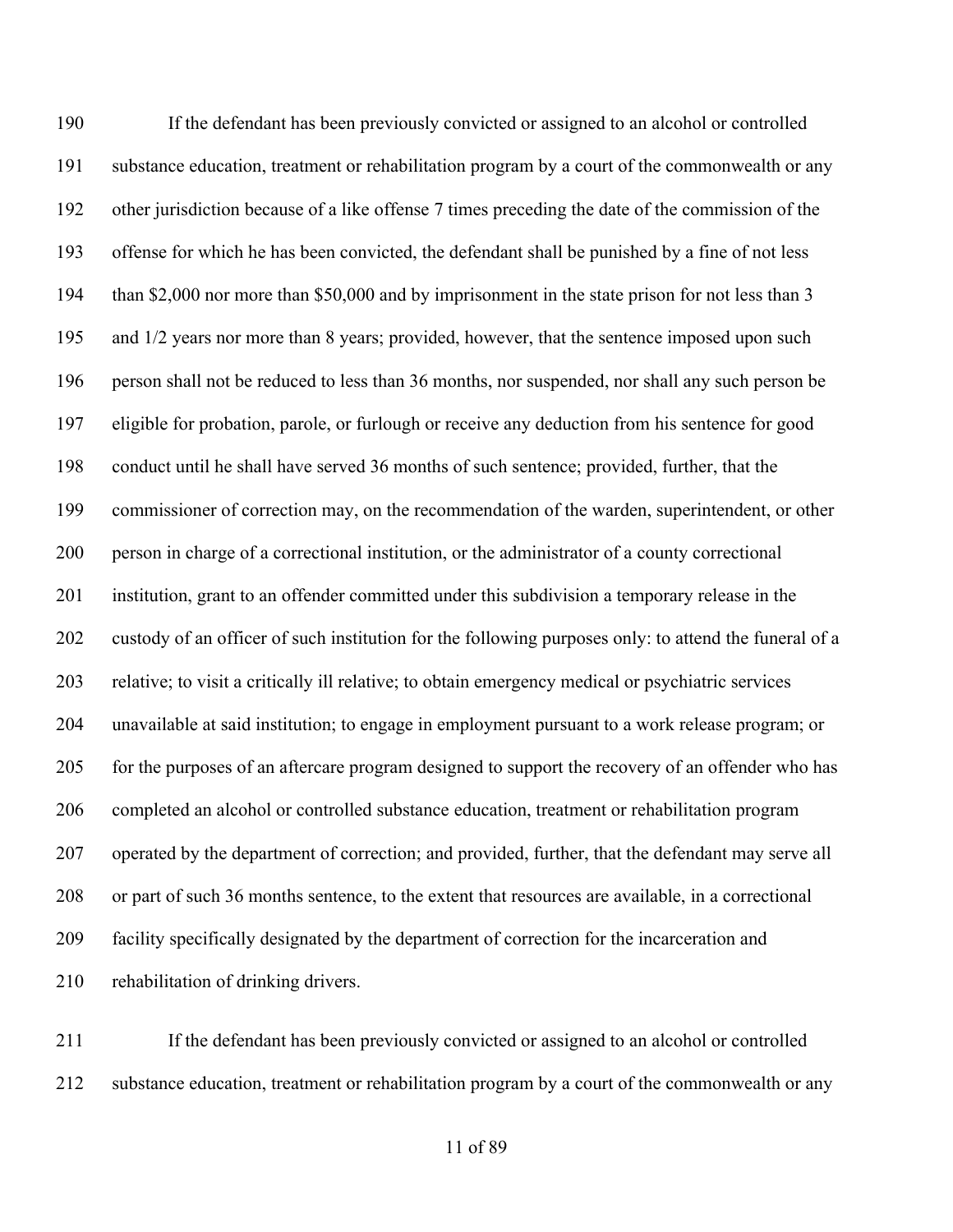If the defendant has been previously convicted or assigned to an alcohol or controlled substance education, treatment or rehabilitation program by a court of the commonwealth or any other jurisdiction because of a like offense 7 times preceding the date of the commission of the offense for which he has been convicted, the defendant shall be punished by a fine of not less than $2,000 nor more than $50,000 and by imprisonment in the state prison for not less than 3 and 1/2 years nor more than 8 years; provided, however, that the sentence imposed upon such person shall not be reduced to less than 36 months, nor suspended, nor shall any such person be eligible for probation, parole, or furlough or receive any deduction from his sentence for good conduct until he shall have served 36 months of such sentence; provided, further, that the commissioner of correction may, on the recommendation of the warden, superintendent, or other person in charge of a correctional institution, or the administrator of a county correctional institution, grant to an offender committed under this subdivision a temporary release in the custody of an officer of such institution for the following purposes only: to attend the funeral of a relative; to visit a critically ill relative; to obtain emergency medical or psychiatric services unavailable at said institution; to engage in employment pursuant to a work release program; or for the purposes of an aftercare program designed to support the recovery of an offender who has completed an alcohol or controlled substance education, treatment or rehabilitation program operated by the department of correction; and provided, further, that the defendant may serve all or part of such 36 months sentence, to the extent that resources are available, in a correctional facility specifically designated by the department of correction for the incarceration and rehabilitation of drinking drivers.

If the defendant has been previously convicted or assigned to an alcohol or controlled substance education, treatment or rehabilitation program by a court of the commonwealth or any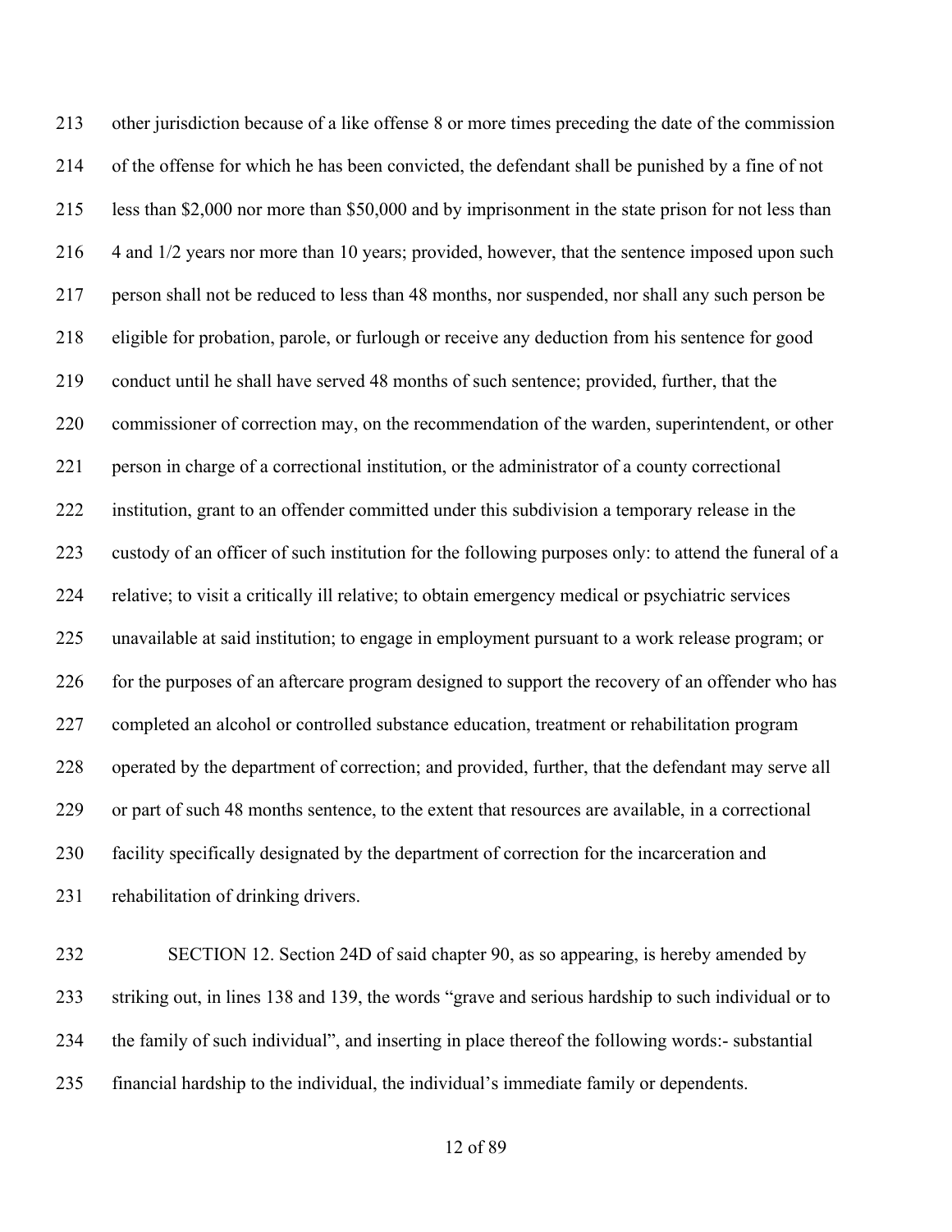other jurisdiction because of a like offense 8 or more times preceding the date of the commission of the offense for which he has been convicted, the defendant shall be punished by a fine of not less than $2,000 nor more than $50,000 and by imprisonment in the state prison for not less than 4 and 1/2 years nor more than 10 years; provided, however, that the sentence imposed upon such person shall not be reduced to less than 48 months, nor suspended, nor shall any such person be eligible for probation, parole, or furlough or receive any deduction from his sentence for good conduct until he shall have served 48 months of such sentence; provided, further, that the commissioner of correction may, on the recommendation of the warden, superintendent, or other person in charge of a correctional institution, or the administrator of a county correctional institution, grant to an offender committed under this subdivision a temporary release in the custody of an officer of such institution for the following purposes only: to attend the funeral of a relative; to visit a critically ill relative; to obtain emergency medical or psychiatric services unavailable at said institution; to engage in employment pursuant to a work release program; or for the purposes of an aftercare program designed to support the recovery of an offender who has completed an alcohol or controlled substance education, treatment or rehabilitation program operated by the department of correction; and provided, further, that the defendant may serve all or part of such 48 months sentence, to the extent that resources are available, in a correctional facility specifically designated by the department of correction for the incarceration and rehabilitation of drinking drivers.

SECTION 12. Section 24D of said chapter 90, as so appearing, is hereby amended by striking out, in lines 138 and 139, the words "grave and serious hardship to such individual or to the family of such individual", and inserting in place thereof the following words:- substantial financial hardship to the individual, the individual's immediate family or dependents.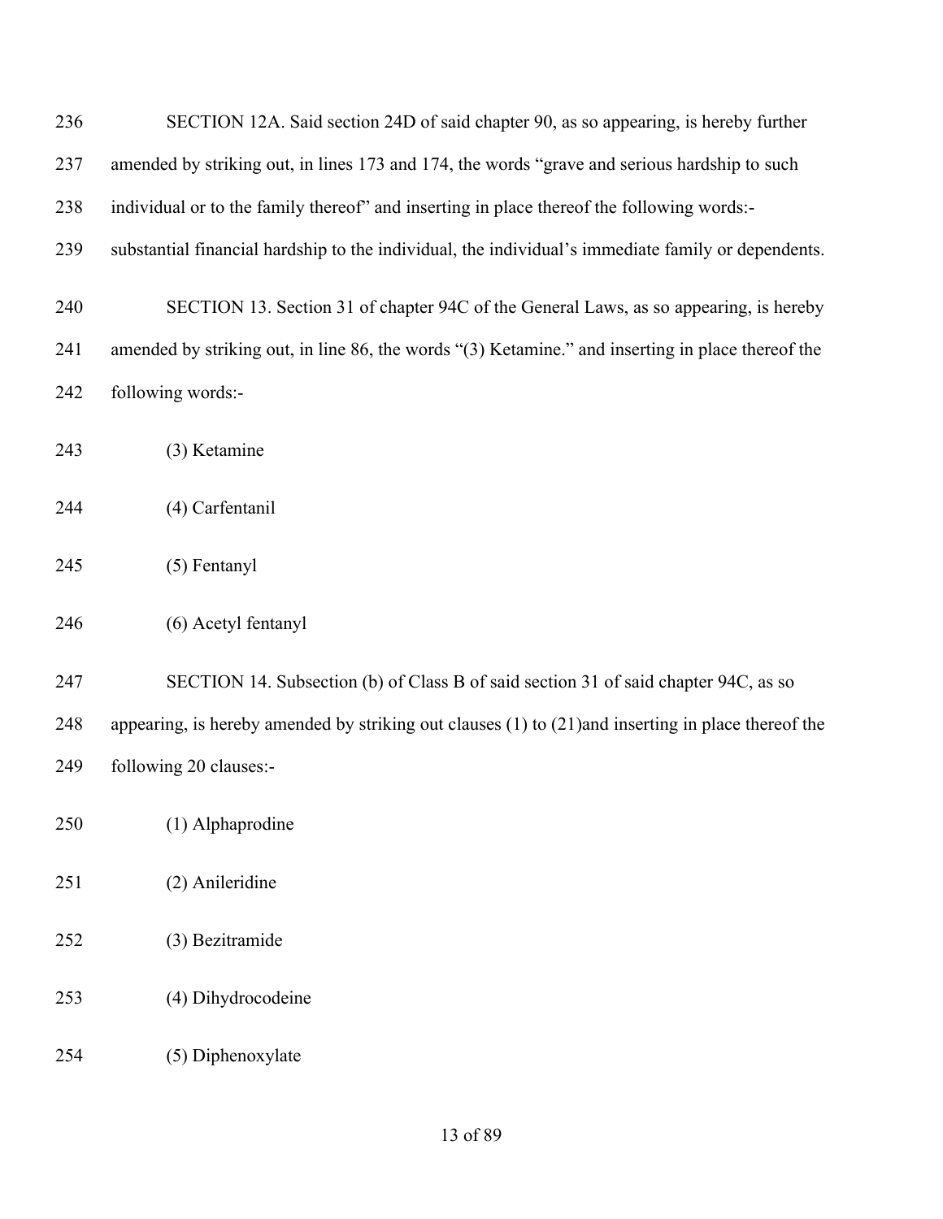SECTION 12A. Said section 24D of said chapter 90, as so appearing, is hereby further amended by striking out, in lines 173 and 174, the words "grave and serious hardship to such individual or to the family thereof" and inserting in place thereof the following words:- substantial financial hardship to the individual, the individual's immediate family or dependents.

SECTION 13. Section 31 of chapter 94C of the General Laws, as so appearing, is hereby amended by striking out, in line 86, the words "(3) Ketamine." and inserting in place thereof the following words:-

(3) Ketamine

(4) Carfentanil

(5) Fentanyl

(6) Acetyl fentanyl

SECTION 14. Subsection (b) of Class B of said section 31 of said chapter 94C, as so appearing, is hereby amended by striking out clauses (1) to (21)and inserting in place thereof the following 20 clauses:-

(1) Alphaprodine

(2) Anileridine

(3) Bezitramide

(4) Dihydrocodeine

(5) Diphenoxylate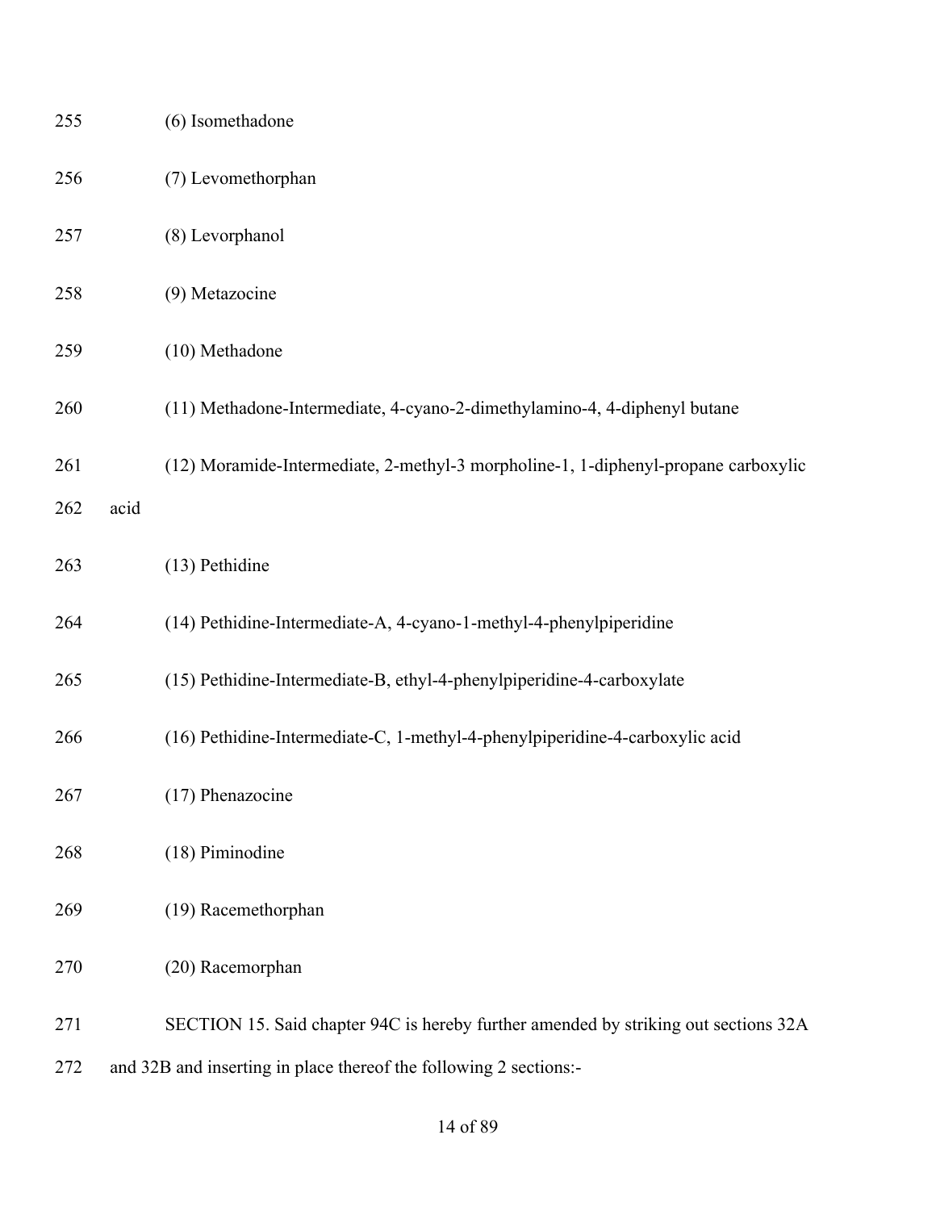(6) Isomethadone

(7) Levomethorphan

(8) Levorphanol

(9) Metazocine

(10) Methadone

(11) Methadone-Intermediate, 4-cyano-2-dimethylamino-4, 4-diphenyl butane

(12) Moramide-Intermediate, 2-methyl-3 morpholine-1, 1-diphenyl-propane carboxylic acid

(13) Pethidine

(14) Pethidine-Intermediate-A, 4-cyano-1-methyl-4-phenylpiperidine

(15) Pethidine-Intermediate-B, ethyl-4-phenylpiperidine-4-carboxylate

(16) Pethidine-Intermediate-C, 1-methyl-4-phenylpiperidine-4-carboxylic acid

(17) Phenazocine

(18) Piminodine

(19) Racemethorphan

(20) Racemorphan

SECTION 15. Said chapter 94C is hereby further amended by striking out sections 32A and 32B and inserting in place thereof the following 2 sections:-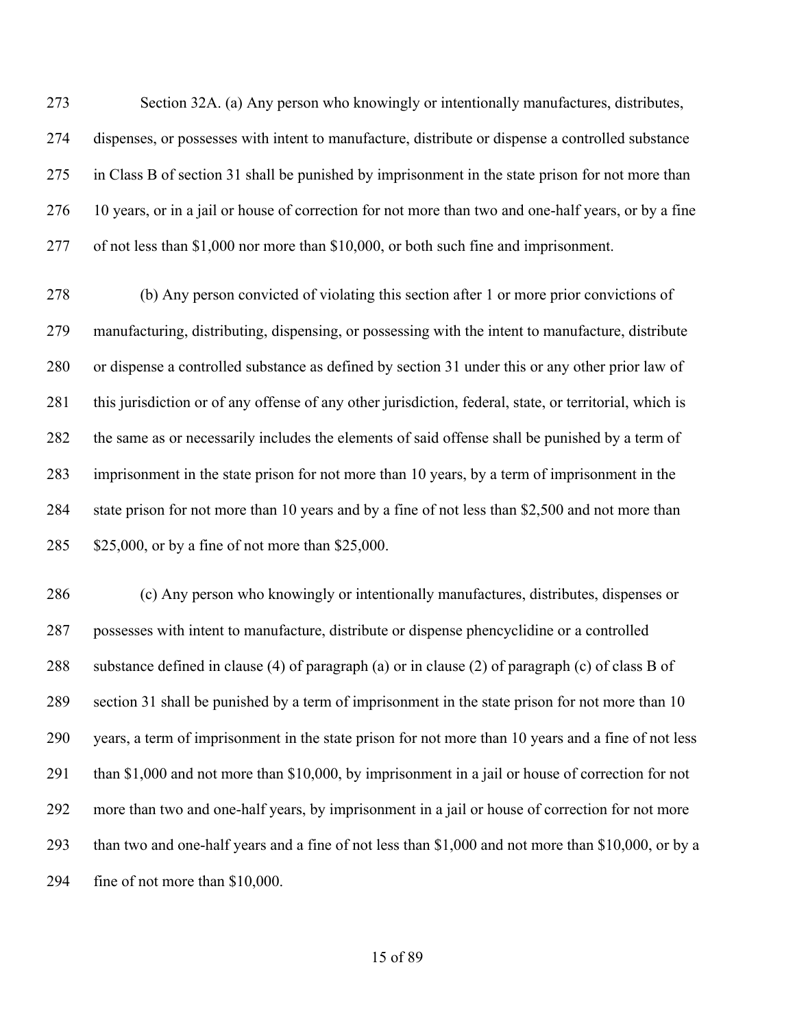Section 32A. (a) Any person who knowingly or intentionally manufactures, distributes, dispenses, or possesses with intent to manufacture, distribute or dispense a controlled substance in Class B of section 31 shall be punished by imprisonment in the state prison for not more than 10 years, or in a jail or house of correction for not more than two and one-half years, or by a fine of not less than $1,000 nor more than $10,000, or both such fine and imprisonment.

(b) Any person convicted of violating this section after 1 or more prior convictions of manufacturing, distributing, dispensing, or possessing with the intent to manufacture, distribute or dispense a controlled substance as defined by section 31 under this or any other prior law of this jurisdiction or of any offense of any other jurisdiction, federal, state, or territorial, which is the same as or necessarily includes the elements of said offense shall be punished by a term of imprisonment in the state prison for not more than 10 years, by a term of imprisonment in the state prison for not more than 10 years and by a fine of not less than $2,500 and not more than $25,000, or by a fine of not more than $25,000.

(c) Any person who knowingly or intentionally manufactures, distributes, dispenses or possesses with intent to manufacture, distribute or dispense phencyclidine or a controlled substance defined in clause (4) of paragraph (a) or in clause (2) of paragraph (c) of class B of section 31 shall be punished by a term of imprisonment in the state prison for not more than 10 years, a term of imprisonment in the state prison for not more than 10 years and a fine of not less than $1,000 and not more than $10,000, by imprisonment in a jail or house of correction for not more than two and one-half years, by imprisonment in a jail or house of correction for not more than two and one-half years and a fine of not less than $1,000 and not more than $10,000, or by a fine of not more than $10,000.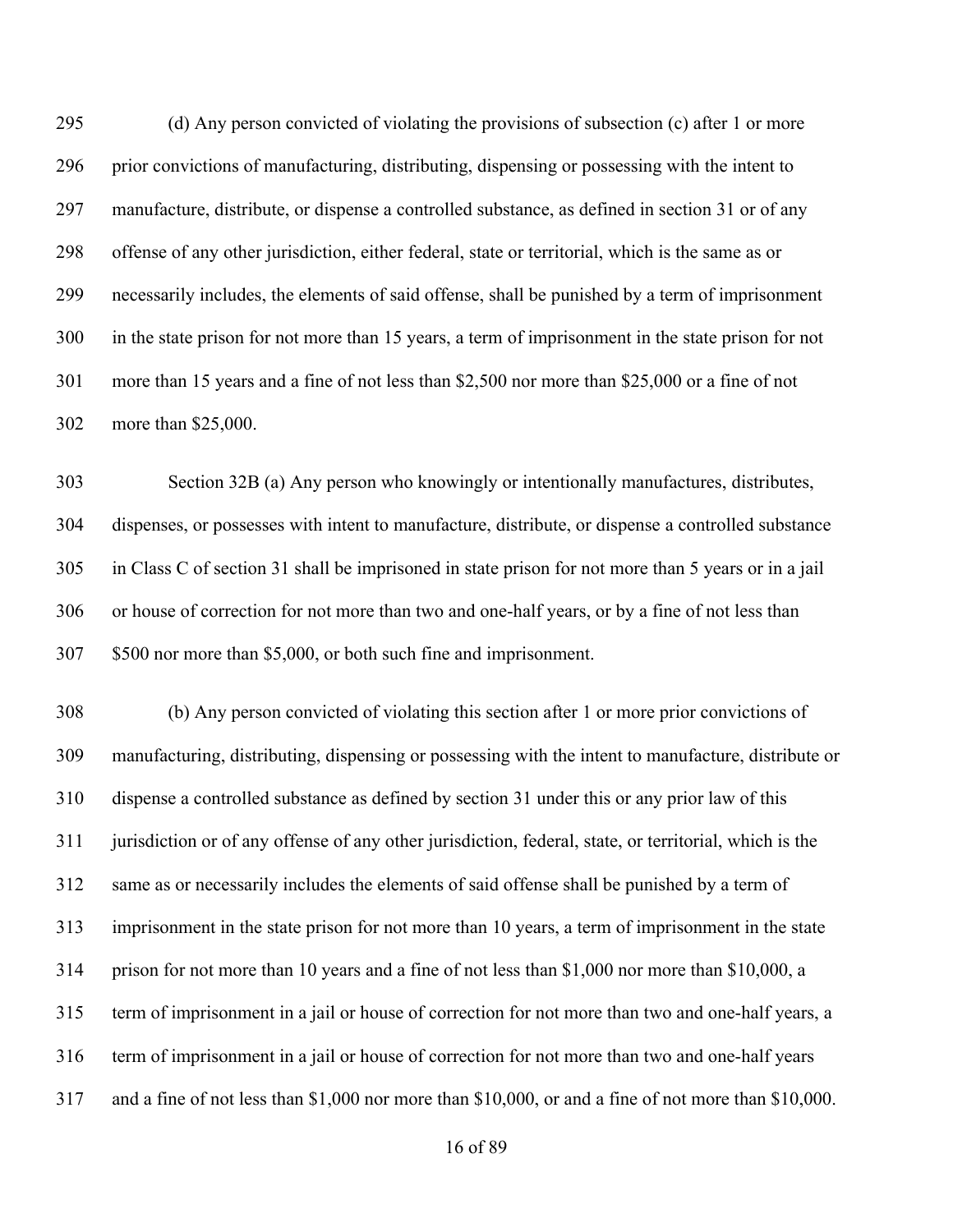(d) Any person convicted of violating the provisions of subsection (c) after 1 or more prior convictions of manufacturing, distributing, dispensing or possessing with the intent to manufacture, distribute, or dispense a controlled substance, as defined in section 31 or of any offense of any other jurisdiction, either federal, state or territorial, which is the same as or necessarily includes, the elements of said offense, shall be punished by a term of imprisonment in the state prison for not more than 15 years, a term of imprisonment in the state prison for not more than 15 years and a fine of not less than $2,500 nor more than $25,000 or a fine of not more than $25,000.

Section 32B (a) Any person who knowingly or intentionally manufactures, distributes, dispenses, or possesses with intent to manufacture, distribute, or dispense a controlled substance in Class C of section 31 shall be imprisoned in state prison for not more than 5 years or in a jail or house of correction for not more than two and one-half years, or by a fine of not less than $500 nor more than $5,000, or both such fine and imprisonment.

(b) Any person convicted of violating this section after 1 or more prior convictions of manufacturing, distributing, dispensing or possessing with the intent to manufacture, distribute or dispense a controlled substance as defined by section 31 under this or any prior law of this jurisdiction or of any offense of any other jurisdiction, federal, state, or territorial, which is the same as or necessarily includes the elements of said offense shall be punished by a term of imprisonment in the state prison for not more than 10 years, a term of imprisonment in the state prison for not more than 10 years and a fine of not less than $1,000 nor more than $10,000, a term of imprisonment in a jail or house of correction for not more than two and one-half years, a term of imprisonment in a jail or house of correction for not more than two and one-half years and a fine of not less than $1,000 nor more than $10,000, or and a fine of not more than $10,000.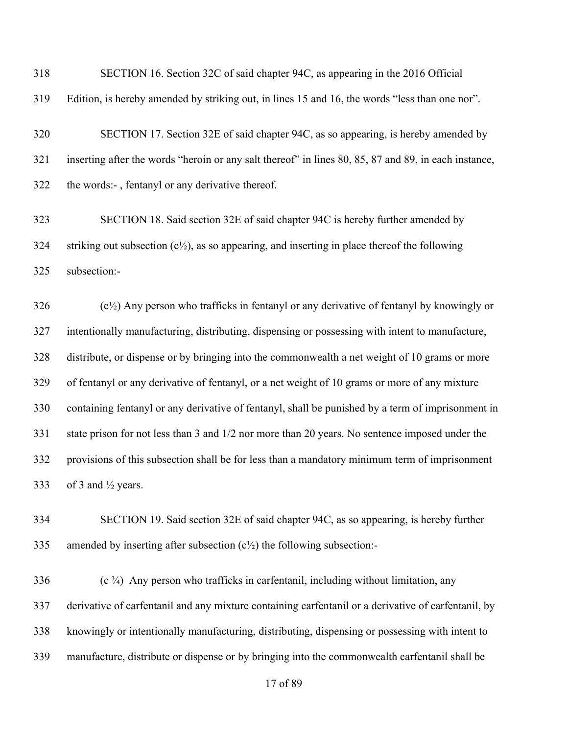SECTION 16. Section 32C of said chapter 94C, as appearing in the 2016 Official Edition, is hereby amended by striking out, in lines 15 and 16, the words "less than one nor".

SECTION 17. Section 32E of said chapter 94C, as so appearing, is hereby amended by inserting after the words "heroin or any salt thereof" in lines 80, 85, 87 and 89, in each instance, the words:- , fentanyl or any derivative thereof.

SECTION 18. Said section 32E of said chapter 94C is hereby further amended by striking out subsection (c½), as so appearing, and inserting in place thereof the following subsection:-

(c½) Any person who trafficks in fentanyl or any derivative of fentanyl by knowingly or intentionally manufacturing, distributing, dispensing or possessing with intent to manufacture, distribute, or dispense or by bringing into the commonwealth a net weight of 10 grams or more of fentanyl or any derivative of fentanyl, or a net weight of 10 grams or more of any mixture containing fentanyl or any derivative of fentanyl, shall be punished by a term of imprisonment in state prison for not less than 3 and 1/2 nor more than 20 years. No sentence imposed under the provisions of this subsection shall be for less than a mandatory minimum term of imprisonment of 3 and ½ years.

SECTION 19. Said section 32E of said chapter 94C, as so appearing, is hereby further amended by inserting after subsection (c½) the following subsection:-

(c ¾) Any person who trafficks in carfentanil, including without limitation, any derivative of carfentanil and any mixture containing carfentanil or a derivative of carfentanil, by knowingly or intentionally manufacturing, distributing, dispensing or possessing with intent to manufacture, distribute or dispense or by bringing into the commonwealth carfentanil shall be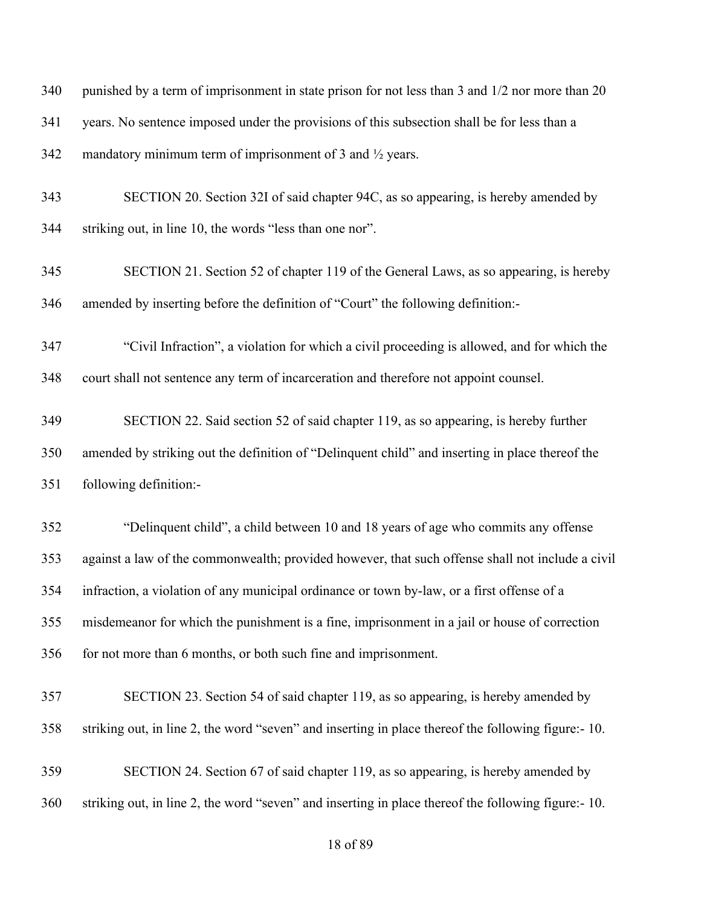punished by a term of imprisonment in state prison for not less than 3 and 1/2 nor more than 20 years. No sentence imposed under the provisions of this subsection shall be for less than a mandatory minimum term of imprisonment of 3 and ½ years.

SECTION 20. Section 32I of said chapter 94C, as so appearing, is hereby amended by striking out, in line 10, the words "less than one nor".

SECTION 21. Section 52 of chapter 119 of the General Laws, as so appearing, is hereby amended by inserting before the definition of "Court" the following definition:-

"Civil Infraction", a violation for which a civil proceeding is allowed, and for which the court shall not sentence any term of incarceration and therefore not appoint counsel.

SECTION 22. Said section 52 of said chapter 119, as so appearing, is hereby further amended by striking out the definition of "Delinquent child" and inserting in place thereof the following definition:-

"Delinquent child", a child between 10 and 18 years of age who commits any offense against a law of the commonwealth; provided however, that such offense shall not include a civil infraction, a violation of any municipal ordinance or town by-law, or a first offense of a misdemeanor for which the punishment is a fine, imprisonment in a jail or house of correction for not more than 6 months, or both such fine and imprisonment.

SECTION 23. Section 54 of said chapter 119, as so appearing, is hereby amended by striking out, in line 2, the word "seven" and inserting in place thereof the following figure:- 10.

SECTION 24. Section 67 of said chapter 119, as so appearing, is hereby amended by striking out, in line 2, the word "seven" and inserting in place thereof the following figure:- 10.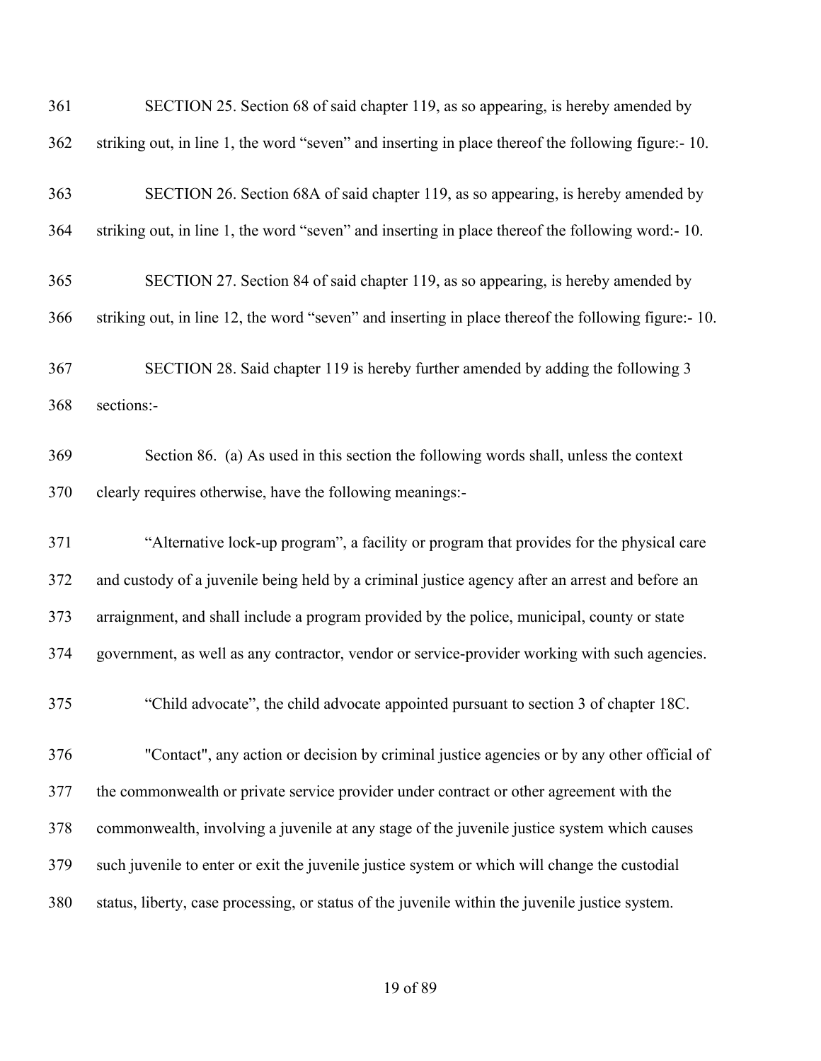SECTION 25. Section 68 of said chapter 119, as so appearing, is hereby amended by striking out, in line 1, the word "seven" and inserting in place thereof the following figure:- 10.

SECTION 26. Section 68A of said chapter 119, as so appearing, is hereby amended by striking out, in line 1, the word "seven" and inserting in place thereof the following word:- 10.

SECTION 27. Section 84 of said chapter 119, as so appearing, is hereby amended by striking out, in line 12, the word "seven" and inserting in place thereof the following figure:- 10.

SECTION 28. Said chapter 119 is hereby further amended by adding the following 3 sections:-

Section 86. (a) As used in this section the following words shall, unless the context clearly requires otherwise, have the following meanings:-

"Alternative lock-up program", a facility or program that provides for the physical care and custody of a juvenile being held by a criminal justice agency after an arrest and before an arraignment, and shall include a program provided by the police, municipal, county or state government, as well as any contractor, vendor or service-provider working with such agencies.

"Child advocate", the child advocate appointed pursuant to section 3 of chapter 18C.

"Contact", any action or decision by criminal justice agencies or by any other official of the commonwealth or private service provider under contract or other agreement with the commonwealth, involving a juvenile at any stage of the juvenile justice system which causes such juvenile to enter or exit the juvenile justice system or which will change the custodial status, liberty, case processing, or status of the juvenile within the juvenile justice system.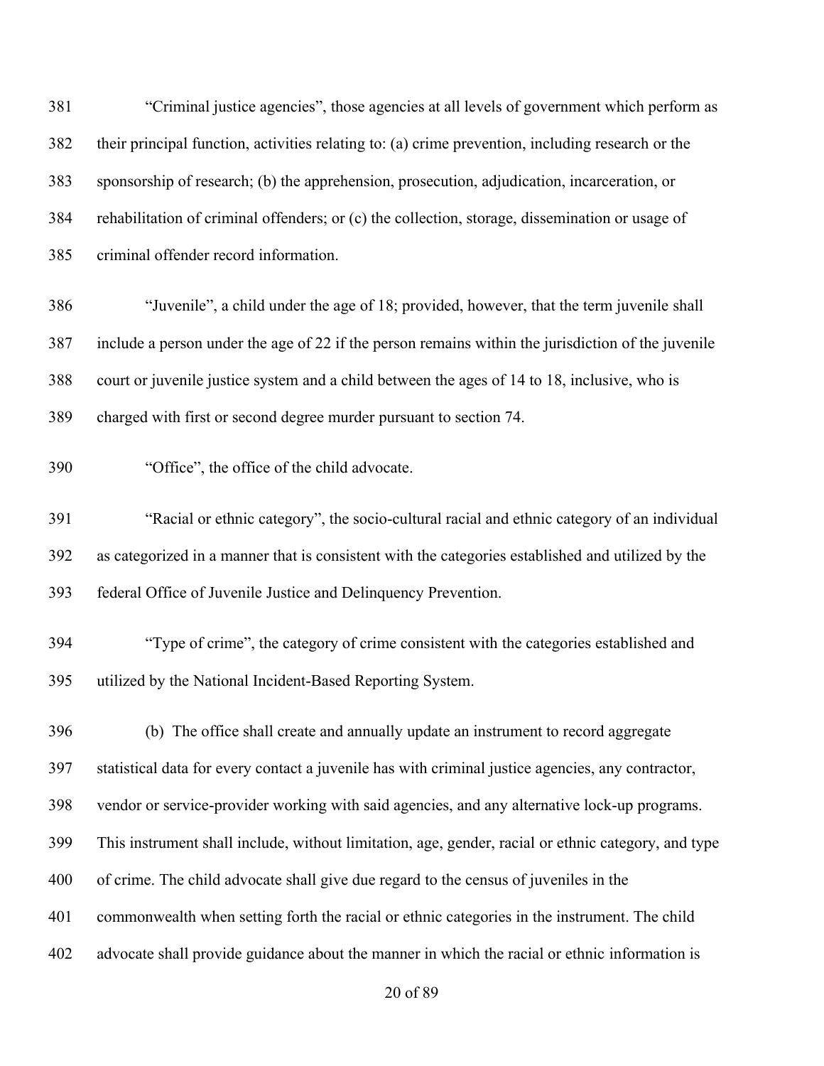381 "Criminal justice agencies", those agencies at all levels of government which perform as
382 their principal function, activities relating to: (a) crime prevention, including research or the
383 sponsorship of research; (b) the apprehension, prosecution, adjudication, incarceration, or
384 rehabilitation of criminal offenders; or (c) the collection, storage, dissemination or usage of
385 criminal offender record information.

386 "Juvenile", a child under the age of 18; provided, however, that the term juvenile shall
387 include a person under the age of 22 if the person remains within the jurisdiction of the juvenile
388 court or juvenile justice system and a child between the ages of 14 to 18, inclusive, who is
389 charged with first or second degree murder pursuant to section 74.

390 "Office", the office of the child advocate.

391 "Racial or ethnic category", the socio-cultural racial and ethnic category of an individual
392 as categorized in a manner that is consistent with the categories established and utilized by the
393 federal Office of Juvenile Justice and Delinquency Prevention.

394 "Type of crime", the category of crime consistent with the categories established and
395 utilized by the National Incident-Based Reporting System.

396 (b) The office shall create and annually update an instrument to record aggregate
397 statistical data for every contact a juvenile has with criminal justice agencies, any contractor,
398 vendor or service-provider working with said agencies, and any alternative lock-up programs.
399 This instrument shall include, without limitation, age, gender, racial or ethnic category, and type
400 of crime. The child advocate shall give due regard to the census of juveniles in the
401 commonwealth when setting forth the racial or ethnic categories in the instrument. The child
402 advocate shall provide guidance about the manner in which the racial or ethnic information is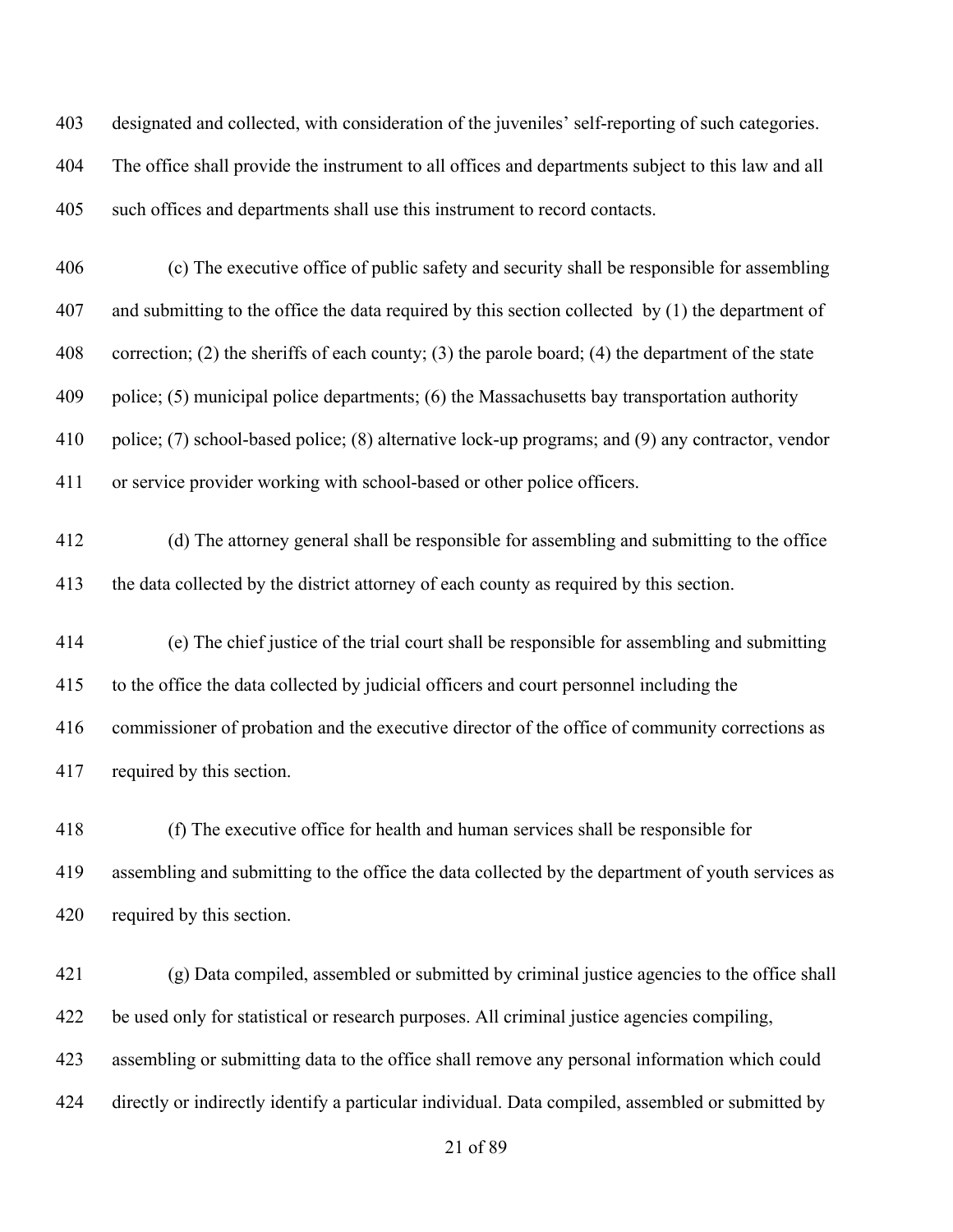designated and collected, with consideration of the juveniles' self-reporting of such categories. The office shall provide the instrument to all offices and departments subject to this law and all such offices and departments shall use this instrument to record contacts.

(c) The executive office of public safety and security shall be responsible for assembling and submitting to the office the data required by this section collected by (1) the department of correction; (2) the sheriffs of each county; (3) the parole board; (4) the department of the state police; (5) municipal police departments; (6) the Massachusetts bay transportation authority police; (7) school-based police; (8) alternative lock-up programs; and (9) any contractor, vendor or service provider working with school-based or other police officers.

(d) The attorney general shall be responsible for assembling and submitting to the office the data collected by the district attorney of each county as required by this section.

(e) The chief justice of the trial court shall be responsible for assembling and submitting to the office the data collected by judicial officers and court personnel including the commissioner of probation and the executive director of the office of community corrections as required by this section.

(f) The executive office for health and human services shall be responsible for assembling and submitting to the office the data collected by the department of youth services as required by this section.

(g) Data compiled, assembled or submitted by criminal justice agencies to the office shall be used only for statistical or research purposes. All criminal justice agencies compiling, assembling or submitting data to the office shall remove any personal information which could directly or indirectly identify a particular individual. Data compiled, assembled or submitted by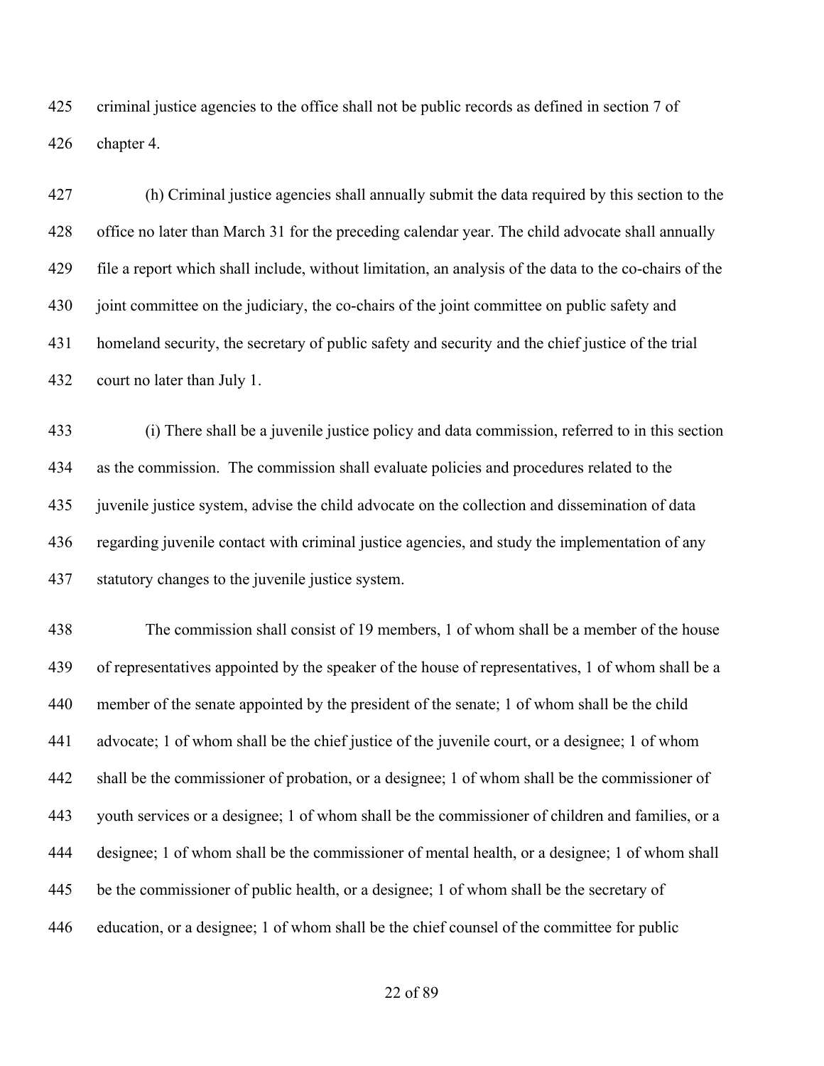criminal justice agencies to the office shall not be public records as defined in section 7 of chapter 4.

(h) Criminal justice agencies shall annually submit the data required by this section to the office no later than March 31 for the preceding calendar year. The child advocate shall annually file a report which shall include, without limitation, an analysis of the data to the co-chairs of the joint committee on the judiciary, the co-chairs of the joint committee on public safety and homeland security, the secretary of public safety and security and the chief justice of the trial court no later than July 1.

(i) There shall be a juvenile justice policy and data commission, referred to in this section as the commission. The commission shall evaluate policies and procedures related to the juvenile justice system, advise the child advocate on the collection and dissemination of data regarding juvenile contact with criminal justice agencies, and study the implementation of any statutory changes to the juvenile justice system.

The commission shall consist of 19 members, 1 of whom shall be a member of the house of representatives appointed by the speaker of the house of representatives, 1 of whom shall be a member of the senate appointed by the president of the senate; 1 of whom shall be the child advocate; 1 of whom shall be the chief justice of the juvenile court, or a designee; 1 of whom shall be the commissioner of probation, or a designee; 1 of whom shall be the commissioner of youth services or a designee; 1 of whom shall be the commissioner of children and families, or a designee; 1 of whom shall be the commissioner of mental health, or a designee; 1 of whom shall be the commissioner of public health, or a designee; 1 of whom shall be the secretary of education, or a designee; 1 of whom shall be the chief counsel of the committee for public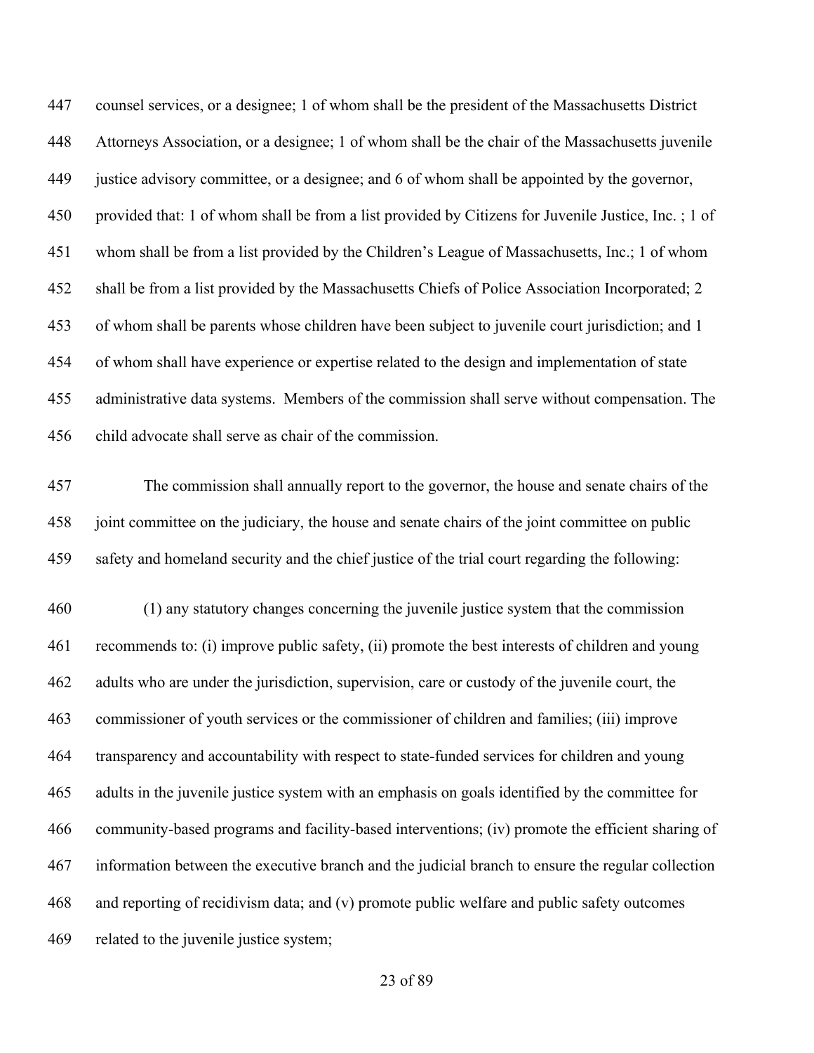counsel services, or a designee; 1 of whom shall be the president of the Massachusetts District Attorneys Association, or a designee; 1 of whom shall be the chair of the Massachusetts juvenile justice advisory committee, or a designee; and 6 of whom shall be appointed by the governor, provided that: 1 of whom shall be from a list provided by Citizens for Juvenile Justice, Inc. ; 1 of whom shall be from a list provided by the Children's League of Massachusetts, Inc.; 1 of whom shall be from a list provided by the Massachusetts Chiefs of Police Association Incorporated; 2 of whom shall be parents whose children have been subject to juvenile court jurisdiction; and 1 of whom shall have experience or expertise related to the design and implementation of state administrative data systems. Members of the commission shall serve without compensation. The child advocate shall serve as chair of the commission.

The commission shall annually report to the governor, the house and senate chairs of the joint committee on the judiciary, the house and senate chairs of the joint committee on public safety and homeland security and the chief justice of the trial court regarding the following:

(1) any statutory changes concerning the juvenile justice system that the commission recommends to: (i) improve public safety, (ii) promote the best interests of children and young adults who are under the jurisdiction, supervision, care or custody of the juvenile court, the commissioner of youth services or the commissioner of children and families; (iii) improve transparency and accountability with respect to state-funded services for children and young adults in the juvenile justice system with an emphasis on goals identified by the committee for community-based programs and facility-based interventions; (iv) promote the efficient sharing of information between the executive branch and the judicial branch to ensure the regular collection and reporting of recidivism data; and (v) promote public welfare and public safety outcomes related to the juvenile justice system;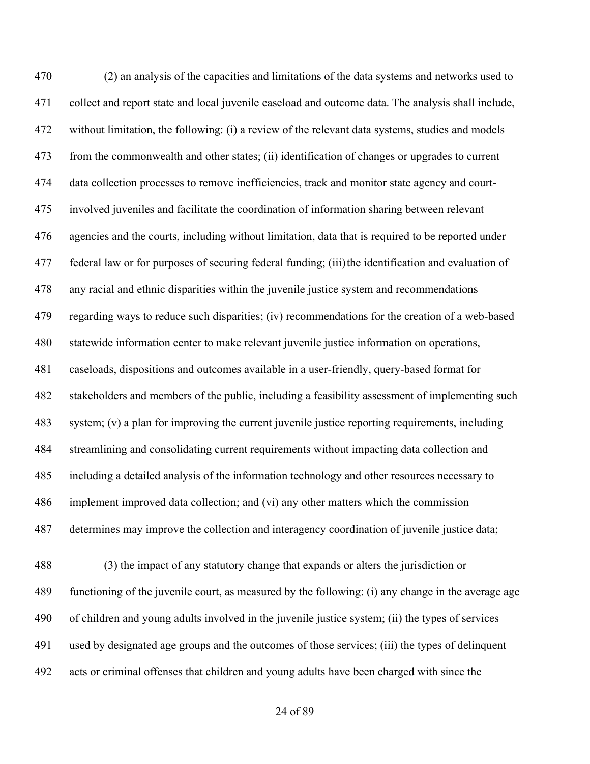470 (2) an analysis of the capacities and limitations of the data systems and networks used to
471 collect and report state and local juvenile caseload and outcome data. The analysis shall include,
472 without limitation, the following: (i) a review of the relevant data systems, studies and models
473 from the commonwealth and other states; (ii) identification of changes or upgrades to current
474 data collection processes to remove inefficiencies, track and monitor state agency and court-
475 involved juveniles and facilitate the coordination of information sharing between relevant
476 agencies and the courts, including without limitation, data that is required to be reported under
477 federal law or for purposes of securing federal funding; (iii) the identification and evaluation of
478 any racial and ethnic disparities within the juvenile justice system and recommendations
479 regarding ways to reduce such disparities; (iv) recommendations for the creation of a web-based
480 statewide information center to make relevant juvenile justice information on operations,
481 caseloads, dispositions and outcomes available in a user-friendly, query-based format for
482 stakeholders and members of the public, including a feasibility assessment of implementing such
483 system; (v) a plan for improving the current juvenile justice reporting requirements, including
484 streamlining and consolidating current requirements without impacting data collection and
485 including a detailed analysis of the information technology and other resources necessary to
486 implement improved data collection; and (vi) any other matters which the commission
487 determines may improve the collection and interagency coordination of juvenile justice data;

488 (3) the impact of any statutory change that expands or alters the jurisdiction or
489 functioning of the juvenile court, as measured by the following: (i) any change in the average age
490 of children and young adults involved in the juvenile justice system; (ii) the types of services
491 used by designated age groups and the outcomes of those services; (iii) the types of delinquent
492 acts or criminal offenses that children and young adults have been charged with since the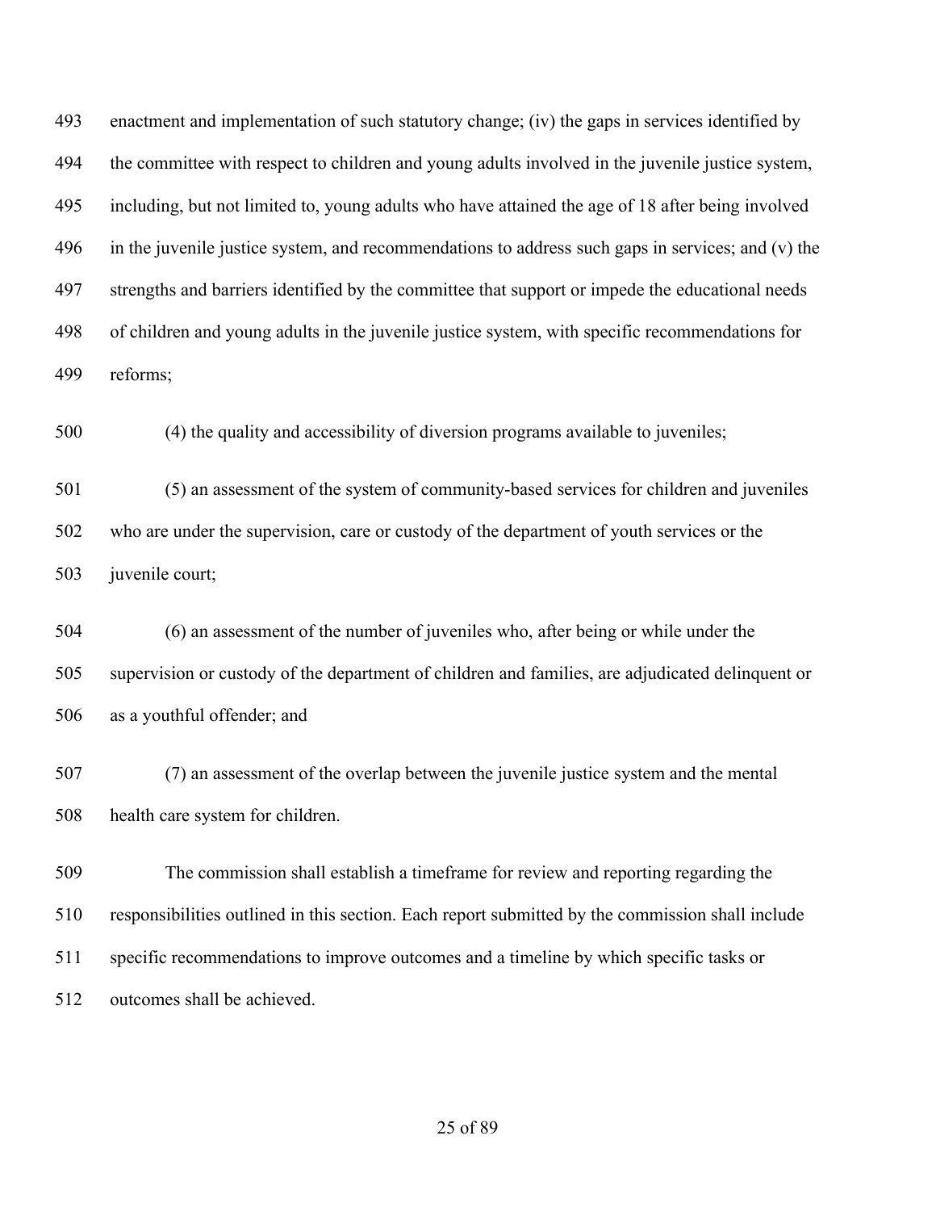enactment and implementation of such statutory change; (iv) the gaps in services identified by the committee with respect to children and young adults involved in the juvenile justice system, including, but not limited to, young adults who have attained the age of 18 after being involved in the juvenile justice system, and recommendations to address such gaps in services; and (v) the strengths and barriers identified by the committee that support or impede the educational needs of children and young adults in the juvenile justice system, with specific recommendations for reforms;

(4) the quality and accessibility of diversion programs available to juveniles;

(5) an assessment of the system of community-based services for children and juveniles who are under the supervision, care or custody of the department of youth services or the juvenile court;

(6) an assessment of the number of juveniles who, after being or while under the supervision or custody of the department of children and families, are adjudicated delinquent or as a youthful offender; and

(7) an assessment of the overlap between the juvenile justice system and the mental health care system for children.

The commission shall establish a timeframe for review and reporting regarding the responsibilities outlined in this section. Each report submitted by the commission shall include specific recommendations to improve outcomes and a timeline by which specific tasks or outcomes shall be achieved.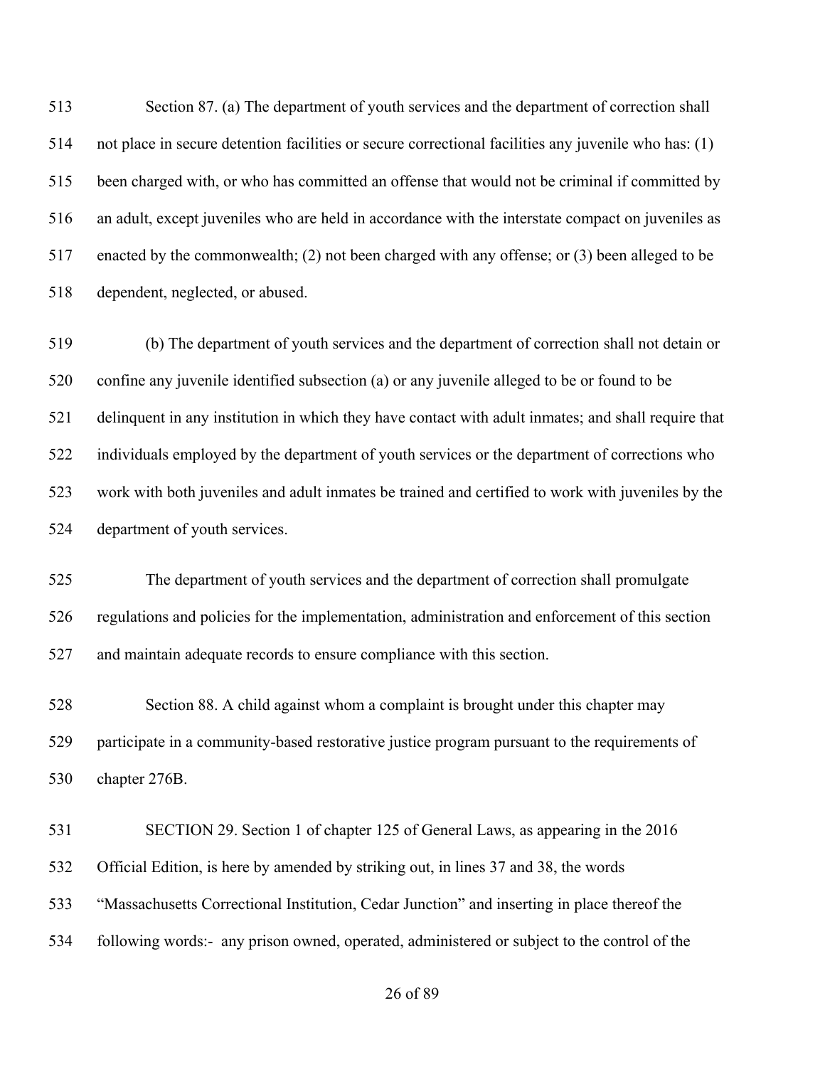Section 87. (a) The department of youth services and the department of correction shall not place in secure detention facilities or secure correctional facilities any juvenile who has: (1) been charged with, or who has committed an offense that would not be criminal if committed by an adult, except juveniles who are held in accordance with the interstate compact on juveniles as enacted by the commonwealth; (2) not been charged with any offense; or (3) been alleged to be dependent, neglected, or abused.

(b) The department of youth services and the department of correction shall not detain or confine any juvenile identified subsection (a) or any juvenile alleged to be or found to be delinquent in any institution in which they have contact with adult inmates; and shall require that individuals employed by the department of youth services or the department of corrections who work with both juveniles and adult inmates be trained and certified to work with juveniles by the department of youth services.

The department of youth services and the department of correction shall promulgate regulations and policies for the implementation, administration and enforcement of this section and maintain adequate records to ensure compliance with this section.

Section 88. A child against whom a complaint is brought under this chapter may participate in a community-based restorative justice program pursuant to the requirements of chapter 276B.

SECTION 29. Section 1 of chapter 125 of General Laws, as appearing in the 2016 Official Edition, is here by amended by striking out, in lines 37 and 38, the words "Massachusetts Correctional Institution, Cedar Junction" and inserting in place thereof the following words:- any prison owned, operated, administered or subject to the control of the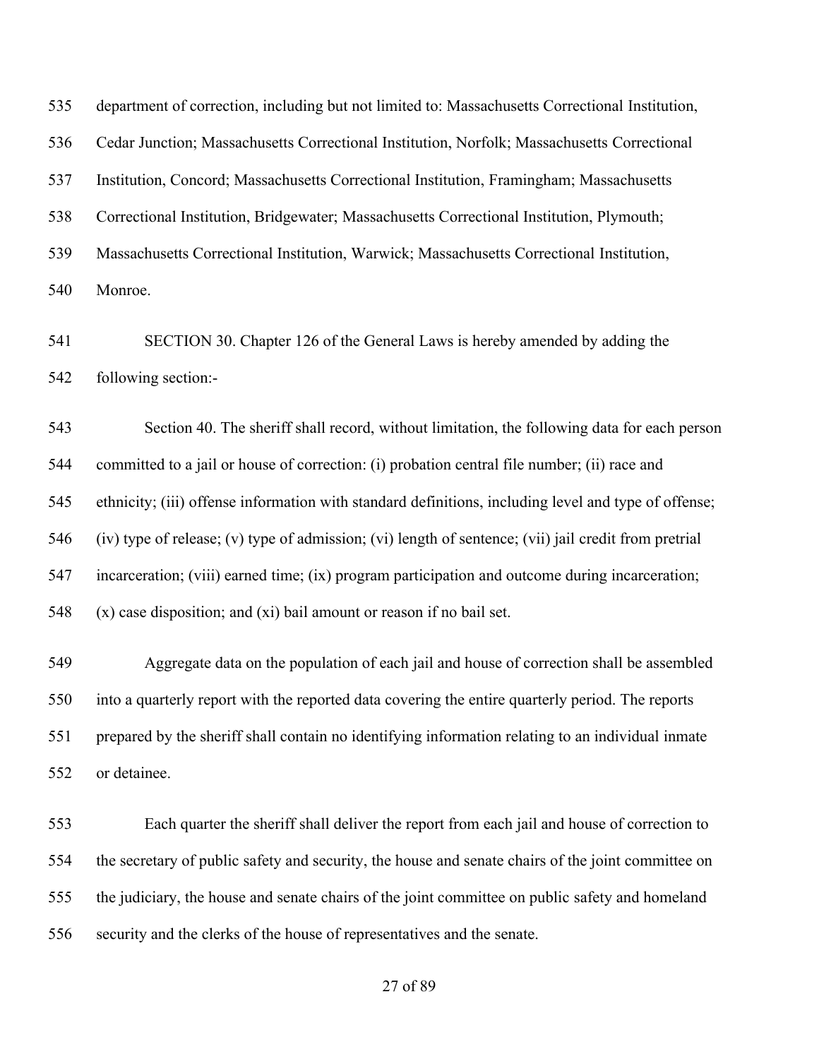department of correction, including but not limited to: Massachusetts Correctional Institution, Cedar Junction; Massachusetts Correctional Institution, Norfolk; Massachusetts Correctional Institution, Concord; Massachusetts Correctional Institution, Framingham; Massachusetts Correctional Institution, Bridgewater; Massachusetts Correctional Institution, Plymouth; Massachusetts Correctional Institution, Warwick; Massachusetts Correctional Institution, Monroe.

SECTION 30. Chapter 126 of the General Laws is hereby amended by adding the following section:-

Section 40. The sheriff shall record, without limitation, the following data for each person committed to a jail or house of correction: (i) probation central file number; (ii) race and ethnicity; (iii) offense information with standard definitions, including level and type of offense; (iv) type of release; (v) type of admission; (vi) length of sentence; (vii) jail credit from pretrial incarceration; (viii) earned time; (ix) program participation and outcome during incarceration; (x) case disposition; and (xi) bail amount or reason if no bail set.

Aggregate data on the population of each jail and house of correction shall be assembled into a quarterly report with the reported data covering the entire quarterly period. The reports prepared by the sheriff shall contain no identifying information relating to an individual inmate or detainee.

Each quarter the sheriff shall deliver the report from each jail and house of correction to the secretary of public safety and security, the house and senate chairs of the joint committee on the judiciary, the house and senate chairs of the joint committee on public safety and homeland security and the clerks of the house of representatives and the senate.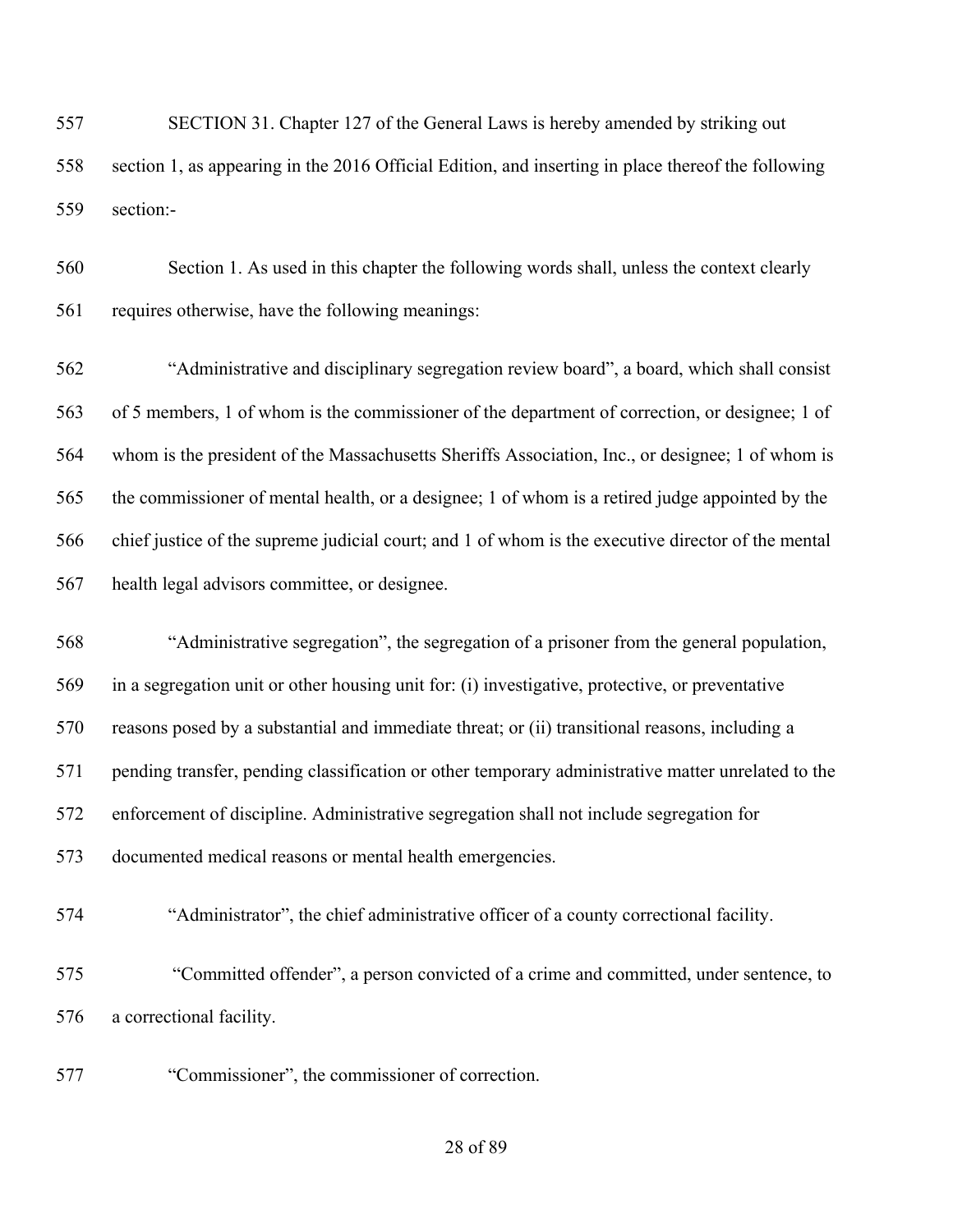SECTION 31. Chapter 127 of the General Laws is hereby amended by striking out section 1, as appearing in the 2016 Official Edition, and inserting in place thereof the following section:-

Section 1. As used in this chapter the following words shall, unless the context clearly requires otherwise, have the following meanings:

"Administrative and disciplinary segregation review board", a board, which shall consist of 5 members, 1 of whom is the commissioner of the department of correction, or designee; 1 of whom is the president of the Massachusetts Sheriffs Association, Inc., or designee; 1 of whom is the commissioner of mental health, or a designee; 1 of whom is a retired judge appointed by the chief justice of the supreme judicial court; and 1 of whom is the executive director of the mental health legal advisors committee, or designee.

"Administrative segregation", the segregation of a prisoner from the general population, in a segregation unit or other housing unit for: (i) investigative, protective, or preventative reasons posed by a substantial and immediate threat; or (ii) transitional reasons, including a pending transfer, pending classification or other temporary administrative matter unrelated to the enforcement of discipline. Administrative segregation shall not include segregation for documented medical reasons or mental health emergencies.

"Administrator", the chief administrative officer of a county correctional facility.

"Committed offender", a person convicted of a crime and committed, under sentence, to a correctional facility.

"Commissioner", the commissioner of correction.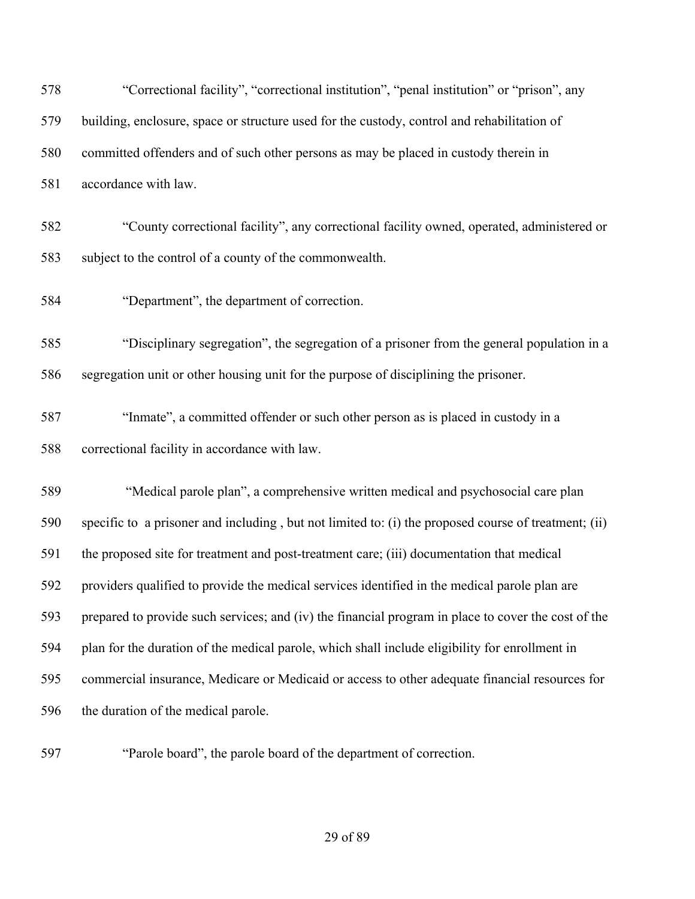"Correctional facility", "correctional institution", "penal institution" or "prison", any building, enclosure, space or structure used for the custody, control and rehabilitation of committed offenders and of such other persons as may be placed in custody therein in accordance with law.

"County correctional facility", any correctional facility owned, operated, administered or subject to the control of a county of the commonwealth.

"Department", the department of correction.

"Disciplinary segregation", the segregation of a prisoner from the general population in a segregation unit or other housing unit for the purpose of disciplining the prisoner.

"Inmate", a committed offender or such other person as is placed in custody in a correctional facility in accordance with law.

"Medical parole plan", a comprehensive written medical and psychosocial care plan specific to a prisoner and including , but not limited to: (i) the proposed course of treatment; (ii) the proposed site for treatment and post-treatment care; (iii) documentation that medical providers qualified to provide the medical services identified in the medical parole plan are prepared to provide such services; and (iv) the financial program in place to cover the cost of the plan for the duration of the medical parole, which shall include eligibility for enrollment in commercial insurance, Medicare or Medicaid or access to other adequate financial resources for the duration of the medical parole.

"Parole board", the parole board of the department of correction.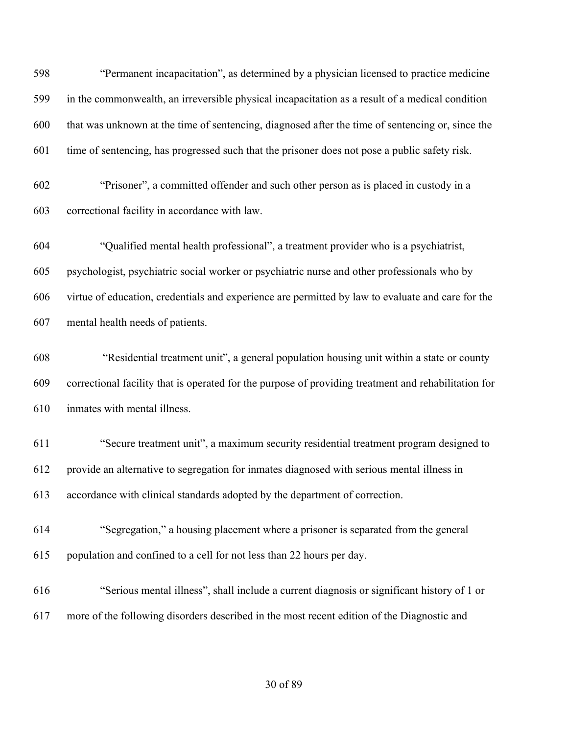"Permanent incapacitation", as determined by a physician licensed to practice medicine in the commonwealth, an irreversible physical incapacitation as a result of a medical condition that was unknown at the time of sentencing, diagnosed after the time of sentencing or, since the time of sentencing, has progressed such that the prisoner does not pose a public safety risk.

"Prisoner", a committed offender and such other person as is placed in custody in a correctional facility in accordance with law.

"Qualified mental health professional", a treatment provider who is a psychiatrist, psychologist, psychiatric social worker or psychiatric nurse and other professionals who by virtue of education, credentials and experience are permitted by law to evaluate and care for the mental health needs of patients.

"Residential treatment unit", a general population housing unit within a state or county correctional facility that is operated for the purpose of providing treatment and rehabilitation for inmates with mental illness.

"Secure treatment unit", a maximum security residential treatment program designed to provide an alternative to segregation for inmates diagnosed with serious mental illness in accordance with clinical standards adopted by the department of correction.

"Segregation," a housing placement where a prisoner is separated from the general population and confined to a cell for not less than 22 hours per day.

"Serious mental illness", shall include a current diagnosis or significant history of 1 or more of the following disorders described in the most recent edition of the Diagnostic and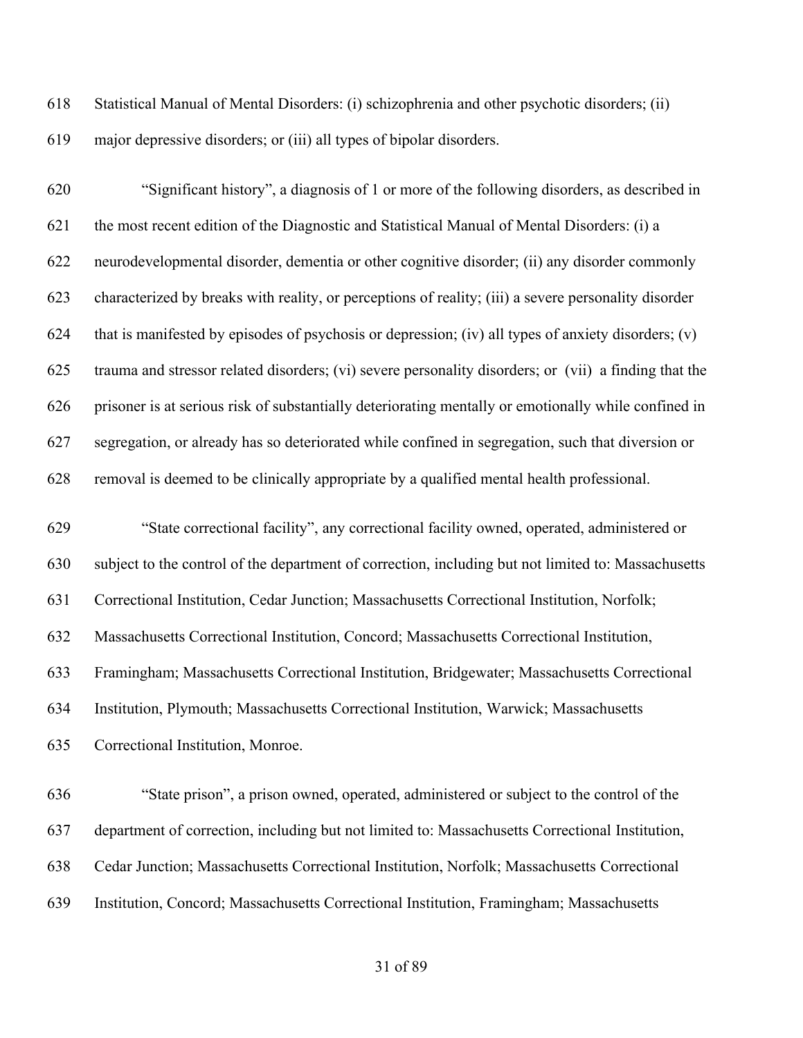Statistical Manual of Mental Disorders: (i) schizophrenia and other psychotic disorders; (ii) major depressive disorders; or (iii) all types of bipolar disorders.

"Significant history", a diagnosis of 1 or more of the following disorders, as described in the most recent edition of the Diagnostic and Statistical Manual of Mental Disorders: (i) a neurodevelopmental disorder, dementia or other cognitive disorder; (ii) any disorder commonly characterized by breaks with reality, or perceptions of reality; (iii) a severe personality disorder that is manifested by episodes of psychosis or depression; (iv) all types of anxiety disorders; (v) trauma and stressor related disorders; (vi) severe personality disorders; or (vii) a finding that the prisoner is at serious risk of substantially deteriorating mentally or emotionally while confined in segregation, or already has so deteriorated while confined in segregation, such that diversion or removal is deemed to be clinically appropriate by a qualified mental health professional.

"State correctional facility", any correctional facility owned, operated, administered or subject to the control of the department of correction, including but not limited to: Massachusetts Correctional Institution, Cedar Junction; Massachusetts Correctional Institution, Norfolk; Massachusetts Correctional Institution, Concord; Massachusetts Correctional Institution, Framingham; Massachusetts Correctional Institution, Bridgewater; Massachusetts Correctional Institution, Plymouth; Massachusetts Correctional Institution, Warwick; Massachusetts Correctional Institution, Monroe.

"State prison", a prison owned, operated, administered or subject to the control of the department of correction, including but not limited to: Massachusetts Correctional Institution, Cedar Junction; Massachusetts Correctional Institution, Norfolk; Massachusetts Correctional Institution, Concord; Massachusetts Correctional Institution, Framingham; Massachusetts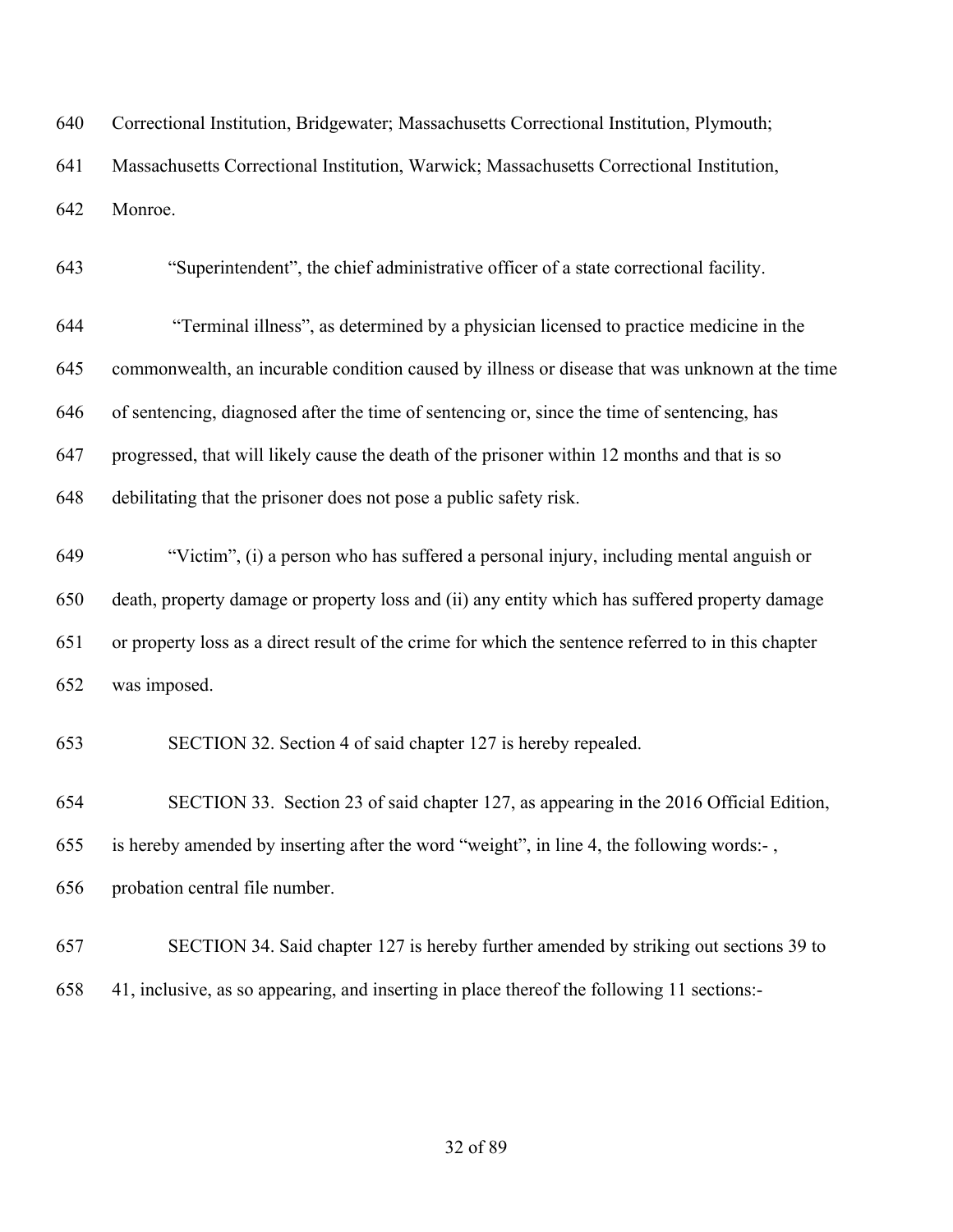640 Correctional Institution, Bridgewater; Massachusetts Correctional Institution, Plymouth;

641 Massachusetts Correctional Institution, Warwick; Massachusetts Correctional Institution,

642 Monroe.

643 "Superintendent", the chief administrative officer of a state correctional facility.

644 "Terminal illness", as determined by a physician licensed to practice medicine in the

645 commonwealth, an incurable condition caused by illness or disease that was unknown at the time

646 of sentencing, diagnosed after the time of sentencing or, since the time of sentencing, has

647 progressed, that will likely cause the death of the prisoner within 12 months and that is so

648 debilitating that the prisoner does not pose a public safety risk.

649 "Victim", (i) a person who has suffered a personal injury, including mental anguish or

650 death, property damage or property loss and (ii) any entity which has suffered property damage

651 or property loss as a direct result of the crime for which the sentence referred to in this chapter

652 was imposed.

653 SECTION 32. Section 4 of said chapter 127 is hereby repealed.

654 SECTION 33. Section 23 of said chapter 127, as appearing in the 2016 Official Edition,

655 is hereby amended by inserting after the word "weight", in line 4, the following words:- ,

656 probation central file number.

657 SECTION 34. Said chapter 127 is hereby further amended by striking out sections 39 to

658 41, inclusive, as so appearing, and inserting in place thereof the following 11 sections:-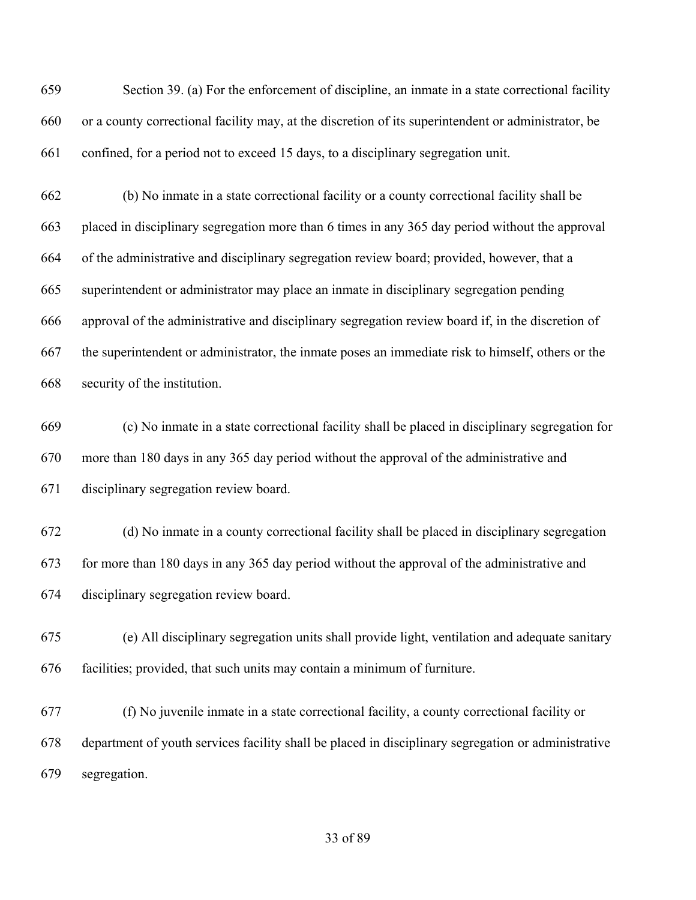Section 39. (a) For the enforcement of discipline, an inmate in a state correctional facility or a county correctional facility may, at the discretion of its superintendent or administrator, be confined, for a period not to exceed 15 days, to a disciplinary segregation unit.

(b) No inmate in a state correctional facility or a county correctional facility shall be placed in disciplinary segregation more than 6 times in any 365 day period without the approval of the administrative and disciplinary segregation review board; provided, however, that a superintendent or administrator may place an inmate in disciplinary segregation pending approval of the administrative and disciplinary segregation review board if, in the discretion of the superintendent or administrator, the inmate poses an immediate risk to himself, others or the security of the institution.

(c) No inmate in a state correctional facility shall be placed in disciplinary segregation for more than 180 days in any 365 day period without the approval of the administrative and disciplinary segregation review board.

(d) No inmate in a county correctional facility shall be placed in disciplinary segregation for more than 180 days in any 365 day period without the approval of the administrative and disciplinary segregation review board.

(e) All disciplinary segregation units shall provide light, ventilation and adequate sanitary facilities; provided, that such units may contain a minimum of furniture.

(f) No juvenile inmate in a state correctional facility, a county correctional facility or department of youth services facility shall be placed in disciplinary segregation or administrative segregation.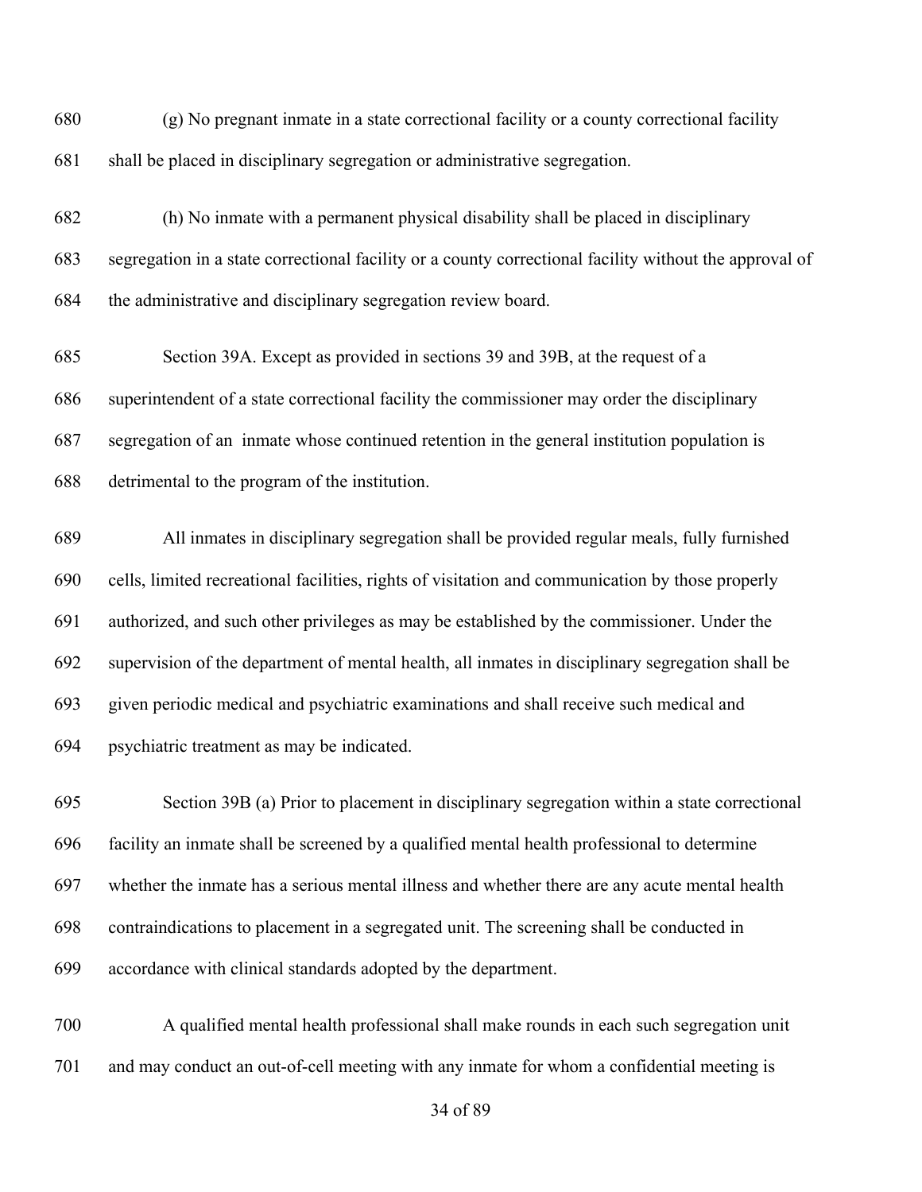680 (g) No pregnant inmate in a state correctional facility or a county correctional facility

681 shall be placed in disciplinary segregation or administrative segregation.

682 (h) No inmate with a permanent physical disability shall be placed in disciplinary

683 segregation in a state correctional facility or a county correctional facility without the approval of

684 the administrative and disciplinary segregation review board.

685 Section 39A. Except as provided in sections 39 and 39B, at the request of a

686 superintendent of a state correctional facility the commissioner may order the disciplinary

687 segregation of an inmate whose continued retention in the general institution population is

688 detrimental to the program of the institution.

689 All inmates in disciplinary segregation shall be provided regular meals, fully furnished

690 cells, limited recreational facilities, rights of visitation and communication by those properly

691 authorized, and such other privileges as may be established by the commissioner. Under the

692 supervision of the department of mental health, all inmates in disciplinary segregation shall be

693 given periodic medical and psychiatric examinations and shall receive such medical and

694 psychiatric treatment as may be indicated.

695 Section 39B (a) Prior to placement in disciplinary segregation within a state correctional

696 facility an inmate shall be screened by a qualified mental health professional to determine

697 whether the inmate has a serious mental illness and whether there are any acute mental health

698 contraindications to placement in a segregated unit. The screening shall be conducted in

699 accordance with clinical standards adopted by the department.

700 A qualified mental health professional shall make rounds in each such segregation unit

701 and may conduct an out-of-cell meeting with any inmate for whom a confidential meeting is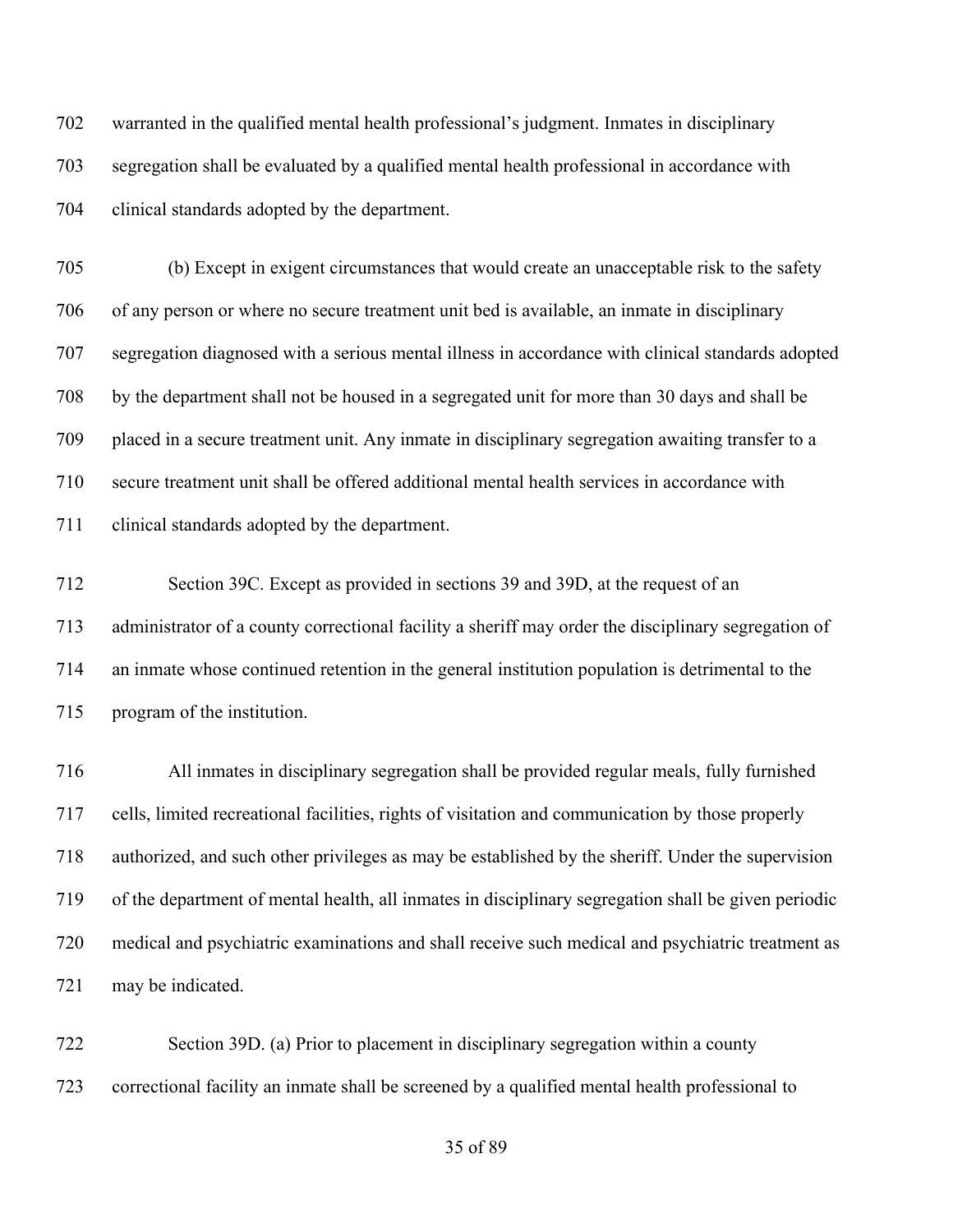warranted in the qualified mental health professional's judgment. Inmates in disciplinary segregation shall be evaluated by a qualified mental health professional in accordance with clinical standards adopted by the department.

(b) Except in exigent circumstances that would create an unacceptable risk to the safety of any person or where no secure treatment unit bed is available, an inmate in disciplinary segregation diagnosed with a serious mental illness in accordance with clinical standards adopted by the department shall not be housed in a segregated unit for more than 30 days and shall be placed in a secure treatment unit. Any inmate in disciplinary segregation awaiting transfer to a secure treatment unit shall be offered additional mental health services in accordance with clinical standards adopted by the department.

Section 39C. Except as provided in sections 39 and 39D, at the request of an administrator of a county correctional facility a sheriff may order the disciplinary segregation of an inmate whose continued retention in the general institution population is detrimental to the program of the institution.

All inmates in disciplinary segregation shall be provided regular meals, fully furnished cells, limited recreational facilities, rights of visitation and communication by those properly authorized, and such other privileges as may be established by the sheriff. Under the supervision of the department of mental health, all inmates in disciplinary segregation shall be given periodic medical and psychiatric examinations and shall receive such medical and psychiatric treatment as may be indicated.

Section 39D. (a) Prior to placement in disciplinary segregation within a county correctional facility an inmate shall be screened by a qualified mental health professional to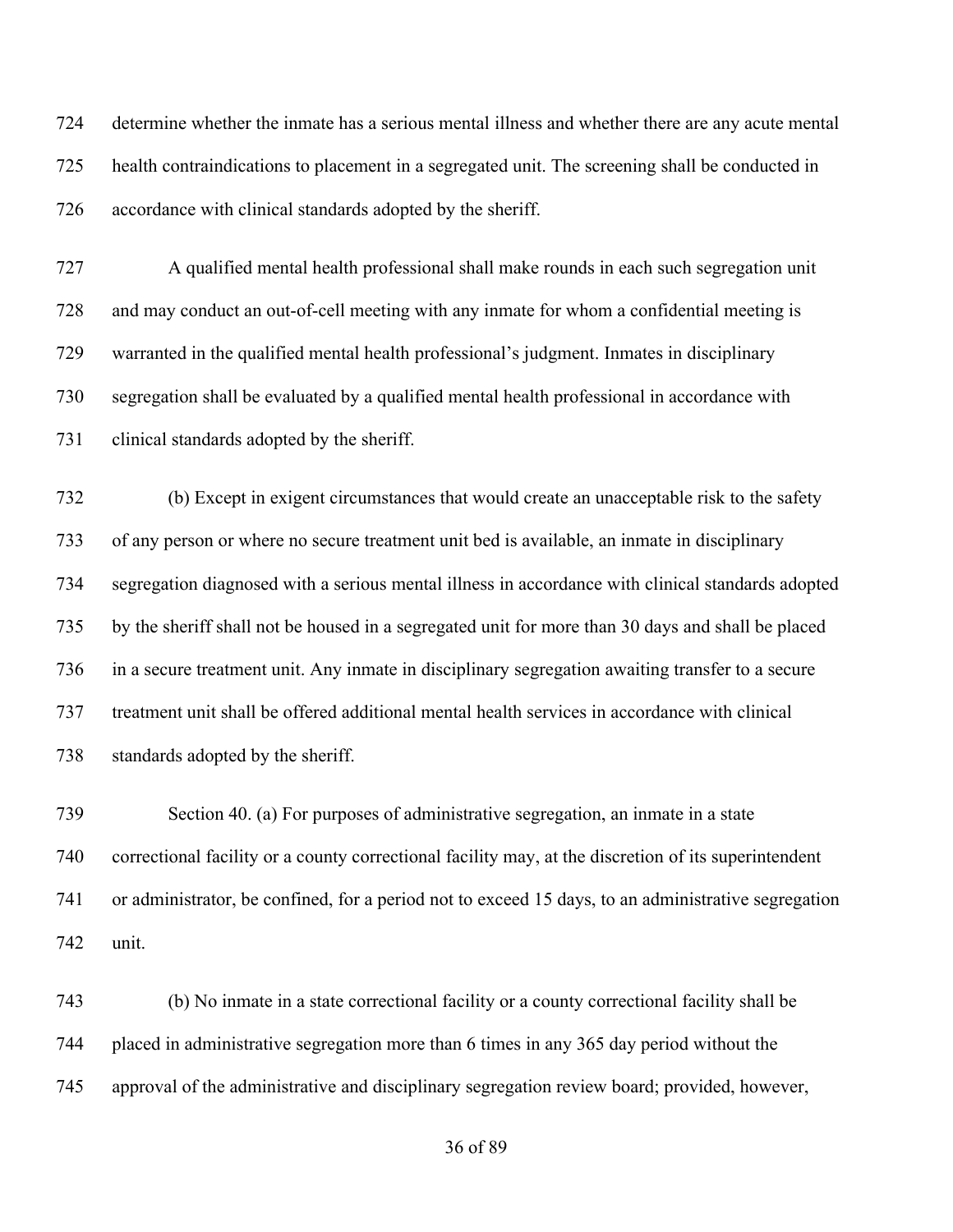determine whether the inmate has a serious mental illness and whether there are any acute mental health contraindications to placement in a segregated unit. The screening shall be conducted in accordance with clinical standards adopted by the sheriff.

A qualified mental health professional shall make rounds in each such segregation unit and may conduct an out-of-cell meeting with any inmate for whom a confidential meeting is warranted in the qualified mental health professional's judgment. Inmates in disciplinary segregation shall be evaluated by a qualified mental health professional in accordance with clinical standards adopted by the sheriff.

(b) Except in exigent circumstances that would create an unacceptable risk to the safety of any person or where no secure treatment unit bed is available, an inmate in disciplinary segregation diagnosed with a serious mental illness in accordance with clinical standards adopted by the sheriff shall not be housed in a segregated unit for more than 30 days and shall be placed in a secure treatment unit. Any inmate in disciplinary segregation awaiting transfer to a secure treatment unit shall be offered additional mental health services in accordance with clinical standards adopted by the sheriff.

Section 40. (a) For purposes of administrative segregation, an inmate in a state correctional facility or a county correctional facility may, at the discretion of its superintendent or administrator, be confined, for a period not to exceed 15 days, to an administrative segregation unit.

(b) No inmate in a state correctional facility or a county correctional facility shall be placed in administrative segregation more than 6 times in any 365 day period without the approval of the administrative and disciplinary segregation review board; provided, however,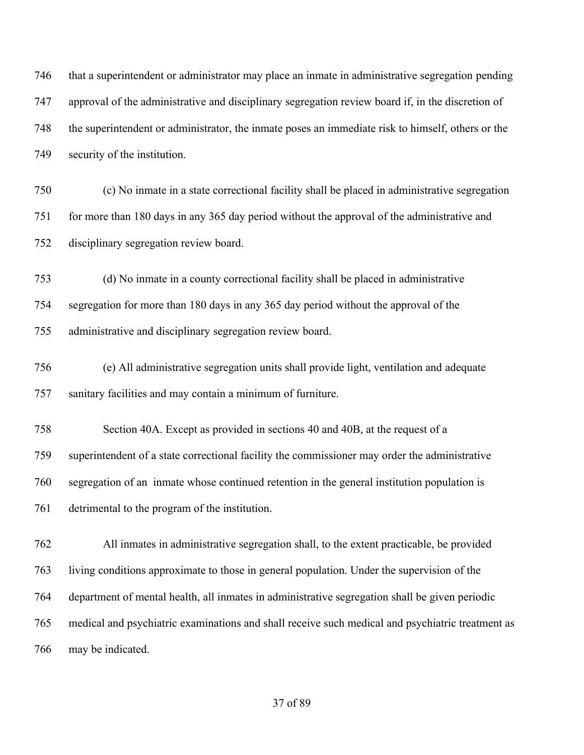that a superintendent or administrator may place an inmate in administrative segregation pending approval of the administrative and disciplinary segregation review board if, in the discretion of the superintendent or administrator, the inmate poses an immediate risk to himself, others or the security of the institution.

(c) No inmate in a state correctional facility shall be placed in administrative segregation for more than 180 days in any 365 day period without the approval of the administrative and disciplinary segregation review board.

(d) No inmate in a county correctional facility shall be placed in administrative segregation for more than 180 days in any 365 day period without the approval of the administrative and disciplinary segregation review board.

(e) All administrative segregation units shall provide light, ventilation and adequate sanitary facilities and may contain a minimum of furniture.

Section 40A. Except as provided in sections 40 and 40B, at the request of a superintendent of a state correctional facility the commissioner may order the administrative segregation of an inmate whose continued retention in the general institution population is detrimental to the program of the institution.

All inmates in administrative segregation shall, to the extent practicable, be provided living conditions approximate to those in general population. Under the supervision of the department of mental health, all inmates in administrative segregation shall be given periodic medical and psychiatric examinations and shall receive such medical and psychiatric treatment as may be indicated.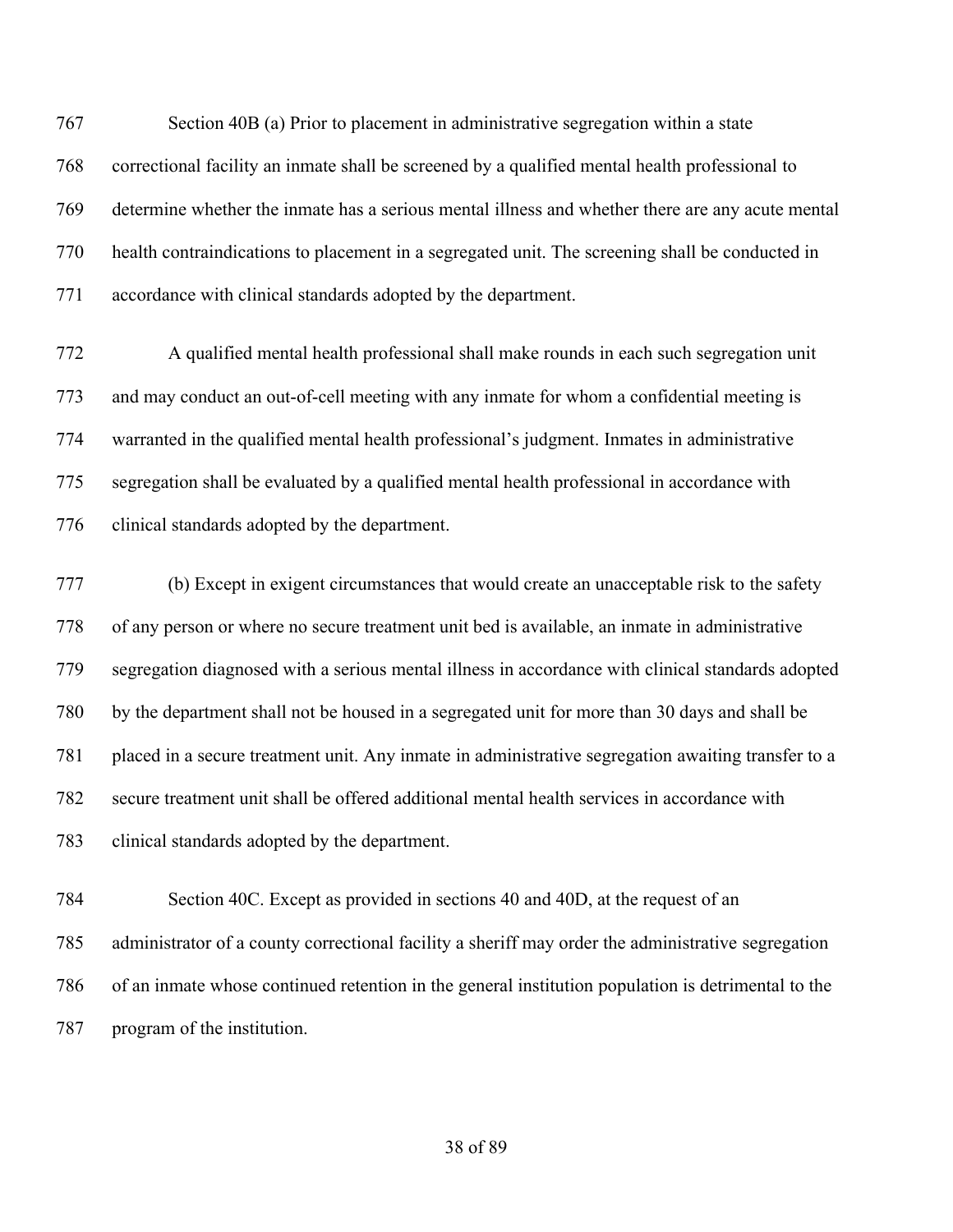Section 40B (a) Prior to placement in administrative segregation within a state correctional facility an inmate shall be screened by a qualified mental health professional to determine whether the inmate has a serious mental illness and whether there are any acute mental health contraindications to placement in a segregated unit. The screening shall be conducted in accordance with clinical standards adopted by the department.

A qualified mental health professional shall make rounds in each such segregation unit and may conduct an out-of-cell meeting with any inmate for whom a confidential meeting is warranted in the qualified mental health professional's judgment. Inmates in administrative segregation shall be evaluated by a qualified mental health professional in accordance with clinical standards adopted by the department.

(b) Except in exigent circumstances that would create an unacceptable risk to the safety of any person or where no secure treatment unit bed is available, an inmate in administrative segregation diagnosed with a serious mental illness in accordance with clinical standards adopted by the department shall not be housed in a segregated unit for more than 30 days and shall be placed in a secure treatment unit. Any inmate in administrative segregation awaiting transfer to a secure treatment unit shall be offered additional mental health services in accordance with clinical standards adopted by the department.

Section 40C. Except as provided in sections 40 and 40D, at the request of an administrator of a county correctional facility a sheriff may order the administrative segregation of an inmate whose continued retention in the general institution population is detrimental to the program of the institution.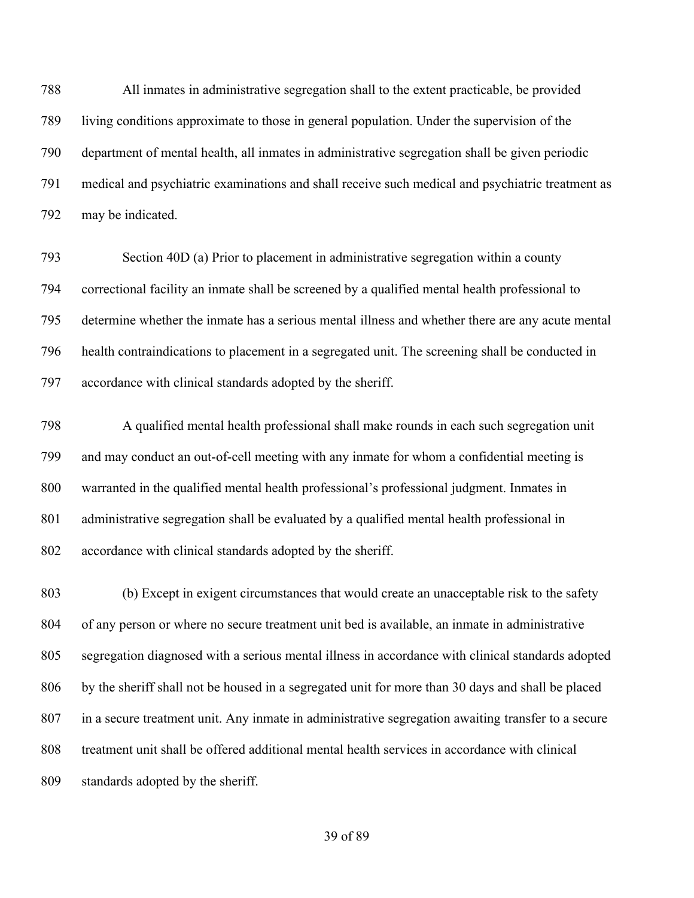All inmates in administrative segregation shall to the extent practicable, be provided living conditions approximate to those in general population. Under the supervision of the department of mental health, all inmates in administrative segregation shall be given periodic medical and psychiatric examinations and shall receive such medical and psychiatric treatment as may be indicated.

Section 40D (a) Prior to placement in administrative segregation within a county correctional facility an inmate shall be screened by a qualified mental health professional to determine whether the inmate has a serious mental illness and whether there are any acute mental health contraindications to placement in a segregated unit. The screening shall be conducted in accordance with clinical standards adopted by the sheriff.

A qualified mental health professional shall make rounds in each such segregation unit and may conduct an out-of-cell meeting with any inmate for whom a confidential meeting is warranted in the qualified mental health professional's professional judgment. Inmates in administrative segregation shall be evaluated by a qualified mental health professional in accordance with clinical standards adopted by the sheriff.

(b) Except in exigent circumstances that would create an unacceptable risk to the safety of any person or where no secure treatment unit bed is available, an inmate in administrative segregation diagnosed with a serious mental illness in accordance with clinical standards adopted by the sheriff shall not be housed in a segregated unit for more than 30 days and shall be placed in a secure treatment unit. Any inmate in administrative segregation awaiting transfer to a secure treatment unit shall be offered additional mental health services in accordance with clinical standards adopted by the sheriff.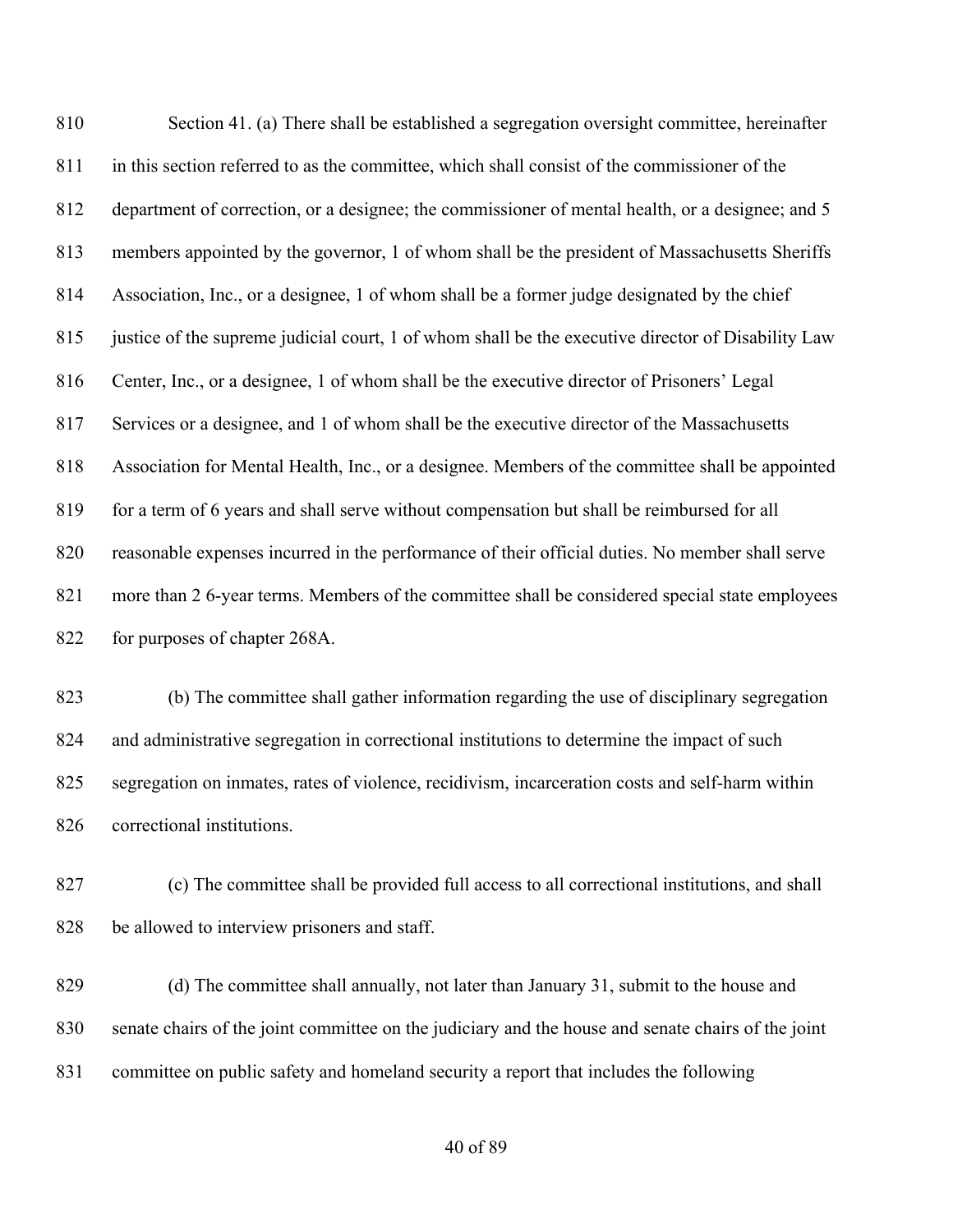Section 41. (a) There shall be established a segregation oversight committee, hereinafter in this section referred to as the committee, which shall consist of the commissioner of the department of correction, or a designee; the commissioner of mental health, or a designee; and 5 members appointed by the governor, 1 of whom shall be the president of Massachusetts Sheriffs Association, Inc., or a designee, 1 of whom shall be a former judge designated by the chief justice of the supreme judicial court, 1 of whom shall be the executive director of Disability Law Center, Inc., or a designee, 1 of whom shall be the executive director of Prisoners' Legal Services or a designee, and 1 of whom shall be the executive director of the Massachusetts Association for Mental Health, Inc., or a designee. Members of the committee shall be appointed for a term of 6 years and shall serve without compensation but shall be reimbursed for all reasonable expenses incurred in the performance of their official duties. No member shall serve more than 2 6-year terms. Members of the committee shall be considered special state employees for purposes of chapter 268A.

(b) The committee shall gather information regarding the use of disciplinary segregation and administrative segregation in correctional institutions to determine the impact of such segregation on inmates, rates of violence, recidivism, incarceration costs and self-harm within correctional institutions.

(c) The committee shall be provided full access to all correctional institutions, and shall be allowed to interview prisoners and staff.

(d) The committee shall annually, not later than January 31, submit to the house and senate chairs of the joint committee on the judiciary and the house and senate chairs of the joint committee on public safety and homeland security a report that includes the following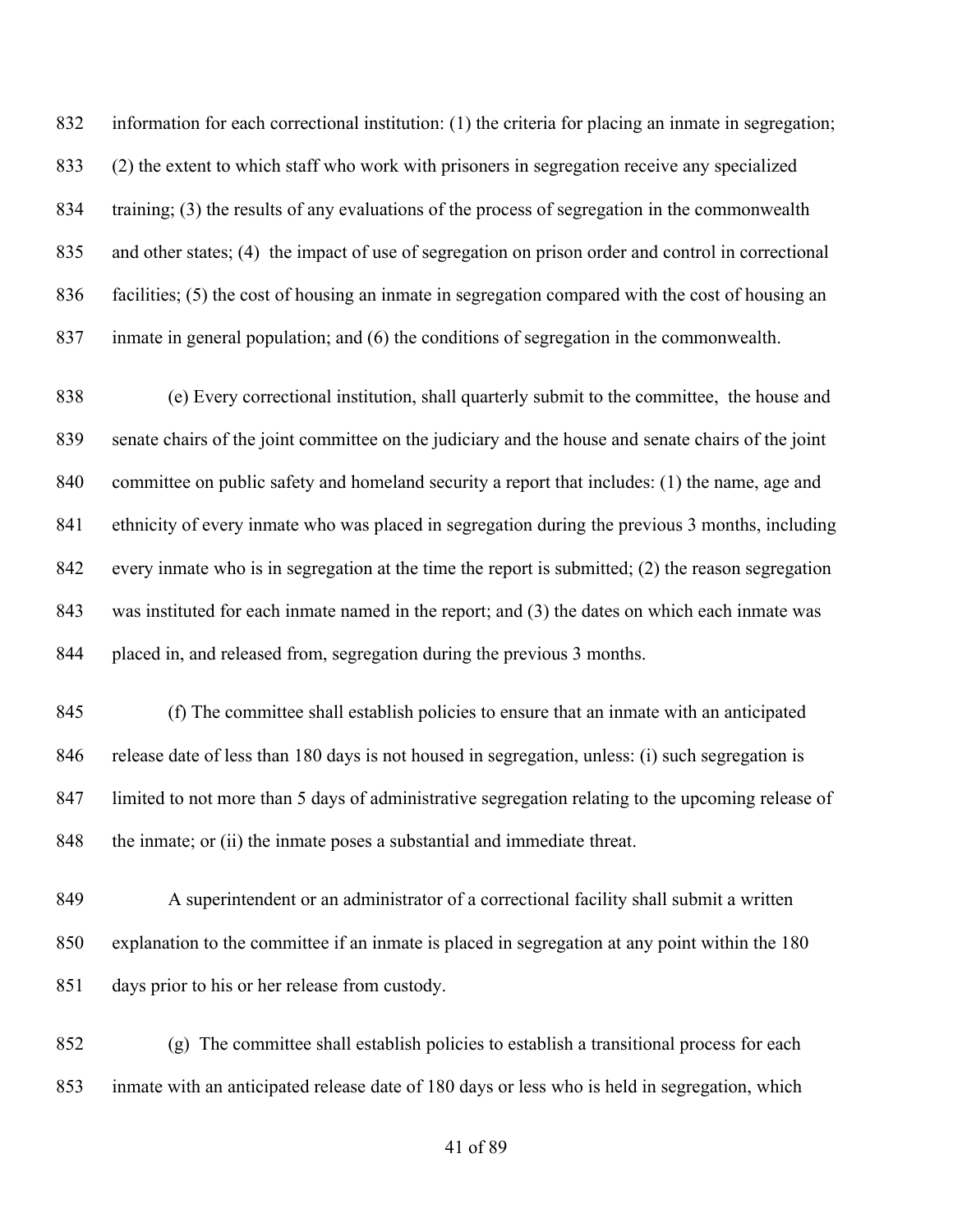information for each correctional institution: (1) the criteria for placing an inmate in segregation; (2) the extent to which staff who work with prisoners in segregation receive any specialized training; (3) the results of any evaluations of the process of segregation in the commonwealth and other states; (4) the impact of use of segregation on prison order and control in correctional facilities; (5) the cost of housing an inmate in segregation compared with the cost of housing an inmate in general population; and (6) the conditions of segregation in the commonwealth.

(e) Every correctional institution, shall quarterly submit to the committee, the house and senate chairs of the joint committee on the judiciary and the house and senate chairs of the joint committee on public safety and homeland security a report that includes: (1) the name, age and ethnicity of every inmate who was placed in segregation during the previous 3 months, including every inmate who is in segregation at the time the report is submitted; (2) the reason segregation was instituted for each inmate named in the report; and (3) the dates on which each inmate was placed in, and released from, segregation during the previous 3 months.

(f) The committee shall establish policies to ensure that an inmate with an anticipated release date of less than 180 days is not housed in segregation, unless: (i) such segregation is limited to not more than 5 days of administrative segregation relating to the upcoming release of the inmate; or (ii) the inmate poses a substantial and immediate threat.

A superintendent or an administrator of a correctional facility shall submit a written explanation to the committee if an inmate is placed in segregation at any point within the 180 days prior to his or her release from custody.

(g) The committee shall establish policies to establish a transitional process for each inmate with an anticipated release date of 180 days or less who is held in segregation, which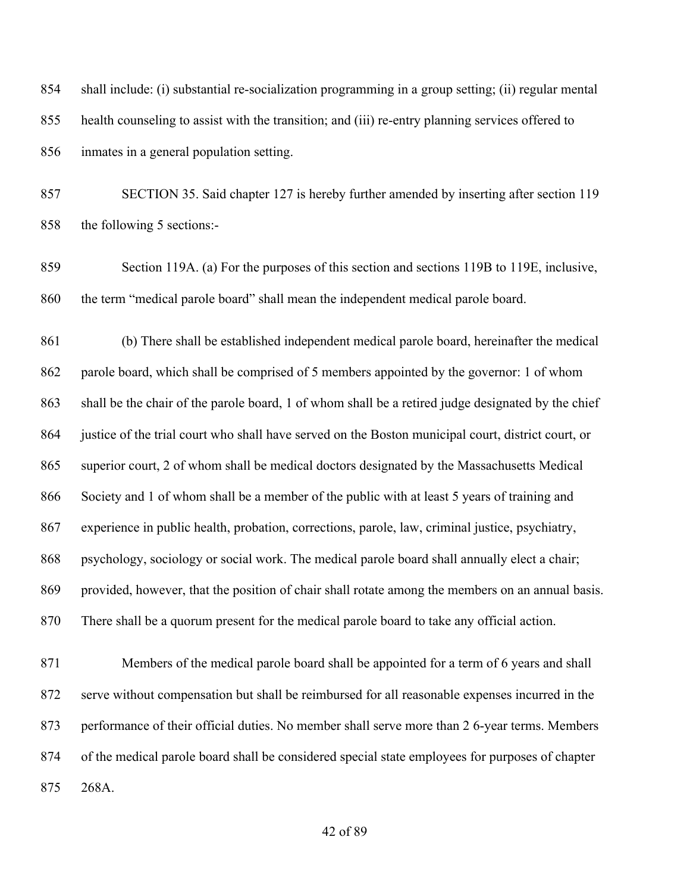854 shall include: (i) substantial re-socialization programming in a group setting; (ii) regular mental
855 health counseling to assist with the transition; and (iii) re-entry planning services offered to
856 inmates in a general population setting.

857 SECTION 35. Said chapter 127 is hereby further amended by inserting after section 119
858 the following 5 sections:-

859 Section 119A. (a) For the purposes of this section and sections 119B to 119E, inclusive,
860 the term "medical parole board" shall mean the independent medical parole board.

861 (b) There shall be established independent medical parole board, hereinafter the medical
862 parole board, which shall be comprised of 5 members appointed by the governor: 1 of whom
863 shall be the chair of the parole board, 1 of whom shall be a retired judge designated by the chief
864 justice of the trial court who shall have served on the Boston municipal court, district court, or
865 superior court, 2 of whom shall be medical doctors designated by the Massachusetts Medical
866 Society and 1 of whom shall be a member of the public with at least 5 years of training and
867 experience in public health, probation, corrections, parole, law, criminal justice, psychiatry,
868 psychology, sociology or social work. The medical parole board shall annually elect a chair;
869 provided, however, that the position of chair shall rotate among the members on an annual basis.
870 There shall be a quorum present for the medical parole board to take any official action.

871 Members of the medical parole board shall be appointed for a term of 6 years and shall
872 serve without compensation but shall be reimbursed for all reasonable expenses incurred in the
873 performance of their official duties. No member shall serve more than 2 6-year terms. Members
874 of the medical parole board shall be considered special state employees for purposes of chapter
875 268A.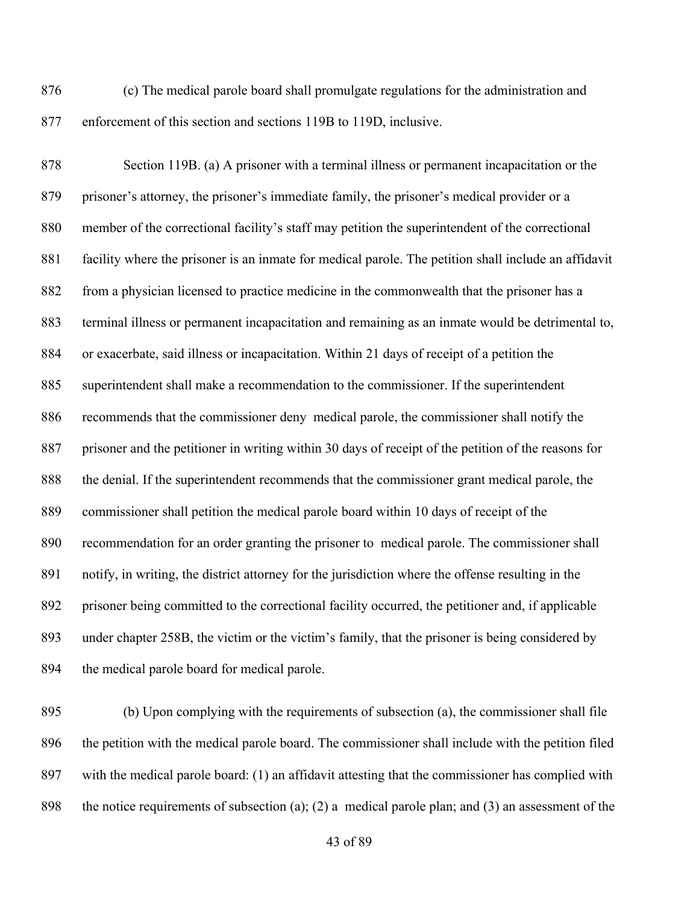(c) The medical parole board shall promulgate regulations for the administration and enforcement of this section and sections 119B to 119D, inclusive.

Section 119B. (a) A prisoner with a terminal illness or permanent incapacitation or the prisoner's attorney, the prisoner's immediate family, the prisoner's medical provider or a member of the correctional facility's staff may petition the superintendent of the correctional facility where the prisoner is an inmate for medical parole. The petition shall include an affidavit from a physician licensed to practice medicine in the commonwealth that the prisoner has a terminal illness or permanent incapacitation and remaining as an inmate would be detrimental to, or exacerbate, said illness or incapacitation. Within 21 days of receipt of a petition the superintendent shall make a recommendation to the commissioner. If the superintendent recommends that the commissioner deny medical parole, the commissioner shall notify the prisoner and the petitioner in writing within 30 days of receipt of the petition of the reasons for the denial. If the superintendent recommends that the commissioner grant medical parole, the commissioner shall petition the medical parole board within 10 days of receipt of the recommendation for an order granting the prisoner to medical parole. The commissioner shall notify, in writing, the district attorney for the jurisdiction where the offense resulting in the prisoner being committed to the correctional facility occurred, the petitioner and, if applicable under chapter 258B, the victim or the victim's family, that the prisoner is being considered by the medical parole board for medical parole.

(b) Upon complying with the requirements of subsection (a), the commissioner shall file the petition with the medical parole board. The commissioner shall include with the petition filed with the medical parole board: (1) an affidavit attesting that the commissioner has complied with the notice requirements of subsection (a); (2) a medical parole plan; and (3) an assessment of the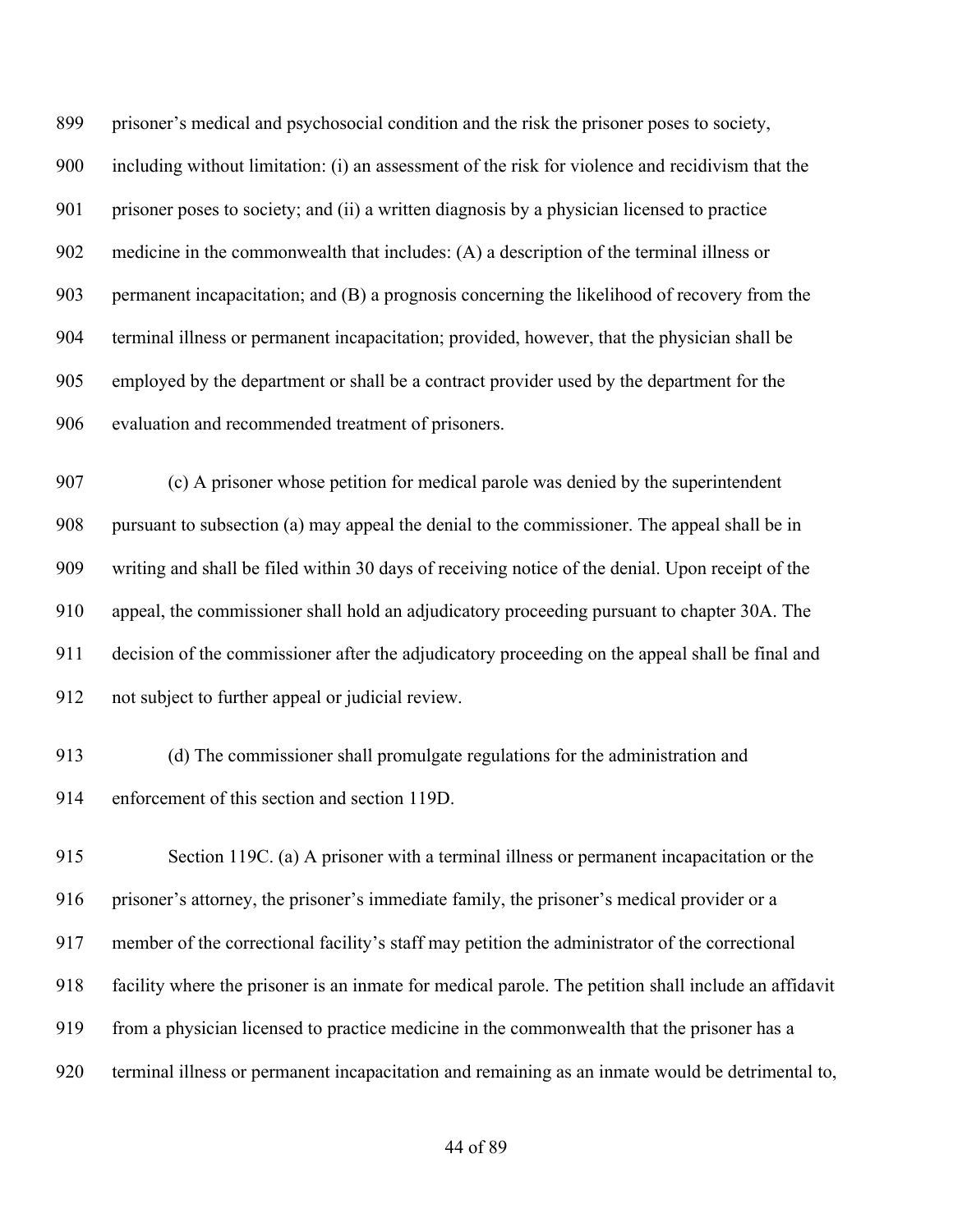prisoner's medical and psychosocial condition and the risk the prisoner poses to society, including without limitation: (i) an assessment of the risk for violence and recidivism that the prisoner poses to society; and (ii) a written diagnosis by a physician licensed to practice medicine in the commonwealth that includes: (A) a description of the terminal illness or permanent incapacitation; and (B) a prognosis concerning the likelihood of recovery from the terminal illness or permanent incapacitation; provided, however, that the physician shall be employed by the department or shall be a contract provider used by the department for the evaluation and recommended treatment of prisoners.

(c) A prisoner whose petition for medical parole was denied by the superintendent pursuant to subsection (a) may appeal the denial to the commissioner. The appeal shall be in writing and shall be filed within 30 days of receiving notice of the denial. Upon receipt of the appeal, the commissioner shall hold an adjudicatory proceeding pursuant to chapter 30A. The decision of the commissioner after the adjudicatory proceeding on the appeal shall be final and not subject to further appeal or judicial review.

(d) The commissioner shall promulgate regulations for the administration and enforcement of this section and section 119D.

Section 119C. (a) A prisoner with a terminal illness or permanent incapacitation or the prisoner's attorney, the prisoner's immediate family, the prisoner's medical provider or a member of the correctional facility's staff may petition the administrator of the correctional facility where the prisoner is an inmate for medical parole. The petition shall include an affidavit from a physician licensed to practice medicine in the commonwealth that the prisoner has a terminal illness or permanent incapacitation and remaining as an inmate would be detrimental to,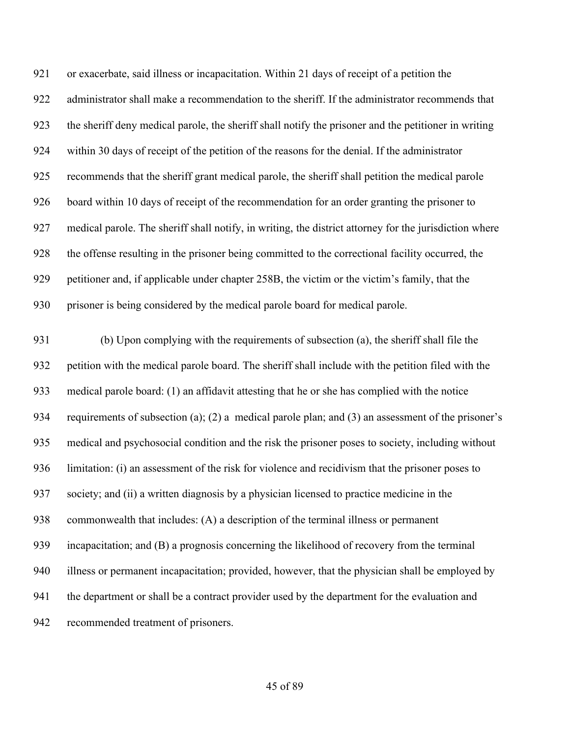or exacerbate, said illness or incapacitation. Within 21 days of receipt of a petition the administrator shall make a recommendation to the sheriff. If the administrator recommends that the sheriff deny medical parole, the sheriff shall notify the prisoner and the petitioner in writing within 30 days of receipt of the petition of the reasons for the denial. If the administrator recommends that the sheriff grant medical parole, the sheriff shall petition the medical parole board within 10 days of receipt of the recommendation for an order granting the prisoner to medical parole. The sheriff shall notify, in writing, the district attorney for the jurisdiction where the offense resulting in the prisoner being committed to the correctional facility occurred, the petitioner and, if applicable under chapter 258B, the victim or the victim's family, that the prisoner is being considered by the medical parole board for medical parole.

(b) Upon complying with the requirements of subsection (a), the sheriff shall file the petition with the medical parole board. The sheriff shall include with the petition filed with the medical parole board: (1) an affidavit attesting that he or she has complied with the notice requirements of subsection (a); (2) a medical parole plan; and (3) an assessment of the prisoner's medical and psychosocial condition and the risk the prisoner poses to society, including without limitation: (i) an assessment of the risk for violence and recidivism that the prisoner poses to society; and (ii) a written diagnosis by a physician licensed to practice medicine in the commonwealth that includes: (A) a description of the terminal illness or permanent incapacitation; and (B) a prognosis concerning the likelihood of recovery from the terminal illness or permanent incapacitation; provided, however, that the physician shall be employed by the department or shall be a contract provider used by the department for the evaluation and recommended treatment of prisoners.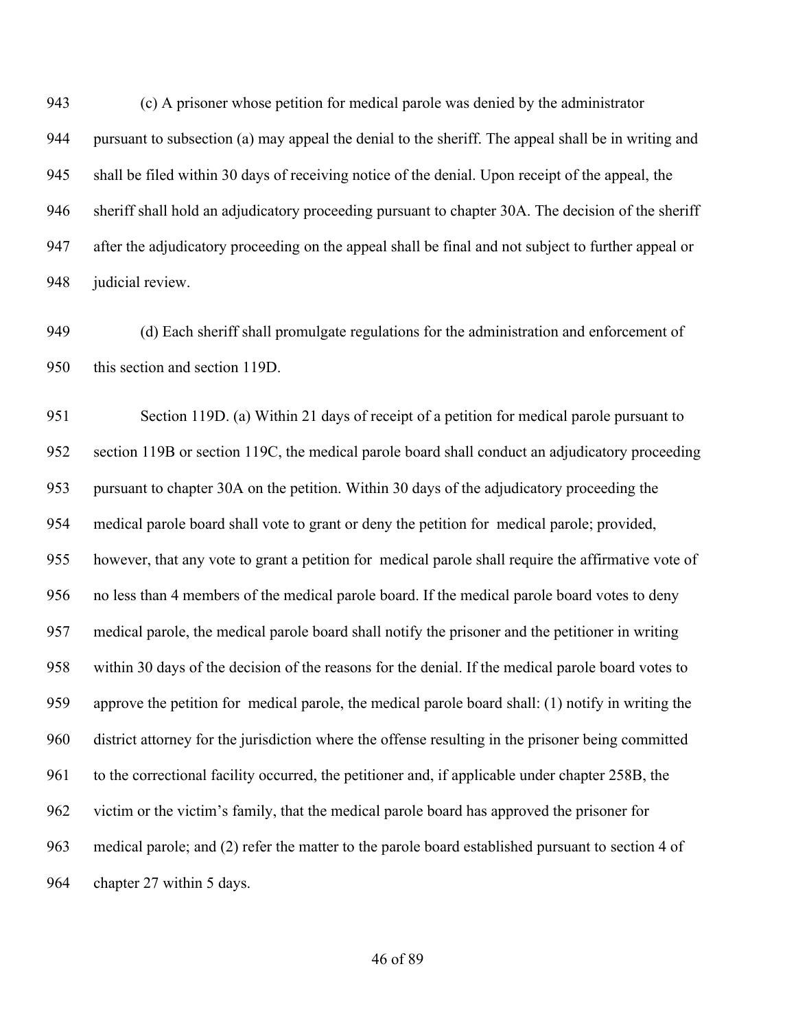(c) A prisoner whose petition for medical parole was denied by the administrator pursuant to subsection (a) may appeal the denial to the sheriff. The appeal shall be in writing and shall be filed within 30 days of receiving notice of the denial. Upon receipt of the appeal, the sheriff shall hold an adjudicatory proceeding pursuant to chapter 30A. The decision of the sheriff after the adjudicatory proceeding on the appeal shall be final and not subject to further appeal or judicial review.

(d) Each sheriff shall promulgate regulations for the administration and enforcement of this section and section 119D.

Section 119D. (a) Within 21 days of receipt of a petition for medical parole pursuant to section 119B or section 119C, the medical parole board shall conduct an adjudicatory proceeding pursuant to chapter 30A on the petition. Within 30 days of the adjudicatory proceeding the medical parole board shall vote to grant or deny the petition for medical parole; provided, however, that any vote to grant a petition for medical parole shall require the affirmative vote of no less than 4 members of the medical parole board. If the medical parole board votes to deny medical parole, the medical parole board shall notify the prisoner and the petitioner in writing within 30 days of the decision of the reasons for the denial. If the medical parole board votes to approve the petition for medical parole, the medical parole board shall: (1) notify in writing the district attorney for the jurisdiction where the offense resulting in the prisoner being committed to the correctional facility occurred, the petitioner and, if applicable under chapter 258B, the victim or the victim's family, that the medical parole board has approved the prisoner for medical parole; and (2) refer the matter to the parole board established pursuant to section 4 of chapter 27 within 5 days.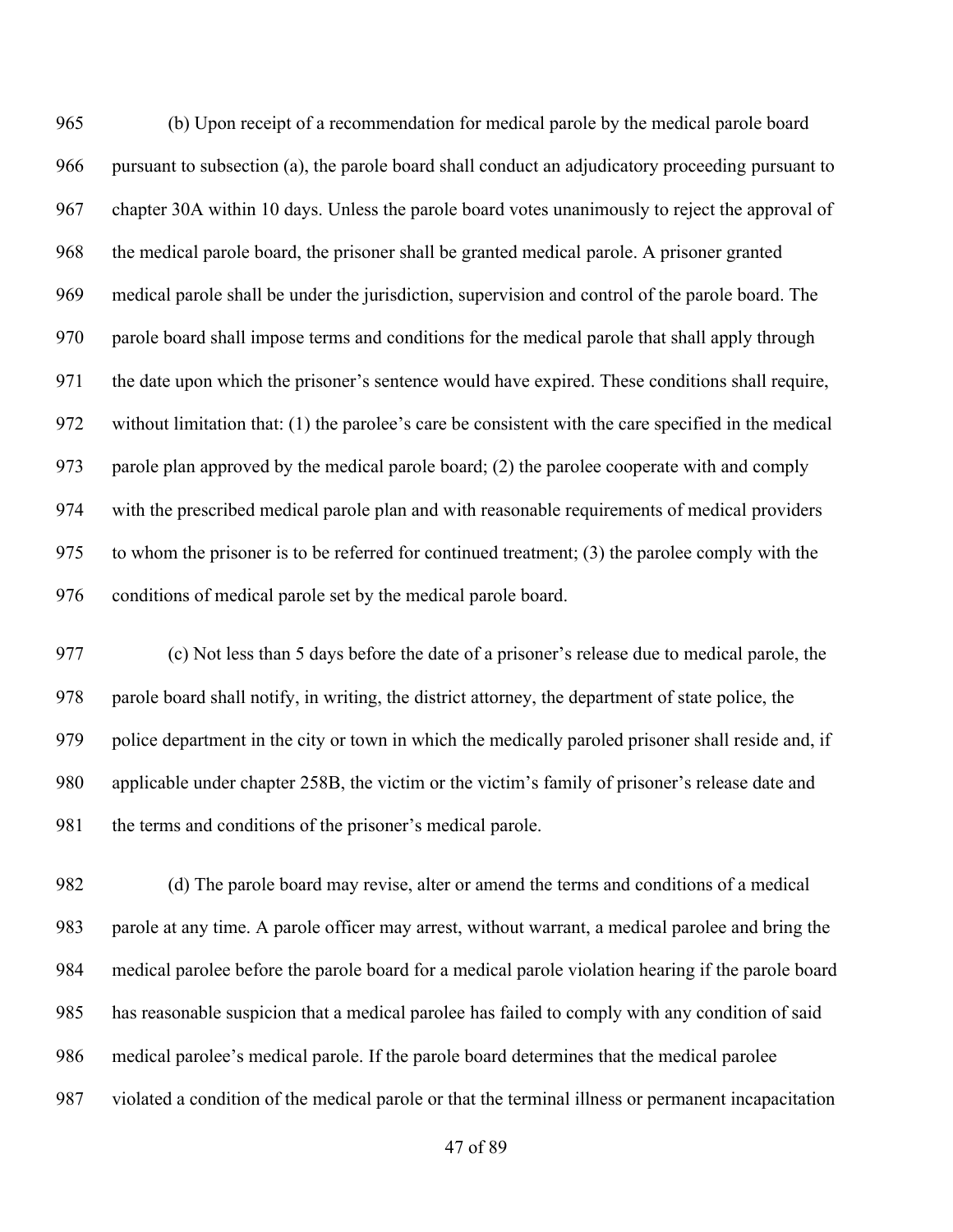(b) Upon receipt of a recommendation for medical parole by the medical parole board pursuant to subsection (a), the parole board shall conduct an adjudicatory proceeding pursuant to chapter 30A within 10 days. Unless the parole board votes unanimously to reject the approval of the medical parole board, the prisoner shall be granted medical parole. A prisoner granted medical parole shall be under the jurisdiction, supervision and control of the parole board. The parole board shall impose terms and conditions for the medical parole that shall apply through the date upon which the prisoner's sentence would have expired. These conditions shall require, without limitation that: (1) the parolee's care be consistent with the care specified in the medical parole plan approved by the medical parole board; (2) the parolee cooperate with and comply with the prescribed medical parole plan and with reasonable requirements of medical providers to whom the prisoner is to be referred for continued treatment; (3) the parolee comply with the conditions of medical parole set by the medical parole board.

(c) Not less than 5 days before the date of a prisoner's release due to medical parole, the parole board shall notify, in writing, the district attorney, the department of state police, the police department in the city or town in which the medically paroled prisoner shall reside and, if applicable under chapter 258B, the victim or the victim's family of prisoner's release date and the terms and conditions of the prisoner's medical parole.

(d) The parole board may revise, alter or amend the terms and conditions of a medical parole at any time. A parole officer may arrest, without warrant, a medical parolee and bring the medical parolee before the parole board for a medical parole violation hearing if the parole board has reasonable suspicion that a medical parolee has failed to comply with any condition of said medical parolee's medical parole. If the parole board determines that the medical parolee violated a condition of the medical parole or that the terminal illness or permanent incapacitation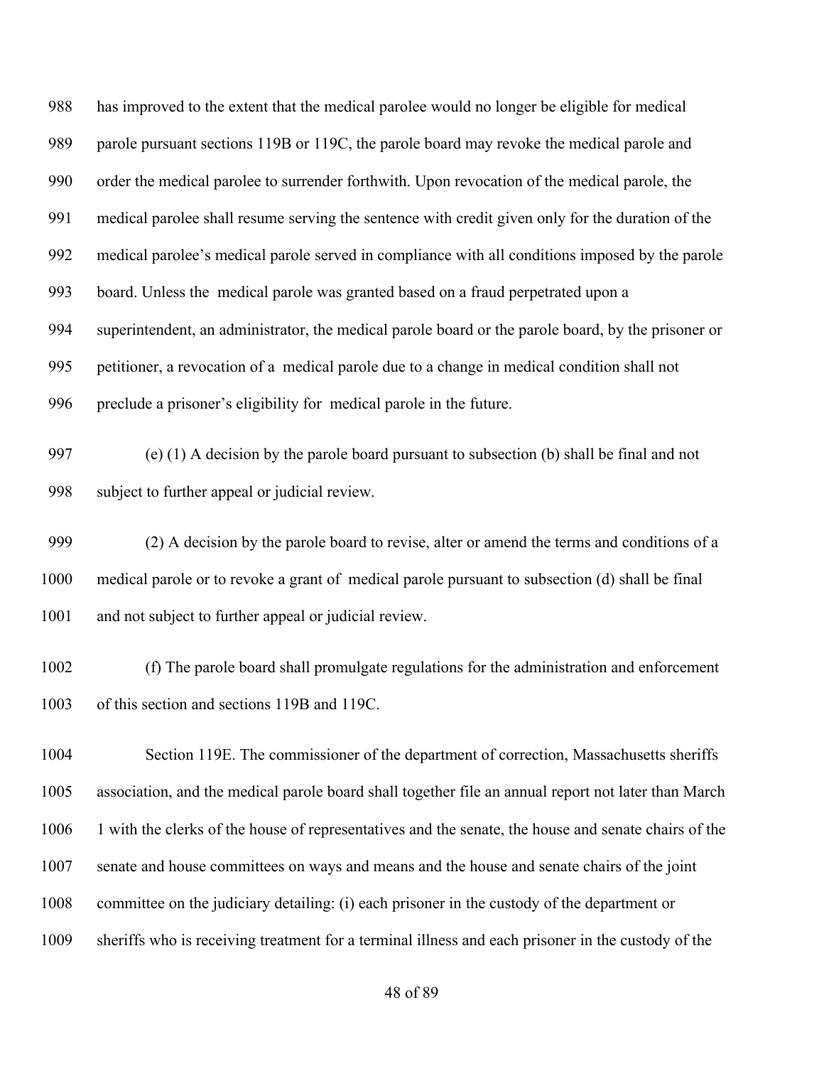has improved to the extent that the medical parolee would no longer be eligible for medical parole pursuant sections 119B or 119C, the parole board may revoke the medical parole and order the medical parolee to surrender forthwith. Upon revocation of the medical parole, the medical parolee shall resume serving the sentence with credit given only for the duration of the medical parolee's medical parole served in compliance with all conditions imposed by the parole board. Unless the medical parole was granted based on a fraud perpetrated upon a superintendent, an administrator, the medical parole board or the parole board, by the prisoner or petitioner, a revocation of a medical parole due to a change in medical condition shall not preclude a prisoner's eligibility for medical parole in the future.

(e) (1) A decision by the parole board pursuant to subsection (b) shall be final and not subject to further appeal or judicial review.

(2) A decision by the parole board to revise, alter or amend the terms and conditions of a medical parole or to revoke a grant of medical parole pursuant to subsection (d) shall be final and not subject to further appeal or judicial review.

(f) The parole board shall promulgate regulations for the administration and enforcement of this section and sections 119B and 119C.

Section 119E. The commissioner of the department of correction, Massachusetts sheriffs association, and the medical parole board shall together file an annual report not later than March 1 with the clerks of the house of representatives and the senate, the house and senate chairs of the senate and house committees on ways and means and the house and senate chairs of the joint committee on the judiciary detailing: (i) each prisoner in the custody of the department or sheriffs who is receiving treatment for a terminal illness and each prisoner in the custody of the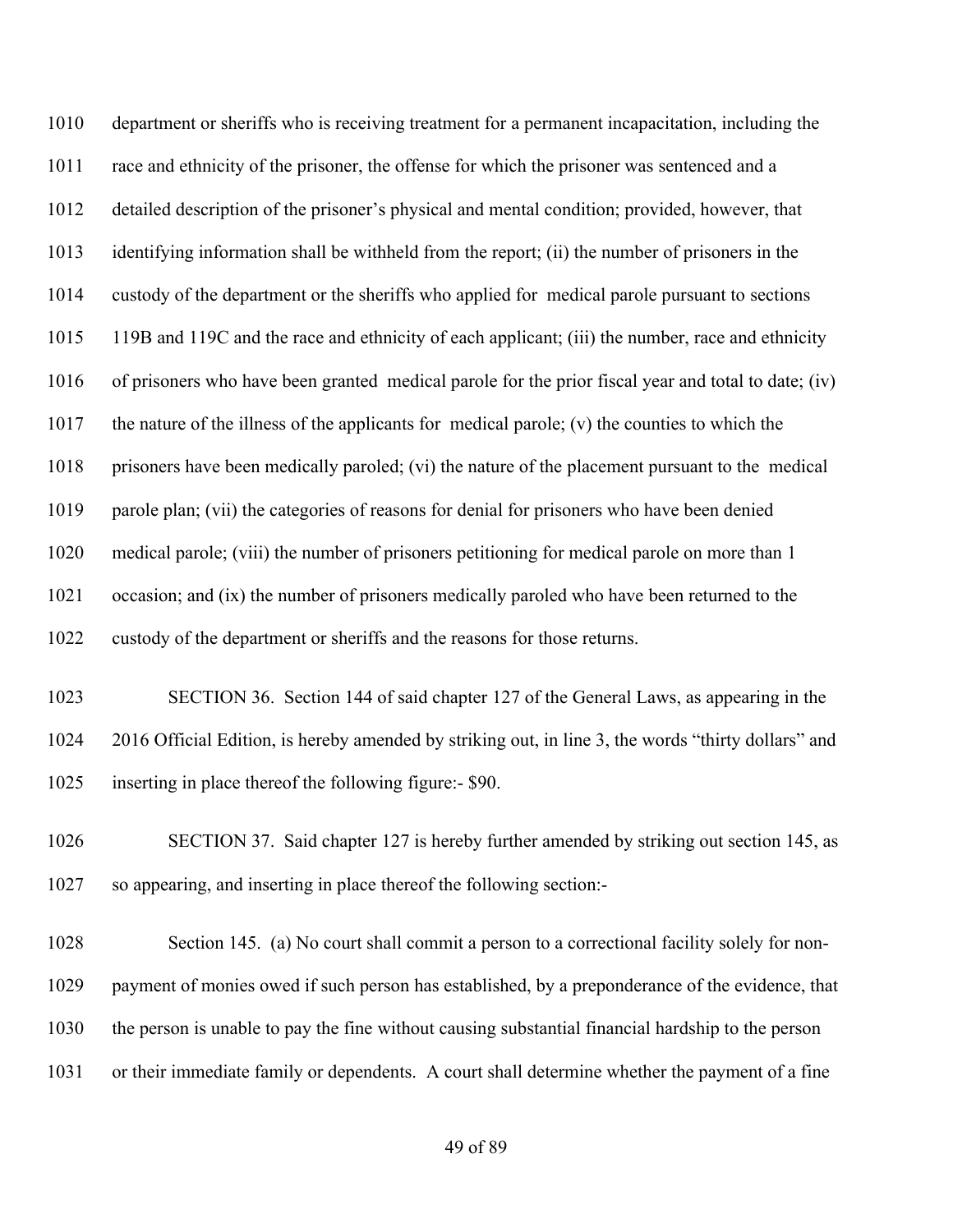department or sheriffs who is receiving treatment for a permanent incapacitation, including the race and ethnicity of the prisoner, the offense for which the prisoner was sentenced and a detailed description of the prisoner's physical and mental condition; provided, however, that identifying information shall be withheld from the report; (ii) the number of prisoners in the custody of the department or the sheriffs who applied for medical parole pursuant to sections 119B and 119C and the race and ethnicity of each applicant; (iii) the number, race and ethnicity of prisoners who have been granted medical parole for the prior fiscal year and total to date; (iv) the nature of the illness of the applicants for medical parole; (v) the counties to which the prisoners have been medically paroled; (vi) the nature of the placement pursuant to the medical parole plan; (vii) the categories of reasons for denial for prisoners who have been denied medical parole; (viii) the number of prisoners petitioning for medical parole on more than 1 occasion; and (ix) the number of prisoners medically paroled who have been returned to the custody of the department or sheriffs and the reasons for those returns.

SECTION 36. Section 144 of said chapter 127 of the General Laws, as appearing in the 2016 Official Edition, is hereby amended by striking out, in line 3, the words "thirty dollars" and inserting in place thereof the following figure:- $90.

SECTION 37. Said chapter 127 is hereby further amended by striking out section 145, as so appearing, and inserting in place thereof the following section:-

Section 145. (a) No court shall commit a person to a correctional facility solely for non-payment of monies owed if such person has established, by a preponderance of the evidence, that the person is unable to pay the fine without causing substantial financial hardship to the person or their immediate family or dependents. A court shall determine whether the payment of a fine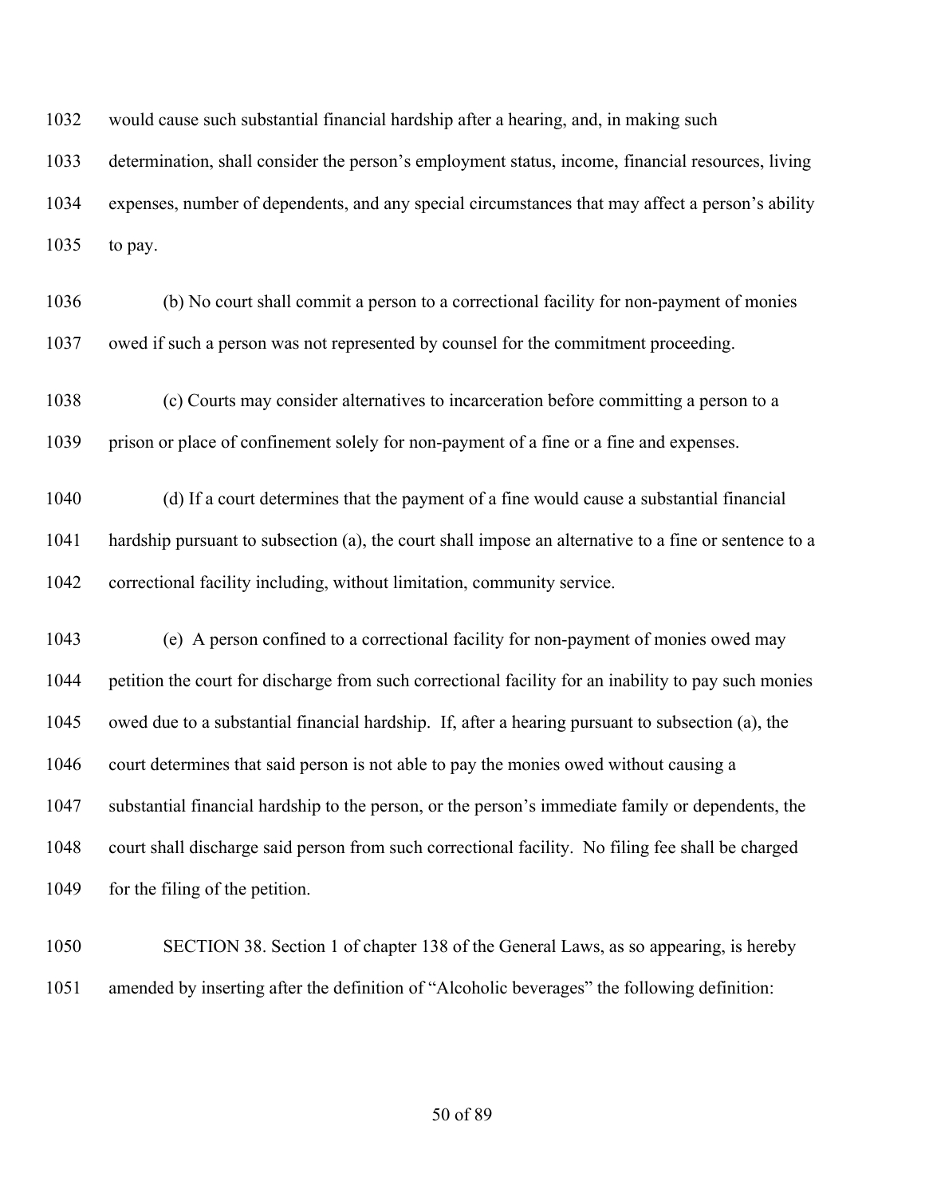would cause such substantial financial hardship after a hearing, and, in making such determination, shall consider the person's employment status, income, financial resources, living expenses, number of dependents, and any special circumstances that may affect a person's ability to pay.

(b) No court shall commit a person to a correctional facility for non-payment of monies owed if such a person was not represented by counsel for the commitment proceeding.

(c) Courts may consider alternatives to incarceration before committing a person to a prison or place of confinement solely for non-payment of a fine or a fine and expenses.

(d) If a court determines that the payment of a fine would cause a substantial financial hardship pursuant to subsection (a), the court shall impose an alternative to a fine or sentence to a correctional facility including, without limitation, community service.

(e) A person confined to a correctional facility for non-payment of monies owed may petition the court for discharge from such correctional facility for an inability to pay such monies owed due to a substantial financial hardship. If, after a hearing pursuant to subsection (a), the court determines that said person is not able to pay the monies owed without causing a substantial financial hardship to the person, or the person's immediate family or dependents, the court shall discharge said person from such correctional facility. No filing fee shall be charged for the filing of the petition.

SECTION 38. Section 1 of chapter 138 of the General Laws, as so appearing, is hereby amended by inserting after the definition of "Alcoholic beverages" the following definition: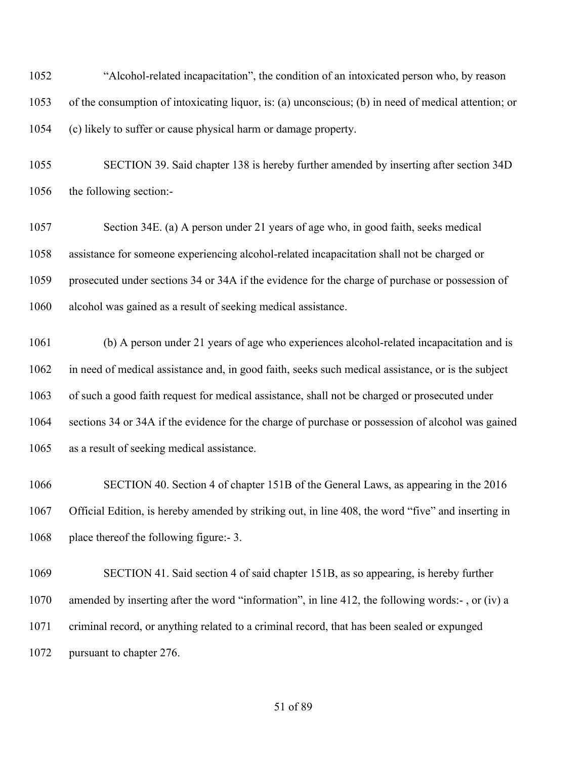"Alcohol-related incapacitation", the condition of an intoxicated person who, by reason of the consumption of intoxicating liquor, is: (a) unconscious; (b) in need of medical attention; or (c) likely to suffer or cause physical harm or damage property.

SECTION 39. Said chapter 138 is hereby further amended by inserting after section 34D the following section:-

Section 34E. (a) A person under 21 years of age who, in good faith, seeks medical assistance for someone experiencing alcohol-related incapacitation shall not be charged or prosecuted under sections 34 or 34A if the evidence for the charge of purchase or possession of alcohol was gained as a result of seeking medical assistance.

(b) A person under 21 years of age who experiences alcohol-related incapacitation and is in need of medical assistance and, in good faith, seeks such medical assistance, or is the subject of such a good faith request for medical assistance, shall not be charged or prosecuted under sections 34 or 34A if the evidence for the charge of purchase or possession of alcohol was gained as a result of seeking medical assistance.

SECTION 40. Section 4 of chapter 151B of the General Laws, as appearing in the 2016 Official Edition, is hereby amended by striking out, in line 408, the word "five" and inserting in place thereof the following figure:- 3.

SECTION 41. Said section 4 of said chapter 151B, as so appearing, is hereby further amended by inserting after the word "information", in line 412, the following words:- , or (iv) a criminal record, or anything related to a criminal record, that has been sealed or expunged pursuant to chapter 276.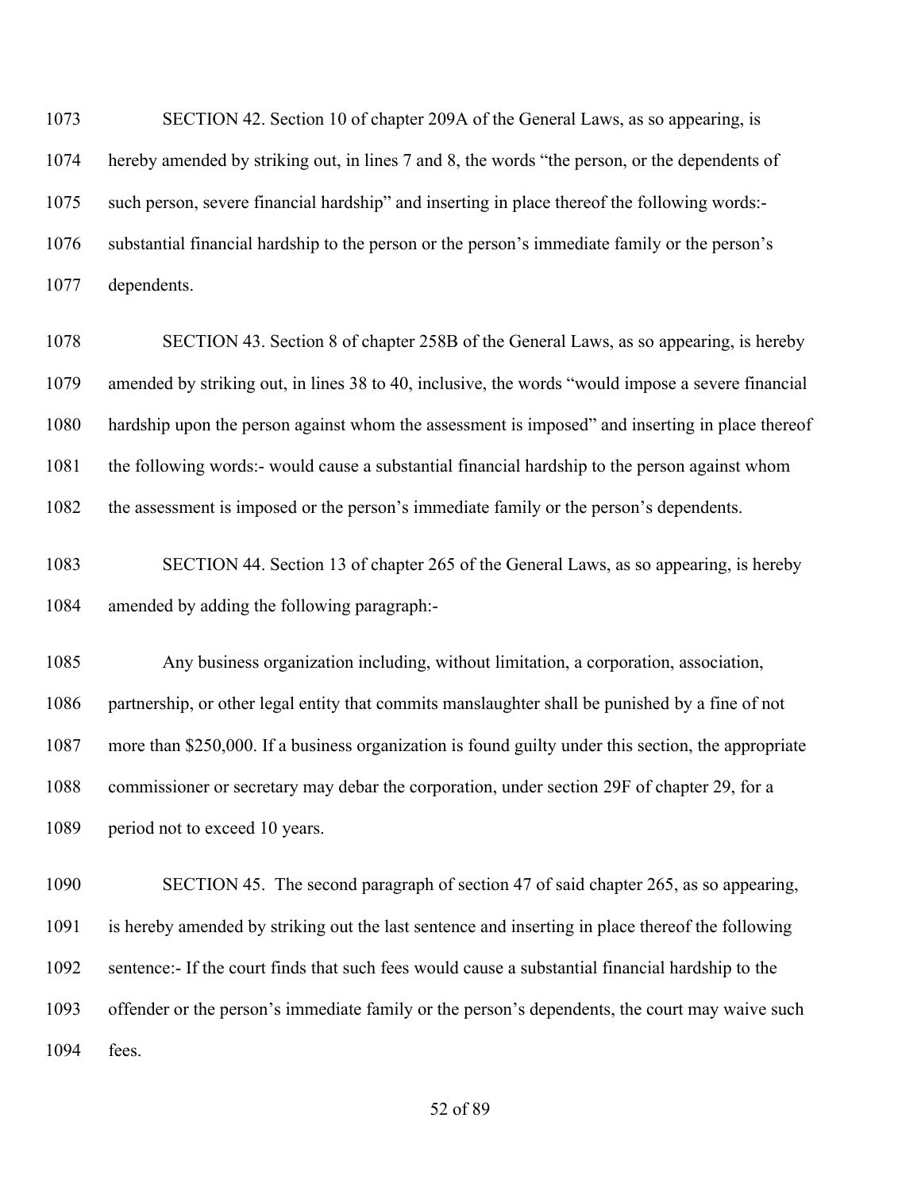SECTION 42. Section 10 of chapter 209A of the General Laws, as so appearing, is hereby amended by striking out, in lines 7 and 8, the words "the person, or the dependents of such person, severe financial hardship" and inserting in place thereof the following words:- substantial financial hardship to the person or the person's immediate family or the person's dependents.

SECTION 43. Section 8 of chapter 258B of the General Laws, as so appearing, is hereby amended by striking out, in lines 38 to 40, inclusive, the words "would impose a severe financial hardship upon the person against whom the assessment is imposed" and inserting in place thereof the following words:- would cause a substantial financial hardship to the person against whom the assessment is imposed or the person's immediate family or the person's dependents.

SECTION 44. Section 13 of chapter 265 of the General Laws, as so appearing, is hereby amended by adding the following paragraph:-

Any business organization including, without limitation, a corporation, association, partnership, or other legal entity that commits manslaughter shall be punished by a fine of not more than $250,000. If a business organization is found guilty under this section, the appropriate commissioner or secretary may debar the corporation, under section 29F of chapter 29, for a period not to exceed 10 years.

SECTION 45. The second paragraph of section 47 of said chapter 265, as so appearing, is hereby amended by striking out the last sentence and inserting in place thereof the following sentence:- If the court finds that such fees would cause a substantial financial hardship to the offender or the person's immediate family or the person's dependents, the court may waive such fees.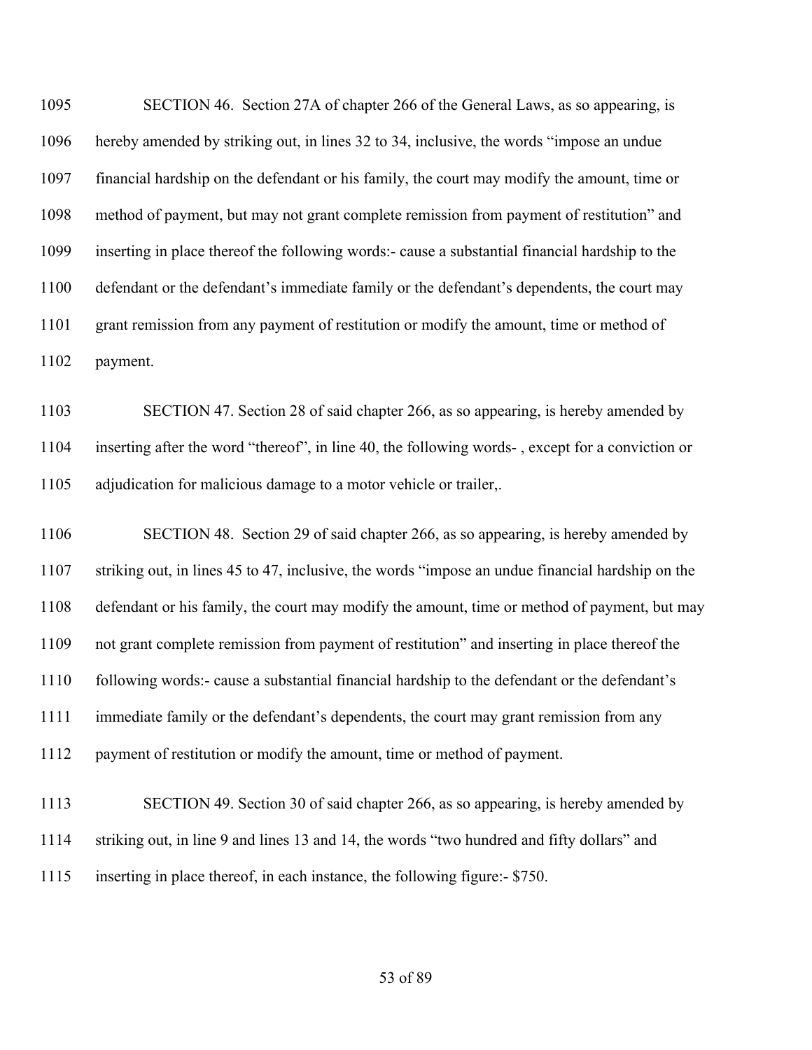SECTION 46. Section 27A of chapter 266 of the General Laws, as so appearing, is hereby amended by striking out, in lines 32 to 34, inclusive, the words "impose an undue financial hardship on the defendant or his family, the court may modify the amount, time or method of payment, but may not grant complete remission from payment of restitution" and inserting in place thereof the following words:- cause a substantial financial hardship to the defendant or the defendant's immediate family or the defendant's dependents, the court may grant remission from any payment of restitution or modify the amount, time or method of payment.

SECTION 47. Section 28 of said chapter 266, as so appearing, is hereby amended by inserting after the word "thereof", in line 40, the following words- , except for a conviction or adjudication for malicious damage to a motor vehicle or trailer,.

SECTION 48. Section 29 of said chapter 266, as so appearing, is hereby amended by striking out, in lines 45 to 47, inclusive, the words "impose an undue financial hardship on the defendant or his family, the court may modify the amount, time or method of payment, but may not grant complete remission from payment of restitution" and inserting in place thereof the following words:- cause a substantial financial hardship to the defendant or the defendant's immediate family or the defendant's dependents, the court may grant remission from any payment of restitution or modify the amount, time or method of payment.

SECTION 49. Section 30 of said chapter 266, as so appearing, is hereby amended by striking out, in line 9 and lines 13 and 14, the words "two hundred and fifty dollars" and inserting in place thereof, in each instance, the following figure:- $750.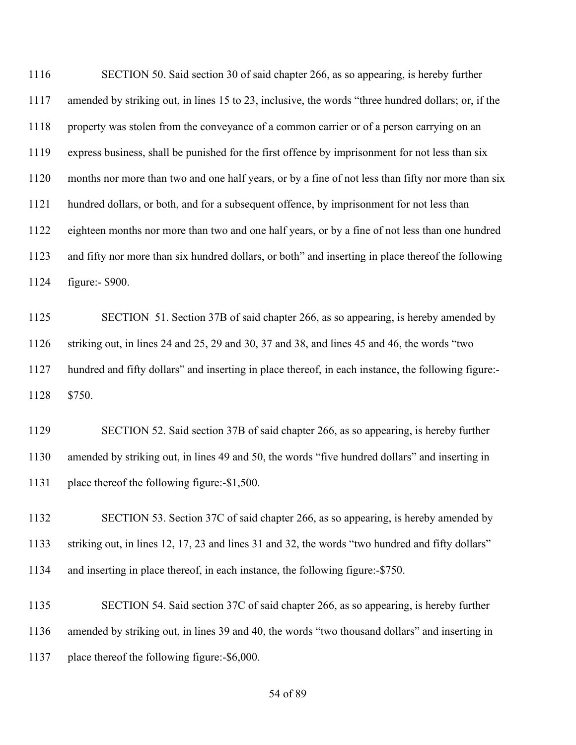SECTION 50. Said section 30 of said chapter 266, as so appearing, is hereby further amended by striking out, in lines 15 to 23, inclusive, the words "three hundred dollars; or, if the property was stolen from the conveyance of a common carrier or of a person carrying on an express business, shall be punished for the first offence by imprisonment for not less than six months nor more than two and one half years, or by a fine of not less than fifty nor more than six hundred dollars, or both, and for a subsequent offence, by imprisonment for not less than eighteen months nor more than two and one half years, or by a fine of not less than one hundred and fifty nor more than six hundred dollars, or both" and inserting in place thereof the following figure:- $900.

SECTION 51. Section 37B of said chapter 266, as so appearing, is hereby amended by striking out, in lines 24 and 25, 29 and 30, 37 and 38, and lines 45 and 46, the words "two hundred and fifty dollars" and inserting in place thereof, in each instance, the following figure:- $750.

SECTION 52. Said section 37B of said chapter 266, as so appearing, is hereby further amended by striking out, in lines 49 and 50, the words "five hundred dollars" and inserting in place thereof the following figure:-$1,500.

SECTION 53. Section 37C of said chapter 266, as so appearing, is hereby amended by striking out, in lines 12, 17, 23 and lines 31 and 32, the words "two hundred and fifty dollars" and inserting in place thereof, in each instance, the following figure:-$750.

SECTION 54. Said section 37C of said chapter 266, as so appearing, is hereby further amended by striking out, in lines 39 and 40, the words "two thousand dollars" and inserting in place thereof the following figure:-$6,000.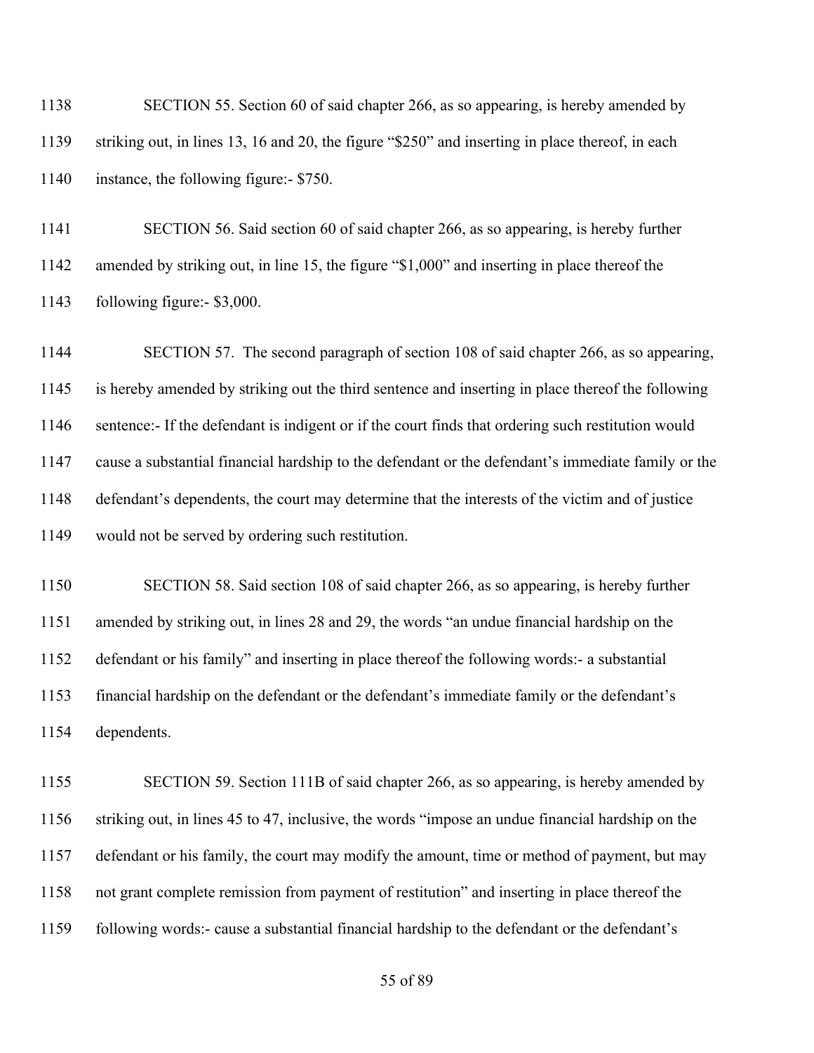SECTION 55. Section 60 of said chapter 266, as so appearing, is hereby amended by striking out, in lines 13, 16 and 20, the figure "$250" and inserting in place thereof, in each instance, the following figure:- $750.

SECTION 56. Said section 60 of said chapter 266, as so appearing, is hereby further amended by striking out, in line 15, the figure "$1,000" and inserting in place thereof the following figure:- $3,000.

SECTION 57. The second paragraph of section 108 of said chapter 266, as so appearing, is hereby amended by striking out the third sentence and inserting in place thereof the following sentence:- If the defendant is indigent or if the court finds that ordering such restitution would cause a substantial financial hardship to the defendant or the defendant's immediate family or the defendant's dependents, the court may determine that the interests of the victim and of justice would not be served by ordering such restitution.

SECTION 58. Said section 108 of said chapter 266, as so appearing, is hereby further amended by striking out, in lines 28 and 29, the words "an undue financial hardship on the defendant or his family" and inserting in place thereof the following words:- a substantial financial hardship on the defendant or the defendant's immediate family or the defendant's dependents.

SECTION 59. Section 111B of said chapter 266, as so appearing, is hereby amended by striking out, in lines 45 to 47, inclusive, the words "impose an undue financial hardship on the defendant or his family, the court may modify the amount, time or method of payment, but may not grant complete remission from payment of restitution" and inserting in place thereof the following words:- cause a substantial financial hardship to the defendant or the defendant's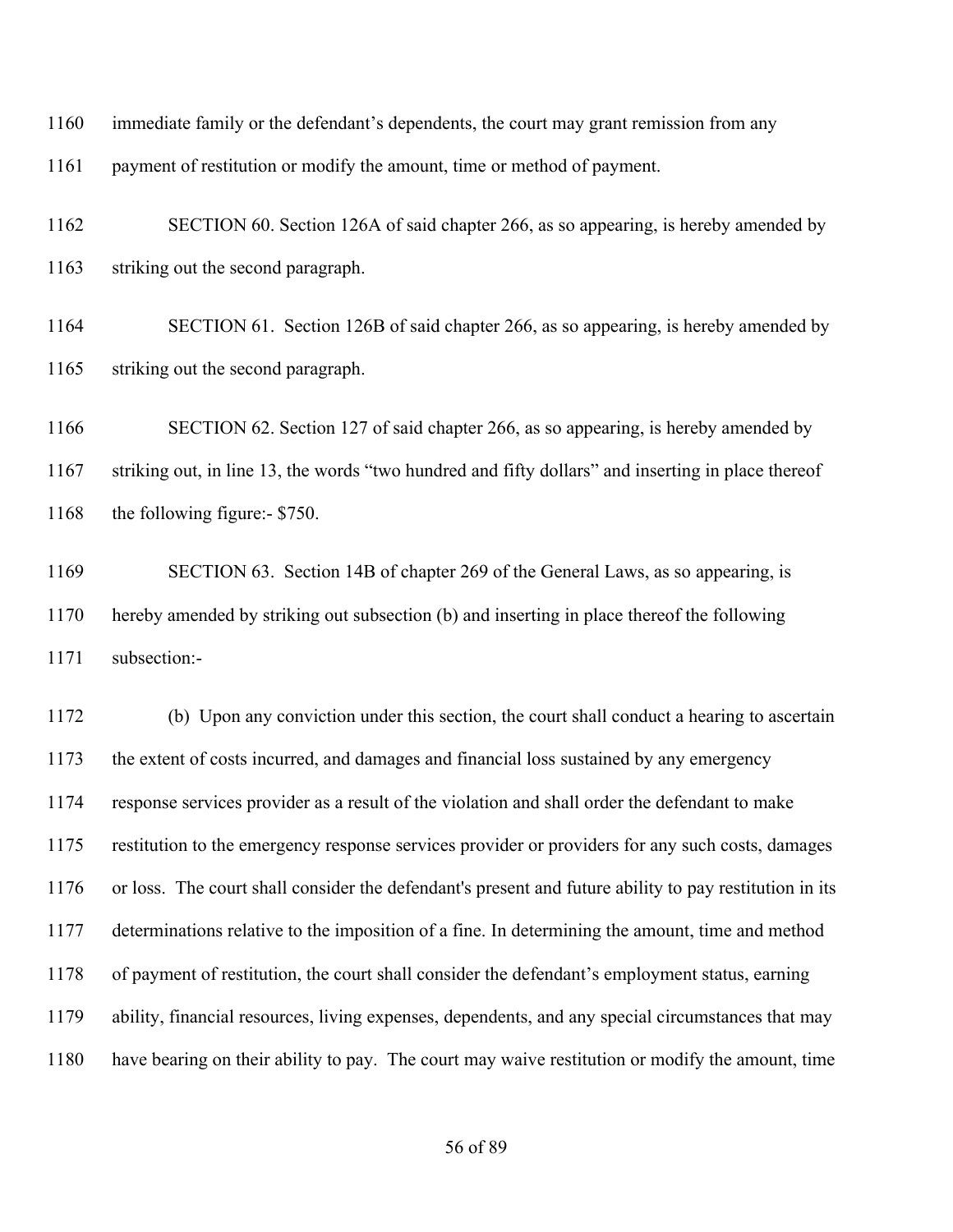immediate family or the defendant's dependents, the court may grant remission from any payment of restitution or modify the amount, time or method of payment.

SECTION 60. Section 126A of said chapter 266, as so appearing, is hereby amended by striking out the second paragraph.

SECTION 61. Section 126B of said chapter 266, as so appearing, is hereby amended by striking out the second paragraph.

SECTION 62. Section 127 of said chapter 266, as so appearing, is hereby amended by striking out, in line 13, the words "two hundred and fifty dollars" and inserting in place thereof the following figure:- $750.

SECTION 63. Section 14B of chapter 269 of the General Laws, as so appearing, is hereby amended by striking out subsection (b) and inserting in place thereof the following subsection:-

(b) Upon any conviction under this section, the court shall conduct a hearing to ascertain the extent of costs incurred, and damages and financial loss sustained by any emergency response services provider as a result of the violation and shall order the defendant to make restitution to the emergency response services provider or providers for any such costs, damages or loss. The court shall consider the defendant's present and future ability to pay restitution in its determinations relative to the imposition of a fine. In determining the amount, time and method of payment of restitution, the court shall consider the defendant's employment status, earning ability, financial resources, living expenses, dependents, and any special circumstances that may have bearing on their ability to pay. The court may waive restitution or modify the amount, time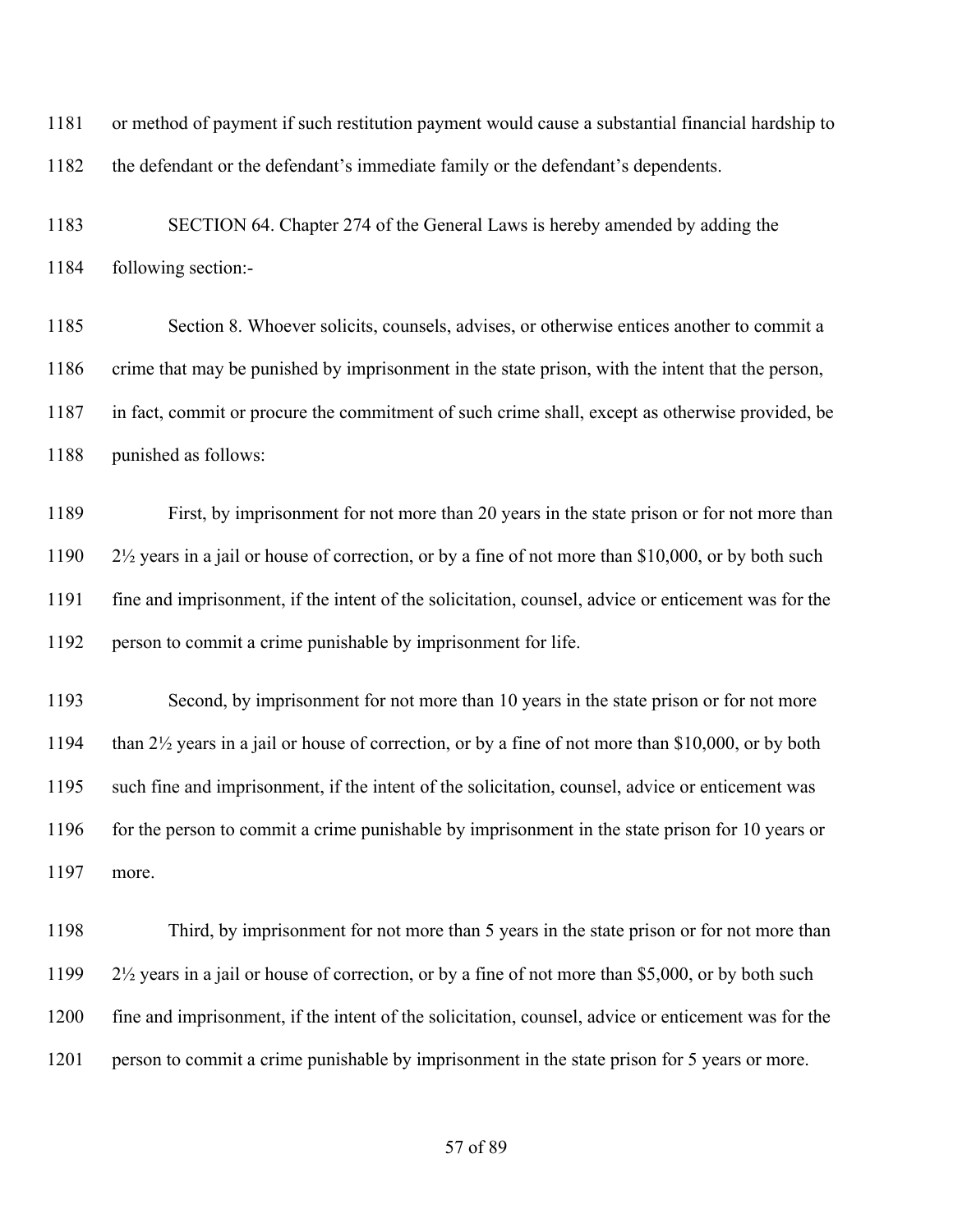or method of payment if such restitution payment would cause a substantial financial hardship to the defendant or the defendant's immediate family or the defendant's dependents.

SECTION 64. Chapter 274 of the General Laws is hereby amended by adding the following section:-

Section 8. Whoever solicits, counsels, advises, or otherwise entices another to commit a crime that may be punished by imprisonment in the state prison, with the intent that the person, in fact, commit or procure the commitment of such crime shall, except as otherwise provided, be punished as follows:

First, by imprisonment for not more than 20 years in the state prison or for not more than 2½ years in a jail or house of correction, or by a fine of not more than $10,000, or by both such fine and imprisonment, if the intent of the solicitation, counsel, advice or enticement was for the person to commit a crime punishable by imprisonment for life.

Second, by imprisonment for not more than 10 years in the state prison or for not more than 2½ years in a jail or house of correction, or by a fine of not more than $10,000, or by both such fine and imprisonment, if the intent of the solicitation, counsel, advice or enticement was for the person to commit a crime punishable by imprisonment in the state prison for 10 years or more.

Third, by imprisonment for not more than 5 years in the state prison or for not more than 2½ years in a jail or house of correction, or by a fine of not more than $5,000, or by both such fine and imprisonment, if the intent of the solicitation, counsel, advice or enticement was for the person to commit a crime punishable by imprisonment in the state prison for 5 years or more.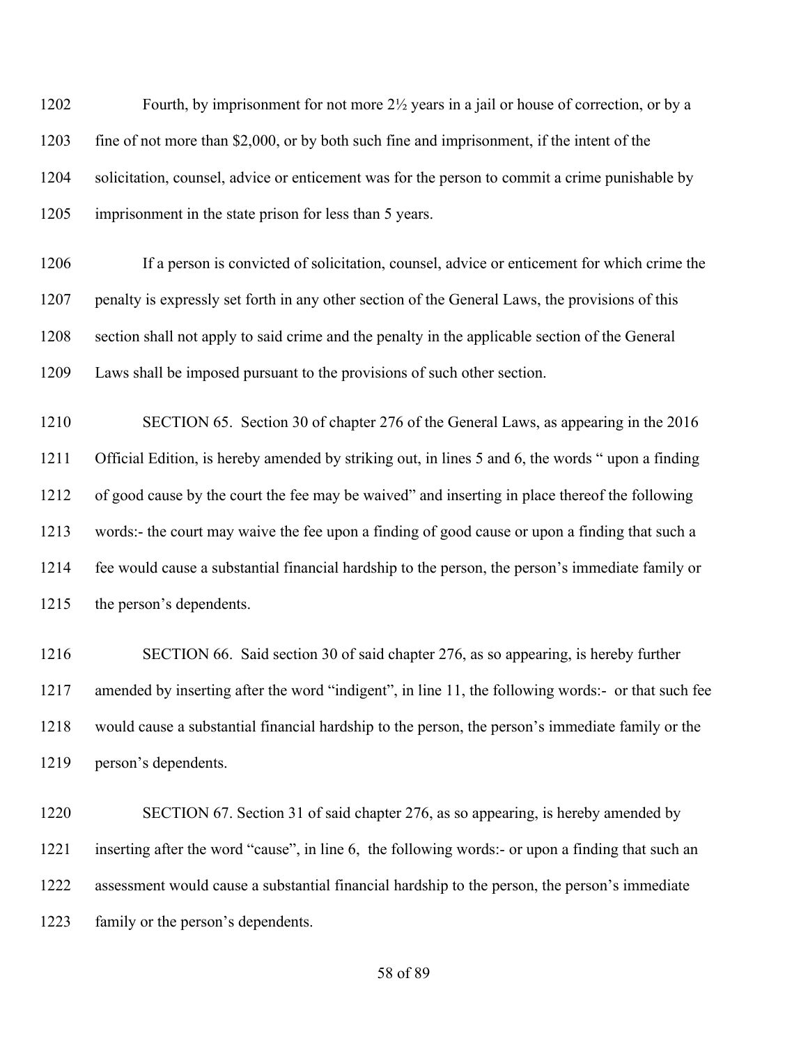Fourth, by imprisonment for not more 2½ years in a jail or house of correction, or by a fine of not more than $2,000, or by both such fine and imprisonment, if the intent of the solicitation, counsel, advice or enticement was for the person to commit a crime punishable by imprisonment in the state prison for less than 5 years.

If a person is convicted of solicitation, counsel, advice or enticement for which crime the penalty is expressly set forth in any other section of the General Laws, the provisions of this section shall not apply to said crime and the penalty in the applicable section of the General Laws shall be imposed pursuant to the provisions of such other section.

SECTION 65. Section 30 of chapter 276 of the General Laws, as appearing in the 2016 Official Edition, is hereby amended by striking out, in lines 5 and 6, the words " upon a finding of good cause by the court the fee may be waived" and inserting in place thereof the following words:- the court may waive the fee upon a finding of good cause or upon a finding that such a fee would cause a substantial financial hardship to the person, the person's immediate family or the person's dependents.

SECTION 66. Said section 30 of said chapter 276, as so appearing, is hereby further amended by inserting after the word "indigent", in line 11, the following words:- or that such fee would cause a substantial financial hardship to the person, the person's immediate family or the person's dependents.

SECTION 67. Section 31 of said chapter 276, as so appearing, is hereby amended by inserting after the word "cause", in line 6, the following words:- or upon a finding that such an assessment would cause a substantial financial hardship to the person, the person's immediate family or the person's dependents.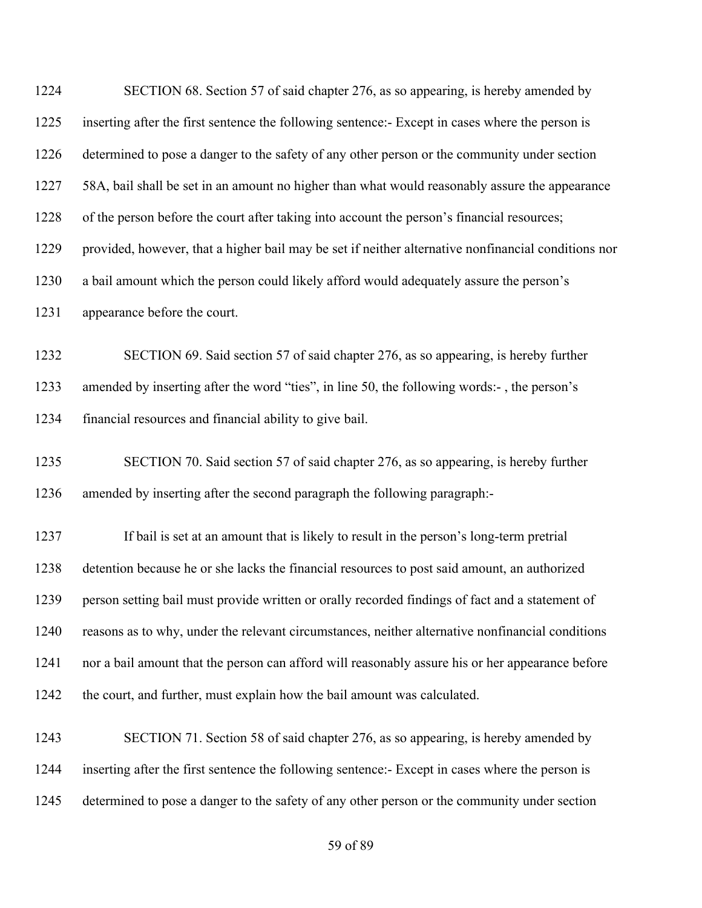SECTION 68. Section 57 of said chapter 276, as so appearing, is hereby amended by inserting after the first sentence the following sentence:- Except in cases where the person is determined to pose a danger to the safety of any other person or the community under section 58A, bail shall be set in an amount no higher than what would reasonably assure the appearance of the person before the court after taking into account the person's financial resources; provided, however, that a higher bail may be set if neither alternative nonfinancial conditions nor a bail amount which the person could likely afford would adequately assure the person's appearance before the court.

SECTION 69. Said section 57 of said chapter 276, as so appearing, is hereby further amended by inserting after the word "ties", in line 50, the following words:- , the person's financial resources and financial ability to give bail.

SECTION 70. Said section 57 of said chapter 276, as so appearing, is hereby further amended by inserting after the second paragraph the following paragraph:-

If bail is set at an amount that is likely to result in the person's long-term pretrial detention because he or she lacks the financial resources to post said amount, an authorized person setting bail must provide written or orally recorded findings of fact and a statement of reasons as to why, under the relevant circumstances, neither alternative nonfinancial conditions nor a bail amount that the person can afford will reasonably assure his or her appearance before the court, and further, must explain how the bail amount was calculated.

SECTION 71. Section 58 of said chapter 276, as so appearing, is hereby amended by inserting after the first sentence the following sentence:- Except in cases where the person is determined to pose a danger to the safety of any other person or the community under section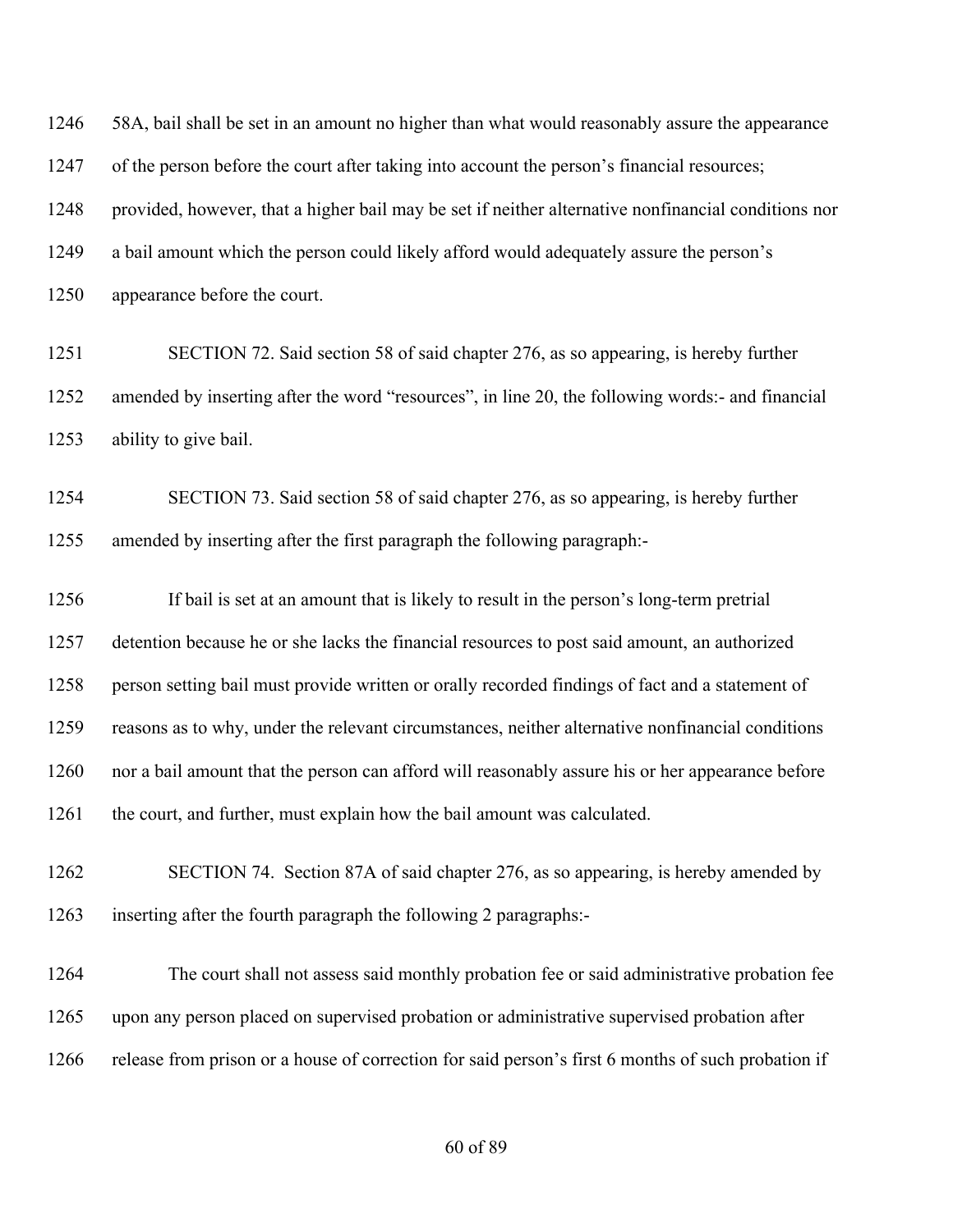58A, bail shall be set in an amount no higher than what would reasonably assure the appearance of the person before the court after taking into account the person's financial resources; provided, however, that a higher bail may be set if neither alternative nonfinancial conditions nor a bail amount which the person could likely afford would adequately assure the person's appearance before the court.

SECTION 72. Said section 58 of said chapter 276, as so appearing, is hereby further amended by inserting after the word "resources", in line 20, the following words:- and financial ability to give bail.

SECTION 73. Said section 58 of said chapter 276, as so appearing, is hereby further amended by inserting after the first paragraph the following paragraph:-

If bail is set at an amount that is likely to result in the person's long-term pretrial detention because he or she lacks the financial resources to post said amount, an authorized person setting bail must provide written or orally recorded findings of fact and a statement of reasons as to why, under the relevant circumstances, neither alternative nonfinancial conditions nor a bail amount that the person can afford will reasonably assure his or her appearance before the court, and further, must explain how the bail amount was calculated.

SECTION 74. Section 87A of said chapter 276, as so appearing, is hereby amended by inserting after the fourth paragraph the following 2 paragraphs:-

The court shall not assess said monthly probation fee or said administrative probation fee upon any person placed on supervised probation or administrative supervised probation after release from prison or a house of correction for said person's first 6 months of such probation if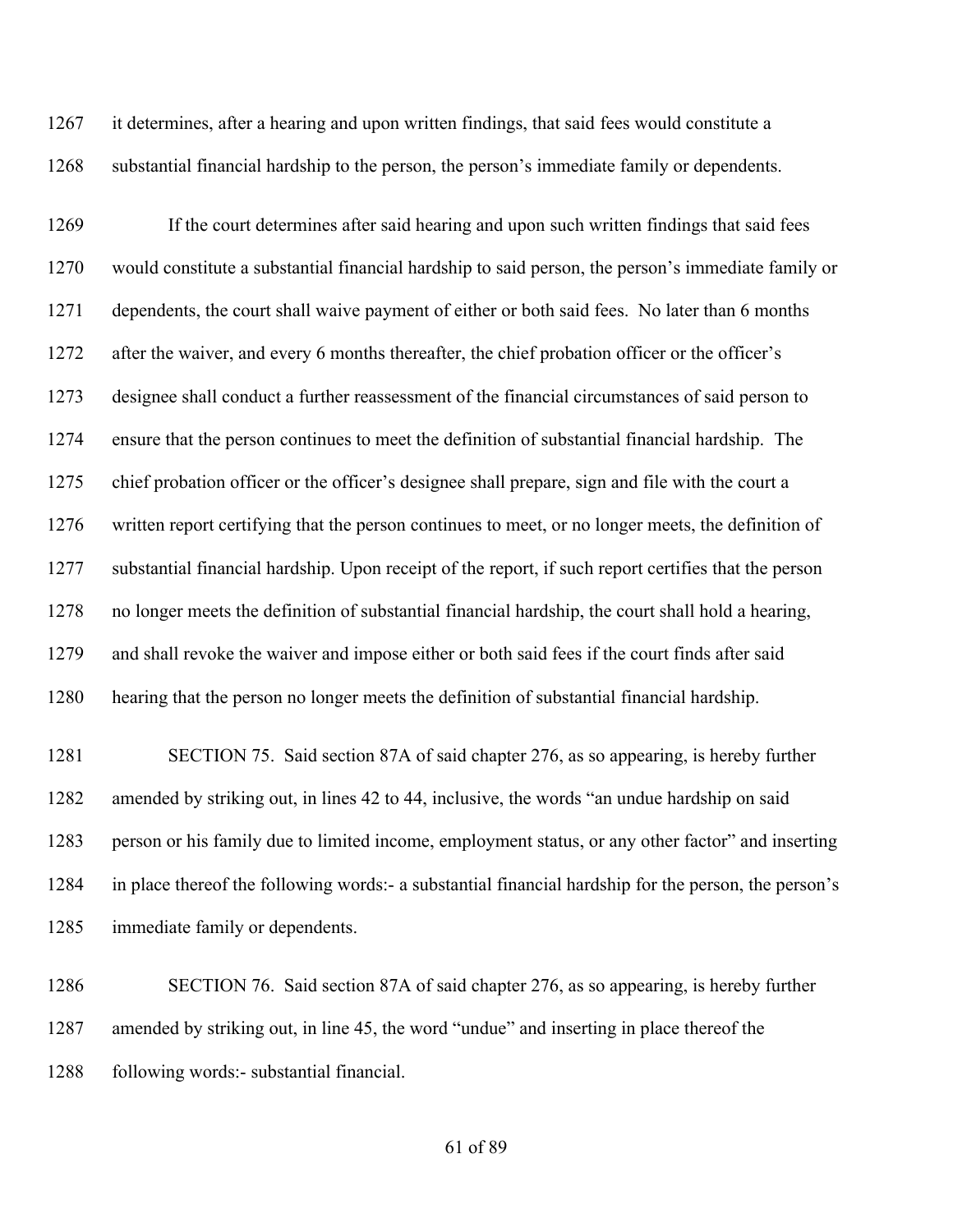it determines, after a hearing and upon written findings, that said fees would constitute a substantial financial hardship to the person, the person's immediate family or dependents.

If the court determines after said hearing and upon such written findings that said fees would constitute a substantial financial hardship to said person, the person's immediate family or dependents, the court shall waive payment of either or both said fees. No later than 6 months after the waiver, and every 6 months thereafter, the chief probation officer or the officer's designee shall conduct a further reassessment of the financial circumstances of said person to ensure that the person continues to meet the definition of substantial financial hardship. The chief probation officer or the officer's designee shall prepare, sign and file with the court a written report certifying that the person continues to meet, or no longer meets, the definition of substantial financial hardship. Upon receipt of the report, if such report certifies that the person no longer meets the definition of substantial financial hardship, the court shall hold a hearing, and shall revoke the waiver and impose either or both said fees if the court finds after said hearing that the person no longer meets the definition of substantial financial hardship.

SECTION 75. Said section 87A of said chapter 276, as so appearing, is hereby further amended by striking out, in lines 42 to 44, inclusive, the words "an undue hardship on said person or his family due to limited income, employment status, or any other factor" and inserting in place thereof the following words:- a substantial financial hardship for the person, the person's immediate family or dependents.

SECTION 76. Said section 87A of said chapter 276, as so appearing, is hereby further amended by striking out, in line 45, the word "undue" and inserting in place thereof the following words:- substantial financial.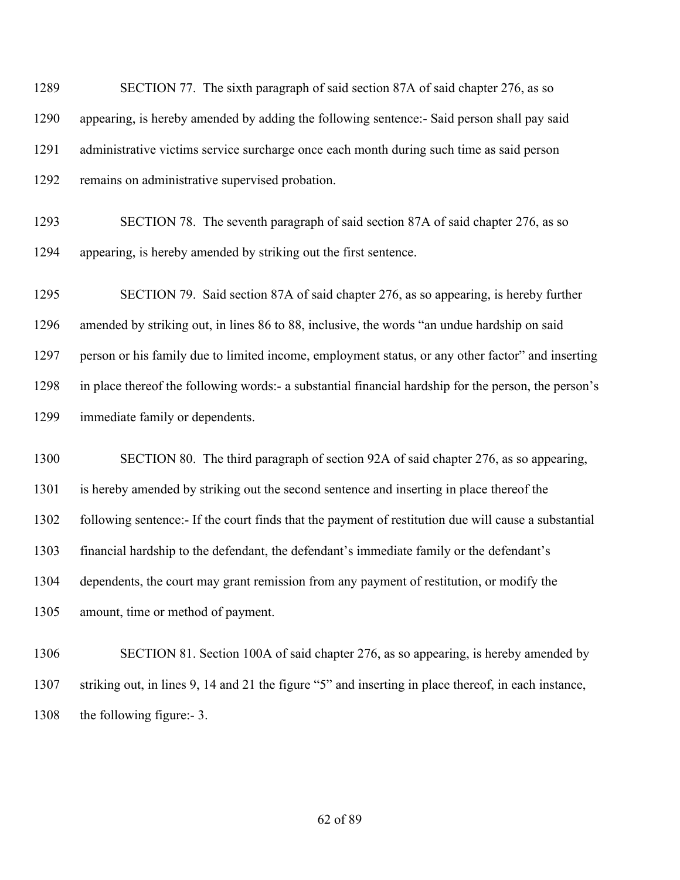SECTION 77. The sixth paragraph of said section 87A of said chapter 276, as so appearing, is hereby amended by adding the following sentence:- Said person shall pay said administrative victims service surcharge once each month during such time as said person remains on administrative supervised probation.

SECTION 78. The seventh paragraph of said section 87A of said chapter 276, as so appearing, is hereby amended by striking out the first sentence.

SECTION 79. Said section 87A of said chapter 276, as so appearing, is hereby further amended by striking out, in lines 86 to 88, inclusive, the words "an undue hardship on said person or his family due to limited income, employment status, or any other factor" and inserting in place thereof the following words:- a substantial financial hardship for the person, the person's immediate family or dependents.

SECTION 80. The third paragraph of section 92A of said chapter 276, as so appearing, is hereby amended by striking out the second sentence and inserting in place thereof the following sentence:- If the court finds that the payment of restitution due will cause a substantial financial hardship to the defendant, the defendant's immediate family or the defendant's dependents, the court may grant remission from any payment of restitution, or modify the amount, time or method of payment.

SECTION 81. Section 100A of said chapter 276, as so appearing, is hereby amended by striking out, in lines 9, 14 and 21 the figure "5" and inserting in place thereof, in each instance, the following figure:- 3.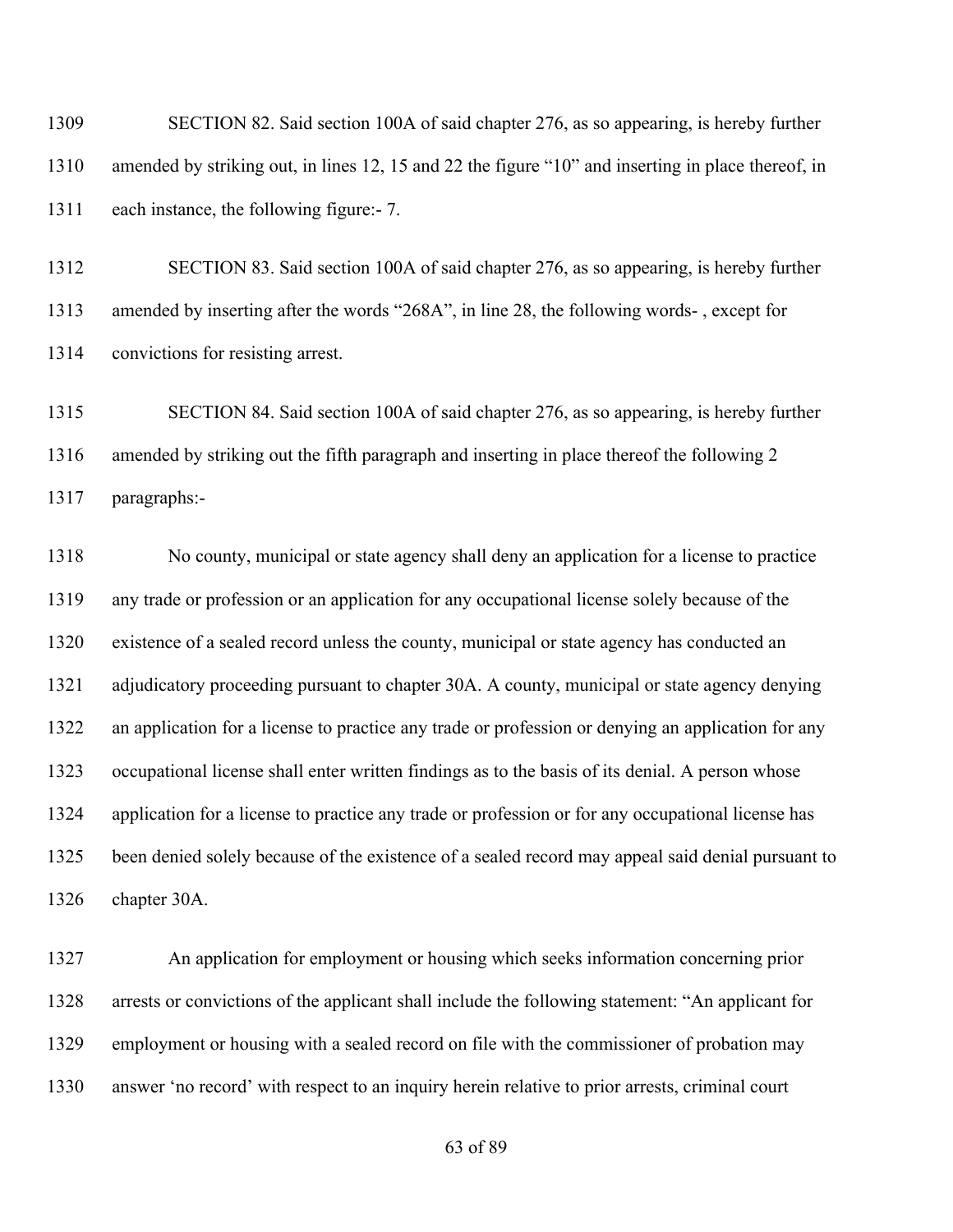SECTION 82. Said section 100A of said chapter 276, as so appearing, is hereby further amended by striking out, in lines 12, 15 and 22 the figure "10" and inserting in place thereof, in each instance, the following figure:- 7.

SECTION 83. Said section 100A of said chapter 276, as so appearing, is hereby further amended by inserting after the words "268A", in line 28, the following words- , except for convictions for resisting arrest.

SECTION 84. Said section 100A of said chapter 276, as so appearing, is hereby further amended by striking out the fifth paragraph and inserting in place thereof the following 2 paragraphs:-

No county, municipal or state agency shall deny an application for a license to practice any trade or profession or an application for any occupational license solely because of the existence of a sealed record unless the county, municipal or state agency has conducted an adjudicatory proceeding pursuant to chapter 30A. A county, municipal or state agency denying an application for a license to practice any trade or profession or denying an application for any occupational license shall enter written findings as to the basis of its denial. A person whose application for a license to practice any trade or profession or for any occupational license has been denied solely because of the existence of a sealed record may appeal said denial pursuant to chapter 30A.

An application for employment or housing which seeks information concerning prior arrests or convictions of the applicant shall include the following statement: "An applicant for employment or housing with a sealed record on file with the commissioner of probation may answer 'no record' with respect to an inquiry herein relative to prior arrests, criminal court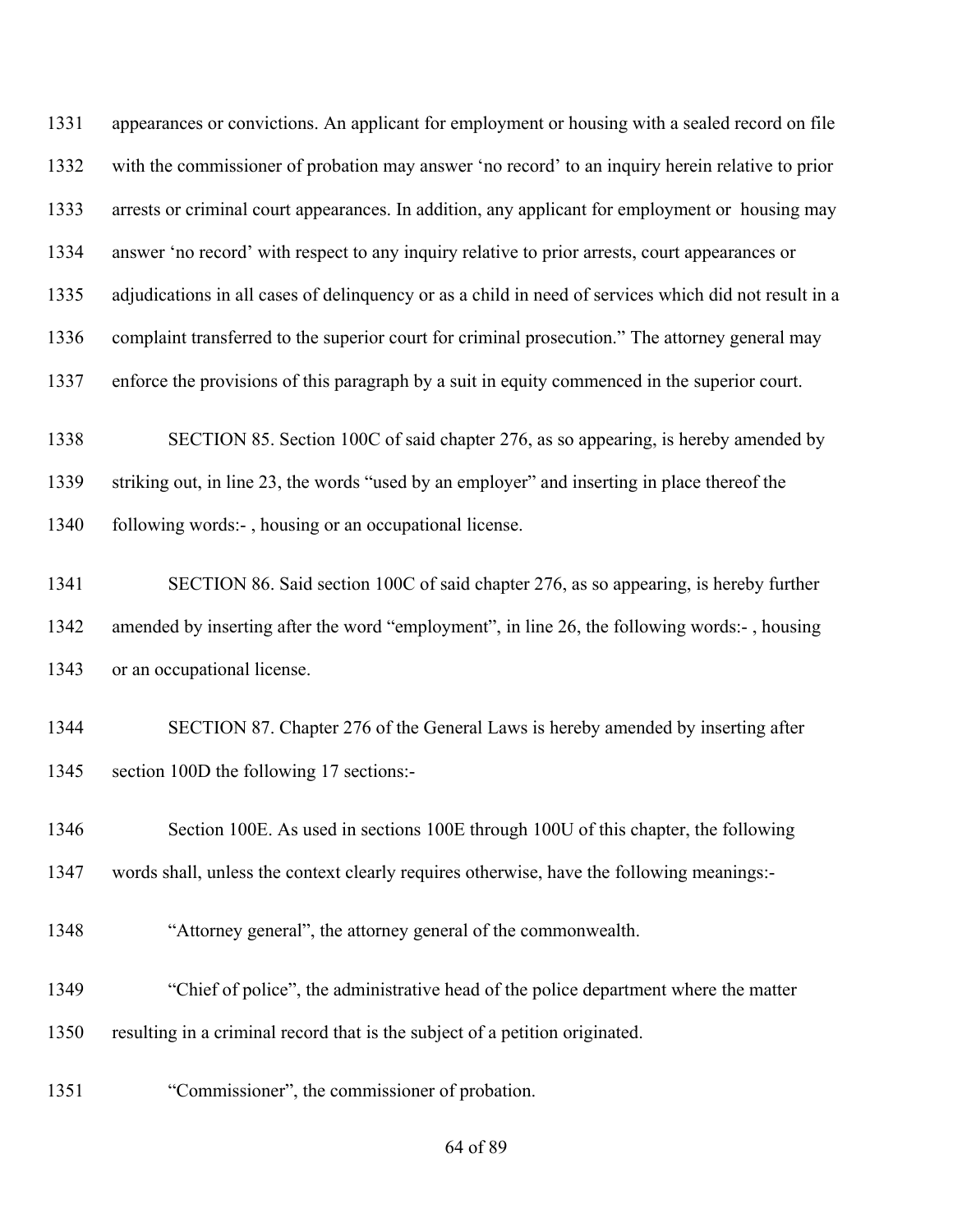1331 appearances or convictions. An applicant for employment or housing with a sealed record on file

1332 with the commissioner of probation may answer 'no record' to an inquiry herein relative to prior

1333 arrests or criminal court appearances. In addition, any applicant for employment or housing may

1334 answer 'no record' with respect to any inquiry relative to prior arrests, court appearances or

1335 adjudications in all cases of delinquency or as a child in need of services which did not result in a

1336 complaint transferred to the superior court for criminal prosecution." The attorney general may

1337 enforce the provisions of this paragraph by a suit in equity commenced in the superior court.

1338 SECTION 85. Section 100C of said chapter 276, as so appearing, is hereby amended by

1339 striking out, in line 23, the words "used by an employer" and inserting in place thereof the

1340 following words:- , housing or an occupational license.

1341 SECTION 86. Said section 100C of said chapter 276, as so appearing, is hereby further

1342 amended by inserting after the word "employment", in line 26, the following words:- , housing

1343 or an occupational license.

1344 SECTION 87. Chapter 276 of the General Laws is hereby amended by inserting after

1345 section 100D the following 17 sections:-

1346 Section 100E. As used in sections 100E through 100U of this chapter, the following

1347 words shall, unless the context clearly requires otherwise, have the following meanings:-

1348 "Attorney general", the attorney general of the commonwealth.

1349 "Chief of police", the administrative head of the police department where the matter

1350 resulting in a criminal record that is the subject of a petition originated.

1351 "Commissioner", the commissioner of probation.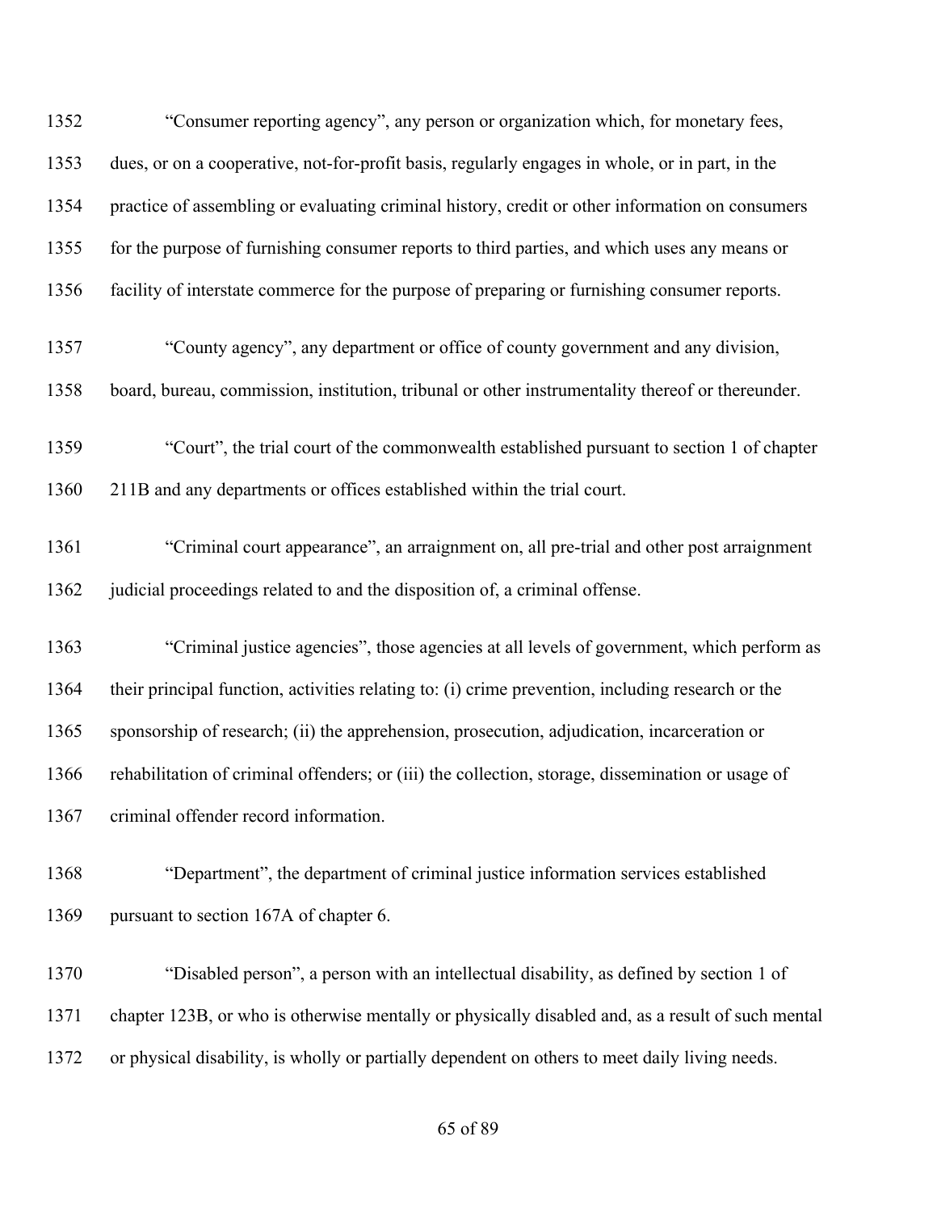1352 "Consumer reporting agency", any person or organization which, for monetary fees,
1353 dues, or on a cooperative, not-for-profit basis, regularly engages in whole, or in part, in the
1354 practice of assembling or evaluating criminal history, credit or other information on consumers
1355 for the purpose of furnishing consumer reports to third parties, and which uses any means or
1356 facility of interstate commerce for the purpose of preparing or furnishing consumer reports.

1357 "County agency", any department or office of county government and any division,
1358 board, bureau, commission, institution, tribunal or other instrumentality thereof or thereunder.

1359 "Court", the trial court of the commonwealth established pursuant to section 1 of chapter
1360 211B and any departments or offices established within the trial court.

1361 "Criminal court appearance", an arraignment on, all pre-trial and other post arraignment
1362 judicial proceedings related to and the disposition of, a criminal offense.

1363 "Criminal justice agencies", those agencies at all levels of government, which perform as
1364 their principal function, activities relating to: (i) crime prevention, including research or the
1365 sponsorship of research; (ii) the apprehension, prosecution, adjudication, incarceration or
1366 rehabilitation of criminal offenders; or (iii) the collection, storage, dissemination or usage of
1367 criminal offender record information.

1368 "Department", the department of criminal justice information services established
1369 pursuant to section 167A of chapter 6.

1370 "Disabled person", a person with an intellectual disability, as defined by section 1 of
1371 chapter 123B, or who is otherwise mentally or physically disabled and, as a result of such mental
1372 or physical disability, is wholly or partially dependent on others to meet daily living needs.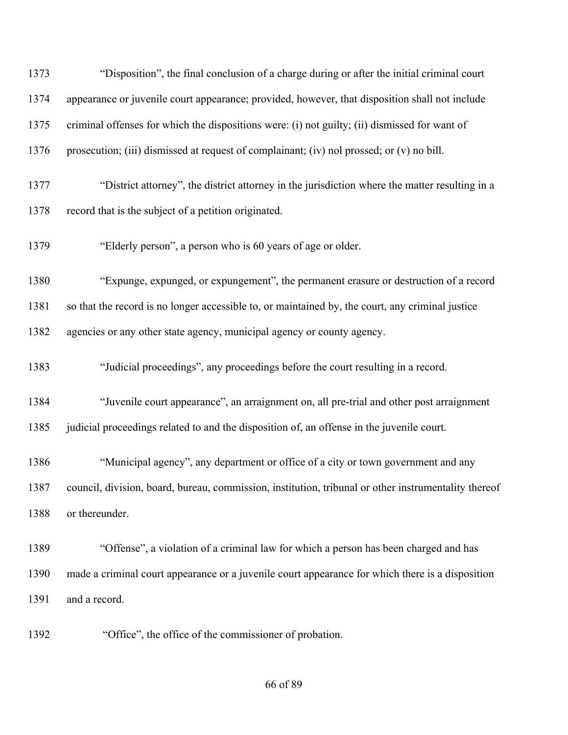"Disposition", the final conclusion of a charge during or after the initial criminal court appearance or juvenile court appearance; provided, however, that disposition shall not include criminal offenses for which the dispositions were: (i) not guilty; (ii) dismissed for want of prosecution; (iii) dismissed at request of complainant; (iv) nol prossed; or (v) no bill.

"District attorney", the district attorney in the jurisdiction where the matter resulting in a record that is the subject of a petition originated.

"Elderly person", a person who is 60 years of age or older.

"Expunge, expunged, or expungement", the permanent erasure or destruction of a record so that the record is no longer accessible to, or maintained by, the court, any criminal justice agencies or any other state agency, municipal agency or county agency.

"Judicial proceedings", any proceedings before the court resulting in a record.

"Juvenile court appearance", an arraignment on, all pre-trial and other post arraignment judicial proceedings related to and the disposition of, an offense in the juvenile court.

"Municipal agency", any department or office of a city or town government and any council, division, board, bureau, commission, institution, tribunal or other instrumentality thereof or thereunder.

"Offense", a violation of a criminal law for which a person has been charged and has made a criminal court appearance or a juvenile court appearance for which there is a disposition and a record.

"Office", the office of the commissioner of probation.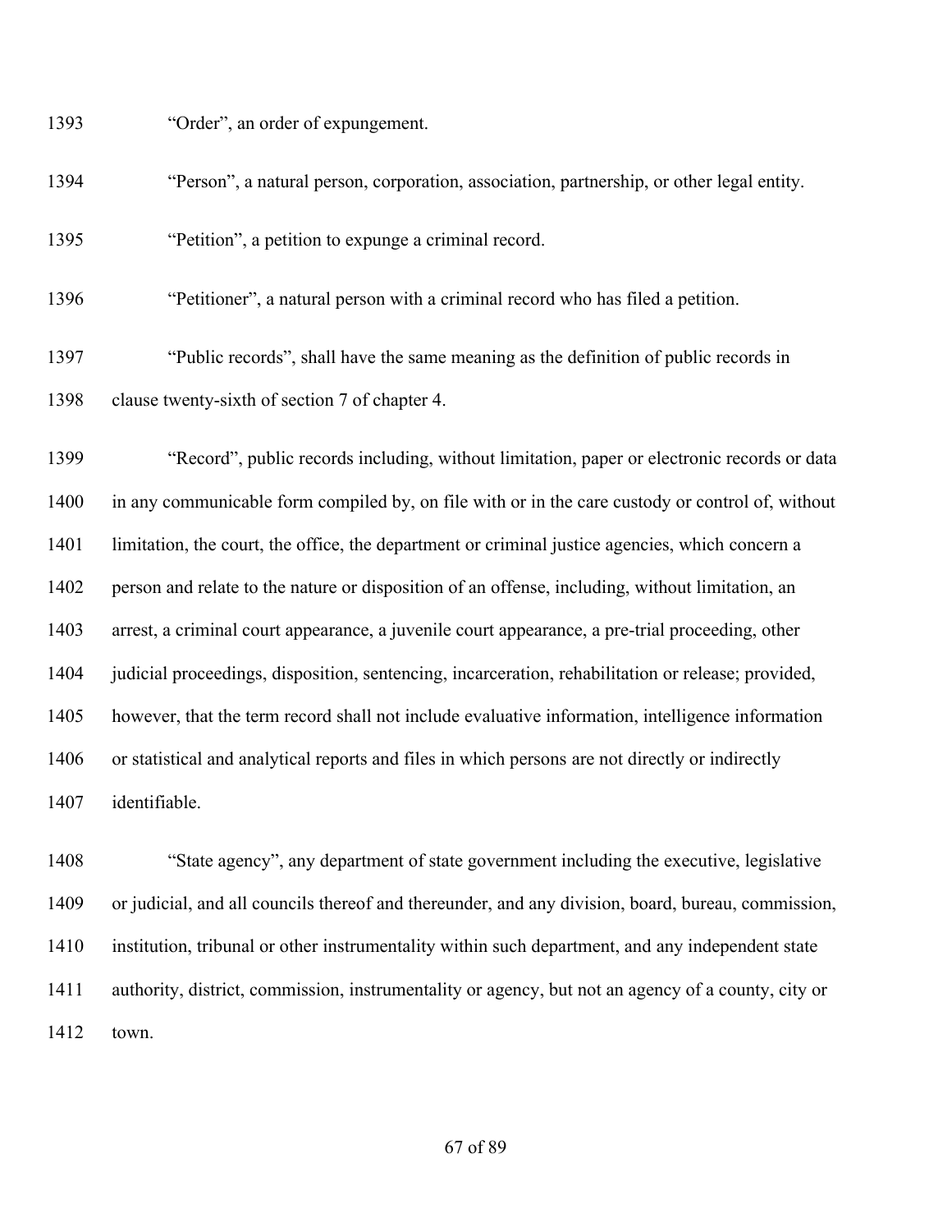"Order", an order of expungement.

"Person", a natural person, corporation, association, partnership, or other legal entity.

"Petition", a petition to expunge a criminal record.

"Petitioner", a natural person with a criminal record who has filed a petition.

"Public records", shall have the same meaning as the definition of public records in clause twenty-sixth of section 7 of chapter 4.

"Record", public records including, without limitation, paper or electronic records or data in any communicable form compiled by, on file with or in the care custody or control of, without limitation, the court, the office, the department or criminal justice agencies, which concern a person and relate to the nature or disposition of an offense, including, without limitation, an arrest, a criminal court appearance, a juvenile court appearance, a pre-trial proceeding, other judicial proceedings, disposition, sentencing, incarceration, rehabilitation or release; provided, however, that the term record shall not include evaluative information, intelligence information or statistical and analytical reports and files in which persons are not directly or indirectly identifiable.

"State agency", any department of state government including the executive, legislative or judicial, and all councils thereof and thereunder, and any division, board, bureau, commission, institution, tribunal or other instrumentality within such department, and any independent state authority, district, commission, instrumentality or agency, but not an agency of a county, city or town.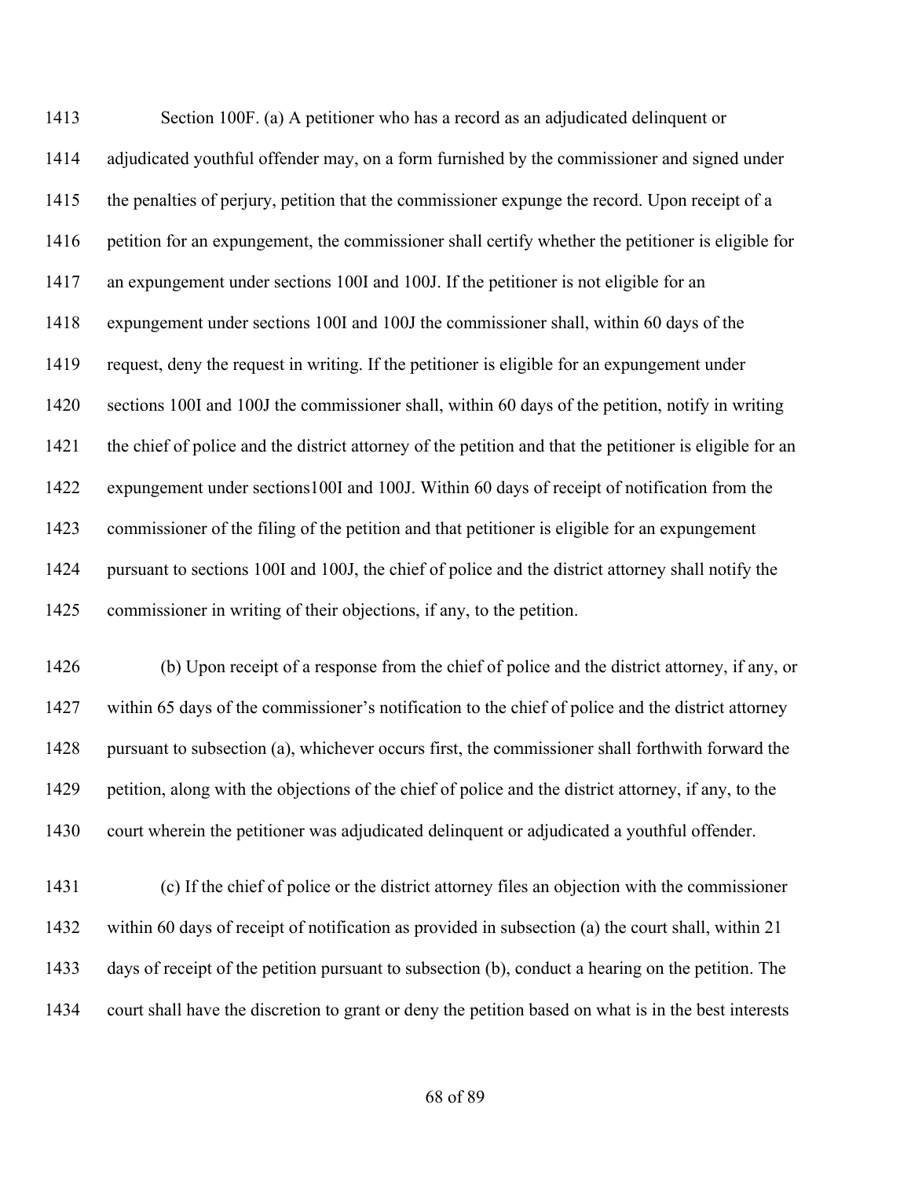Section 100F. (a) A petitioner who has a record as an adjudicated delinquent or adjudicated youthful offender may, on a form furnished by the commissioner and signed under the penalties of perjury, petition that the commissioner expunge the record. Upon receipt of a petition for an expungement, the commissioner shall certify whether the petitioner is eligible for an expungement under sections 100I and 100J. If the petitioner is not eligible for an expungement under sections 100I and 100J the commissioner shall, within 60 days of the request, deny the request in writing. If the petitioner is eligible for an expungement under sections 100I and 100J the commissioner shall, within 60 days of the petition, notify in writing the chief of police and the district attorney of the petition and that the petitioner is eligible for an expungement under sections100I and 100J. Within 60 days of receipt of notification from the commissioner of the filing of the petition and that petitioner is eligible for an expungement pursuant to sections 100I and 100J, the chief of police and the district attorney shall notify the commissioner in writing of their objections, if any, to the petition.

(b) Upon receipt of a response from the chief of police and the district attorney, if any, or within 65 days of the commissioner's notification to the chief of police and the district attorney pursuant to subsection (a), whichever occurs first, the commissioner shall forthwith forward the petition, along with the objections of the chief of police and the district attorney, if any, to the court wherein the petitioner was adjudicated delinquent or adjudicated a youthful offender.

(c) If the chief of police or the district attorney files an objection with the commissioner within 60 days of receipt of notification as provided in subsection (a) the court shall, within 21 days of receipt of the petition pursuant to subsection (b), conduct a hearing on the petition. The court shall have the discretion to grant or deny the petition based on what is in the best interests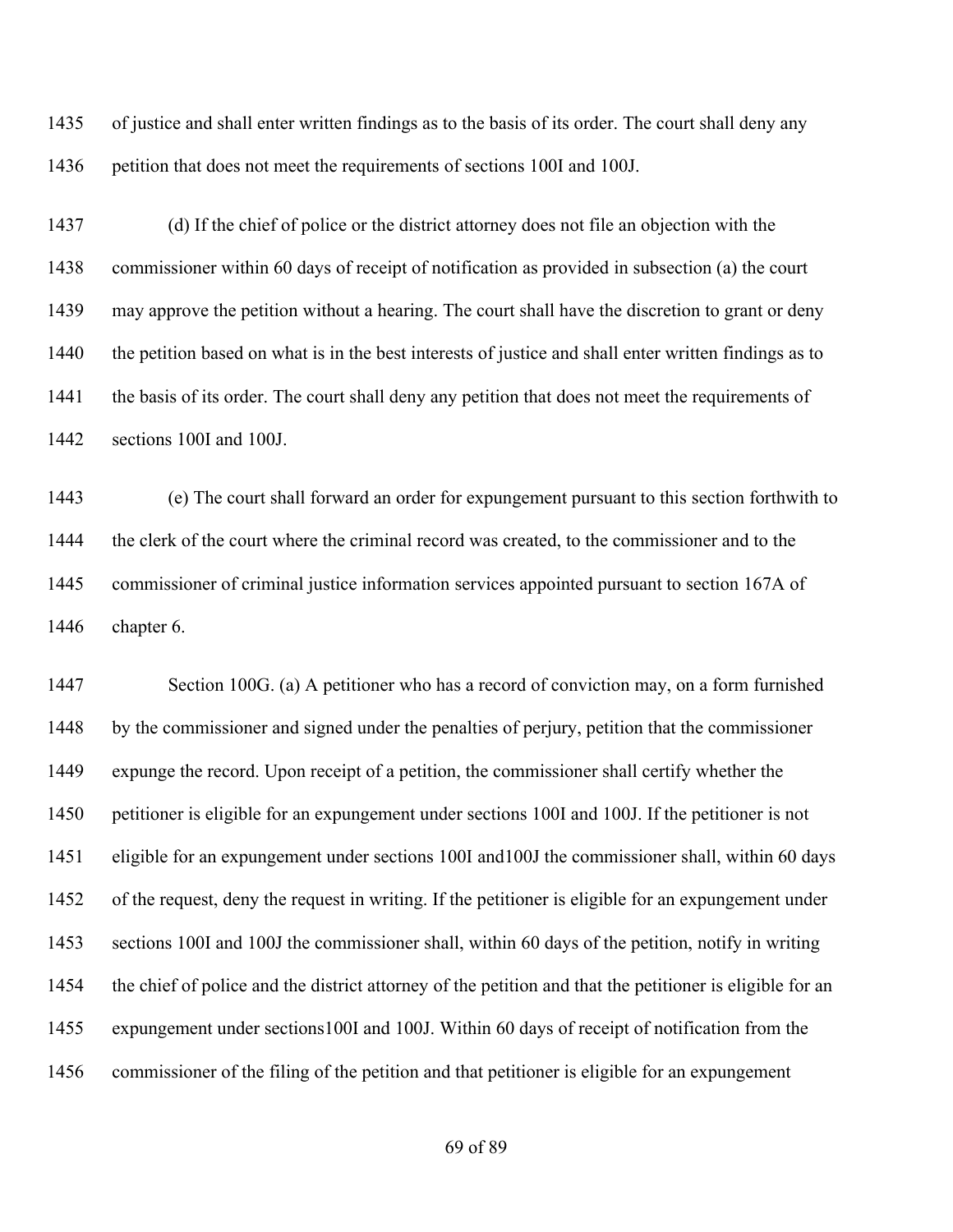of justice and shall enter written findings as to the basis of its order. The court shall deny any petition that does not meet the requirements of sections 100I and 100J.

(d) If the chief of police or the district attorney does not file an objection with the commissioner within 60 days of receipt of notification as provided in subsection (a) the court may approve the petition without a hearing. The court shall have the discretion to grant or deny the petition based on what is in the best interests of justice and shall enter written findings as to the basis of its order. The court shall deny any petition that does not meet the requirements of sections 100I and 100J.

(e) The court shall forward an order for expungement pursuant to this section forthwith to the clerk of the court where the criminal record was created, to the commissioner and to the commissioner of criminal justice information services appointed pursuant to section 167A of chapter 6.

Section 100G. (a) A petitioner who has a record of conviction may, on a form furnished by the commissioner and signed under the penalties of perjury, petition that the commissioner expunge the record. Upon receipt of a petition, the commissioner shall certify whether the petitioner is eligible for an expungement under sections 100I and 100J. If the petitioner is not eligible for an expungement under sections 100I and100J the commissioner shall, within 60 days of the request, deny the request in writing. If the petitioner is eligible for an expungement under sections 100I and 100J the commissioner shall, within 60 days of the petition, notify in writing the chief of police and the district attorney of the petition and that the petitioner is eligible for an expungement under sections100I and 100J. Within 60 days of receipt of notification from the commissioner of the filing of the petition and that petitioner is eligible for an expungement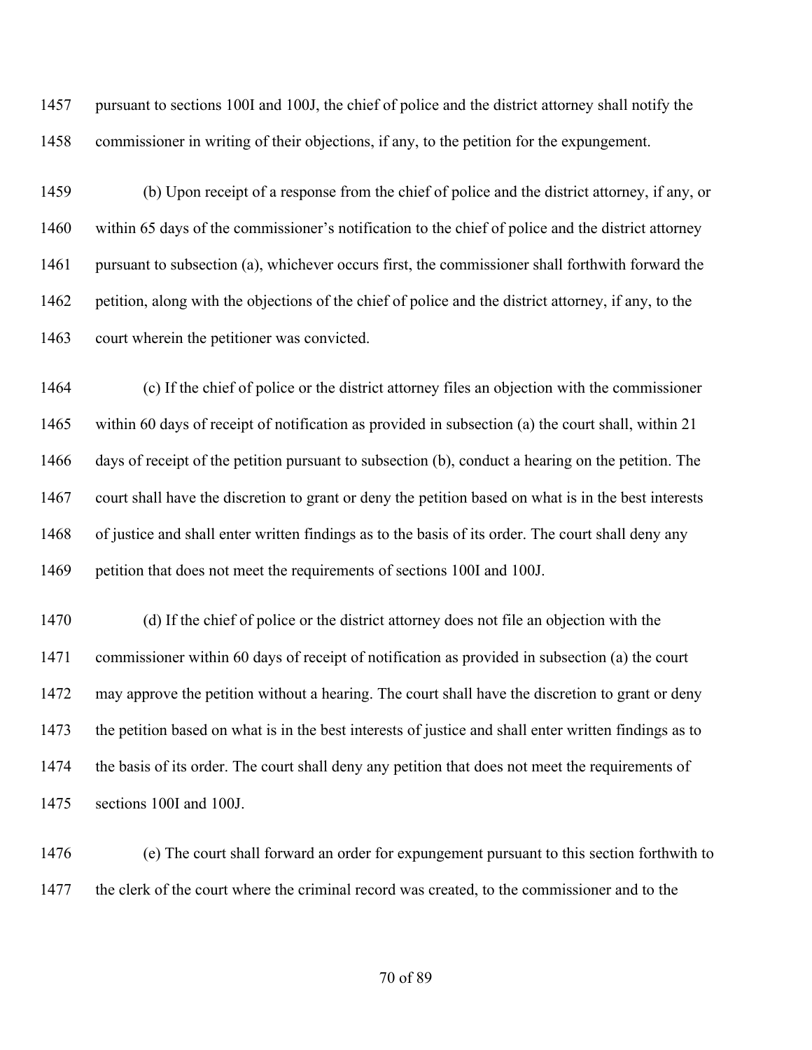pursuant to sections 100I and 100J, the chief of police and the district attorney shall notify the commissioner in writing of their objections, if any, to the petition for the expungement.

(b) Upon receipt of a response from the chief of police and the district attorney, if any, or within 65 days of the commissioner's notification to the chief of police and the district attorney pursuant to subsection (a), whichever occurs first, the commissioner shall forthwith forward the petition, along with the objections of the chief of police and the district attorney, if any, to the court wherein the petitioner was convicted.

(c) If the chief of police or the district attorney files an objection with the commissioner within 60 days of receipt of notification as provided in subsection (a) the court shall, within 21 days of receipt of the petition pursuant to subsection (b), conduct a hearing on the petition. The court shall have the discretion to grant or deny the petition based on what is in the best interests of justice and shall enter written findings as to the basis of its order. The court shall deny any petition that does not meet the requirements of sections 100I and 100J.

(d) If the chief of police or the district attorney does not file an objection with the commissioner within 60 days of receipt of notification as provided in subsection (a) the court may approve the petition without a hearing. The court shall have the discretion to grant or deny the petition based on what is in the best interests of justice and shall enter written findings as to the basis of its order. The court shall deny any petition that does not meet the requirements of sections 100I and 100J.

(e) The court shall forward an order for expungement pursuant to this section forthwith to the clerk of the court where the criminal record was created, to the commissioner and to the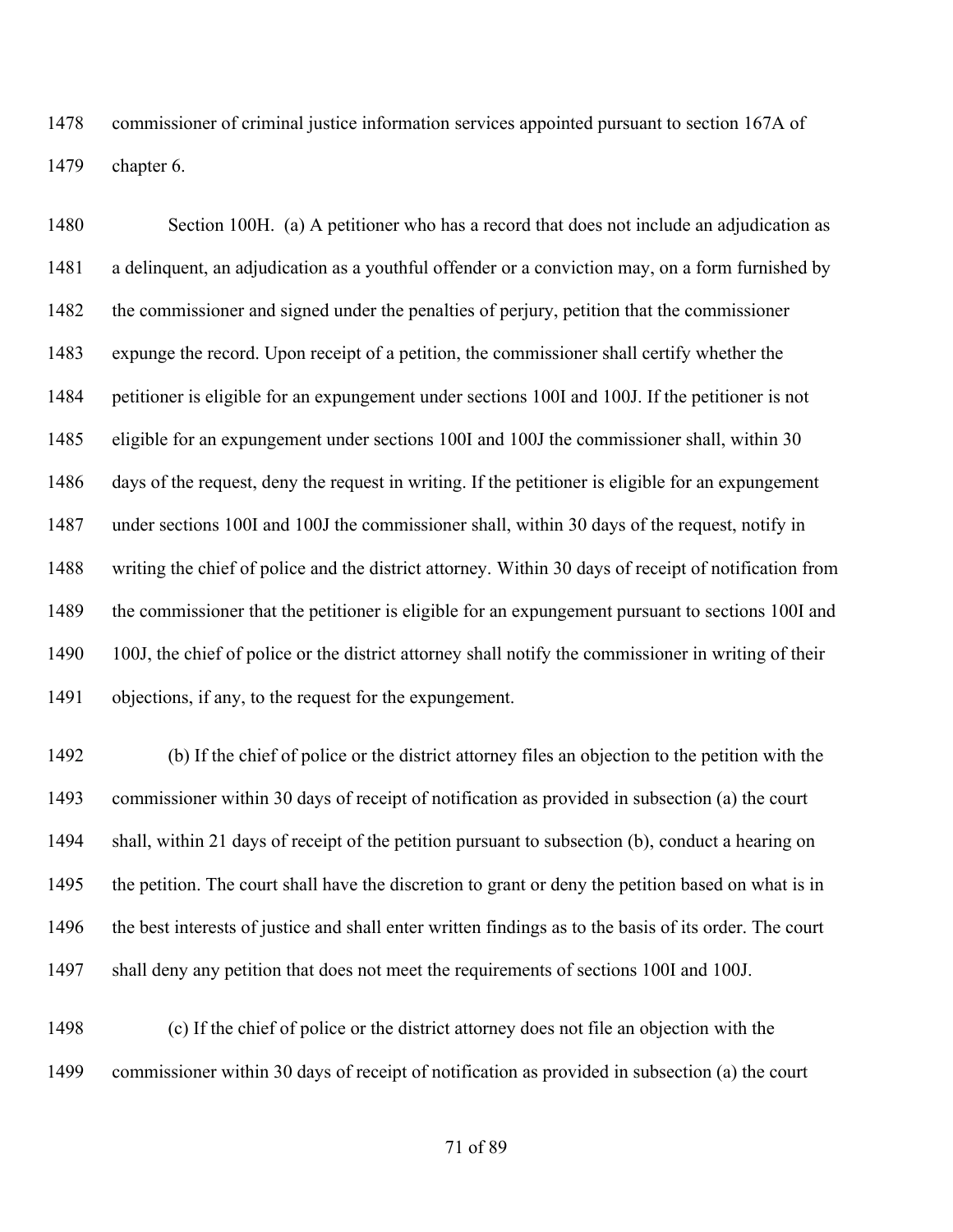commissioner of criminal justice information services appointed pursuant to section 167A of chapter 6.

Section 100H. (a) A petitioner who has a record that does not include an adjudication as a delinquent, an adjudication as a youthful offender or a conviction may, on a form furnished by the commissioner and signed under the penalties of perjury, petition that the commissioner expunge the record. Upon receipt of a petition, the commissioner shall certify whether the petitioner is eligible for an expungement under sections 100I and 100J. If the petitioner is not eligible for an expungement under sections 100I and 100J the commissioner shall, within 30 days of the request, deny the request in writing. If the petitioner is eligible for an expungement under sections 100I and 100J the commissioner shall, within 30 days of the request, notify in writing the chief of police and the district attorney. Within 30 days of receipt of notification from the commissioner that the petitioner is eligible for an expungement pursuant to sections 100I and 100J, the chief of police or the district attorney shall notify the commissioner in writing of their objections, if any, to the request for the expungement.

(b) If the chief of police or the district attorney files an objection to the petition with the commissioner within 30 days of receipt of notification as provided in subsection (a) the court shall, within 21 days of receipt of the petition pursuant to subsection (b), conduct a hearing on the petition. The court shall have the discretion to grant or deny the petition based on what is in the best interests of justice and shall enter written findings as to the basis of its order. The court shall deny any petition that does not meet the requirements of sections 100I and 100J.

(c) If the chief of police or the district attorney does not file an objection with the commissioner within 30 days of receipt of notification as provided in subsection (a) the court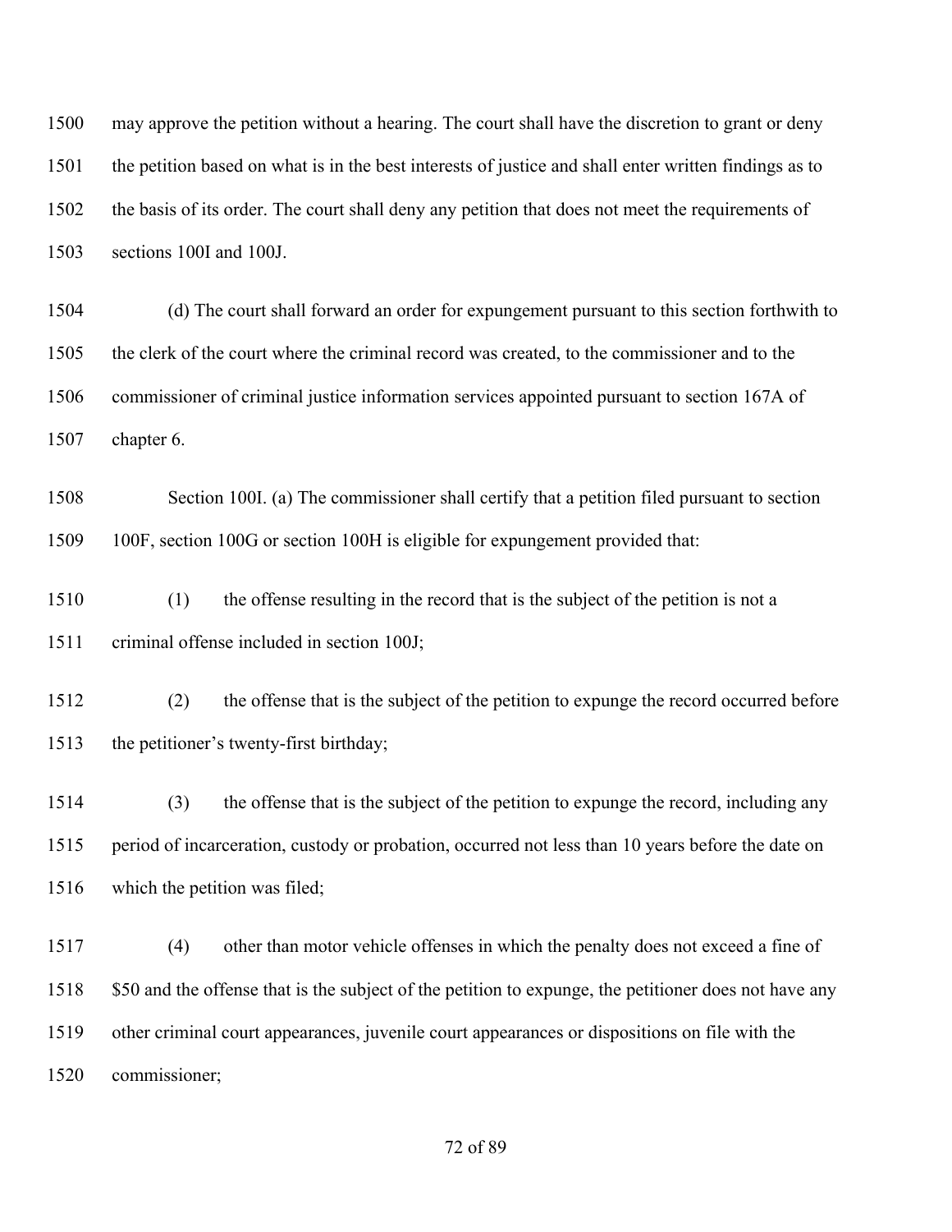may approve the petition without a hearing. The court shall have the discretion to grant or deny the petition based on what is in the best interests of justice and shall enter written findings as to the basis of its order. The court shall deny any petition that does not meet the requirements of sections 100I and 100J.

(d) The court shall forward an order for expungement pursuant to this section forthwith to the clerk of the court where the criminal record was created, to the commissioner and to the commissioner of criminal justice information services appointed pursuant to section 167A of chapter 6.

Section 100I. (a) The commissioner shall certify that a petition filed pursuant to section 100F, section 100G or section 100H is eligible for expungement provided that:

(1) the offense resulting in the record that is the subject of the petition is not a criminal offense included in section 100J;

(2) the offense that is the subject of the petition to expunge the record occurred before the petitioner's twenty-first birthday;

(3) the offense that is the subject of the petition to expunge the record, including any period of incarceration, custody or probation, occurred not less than 10 years before the date on which the petition was filed;

(4) other than motor vehicle offenses in which the penalty does not exceed a fine of $50 and the offense that is the subject of the petition to expunge, the petitioner does not have any other criminal court appearances, juvenile court appearances or dispositions on file with the commissioner;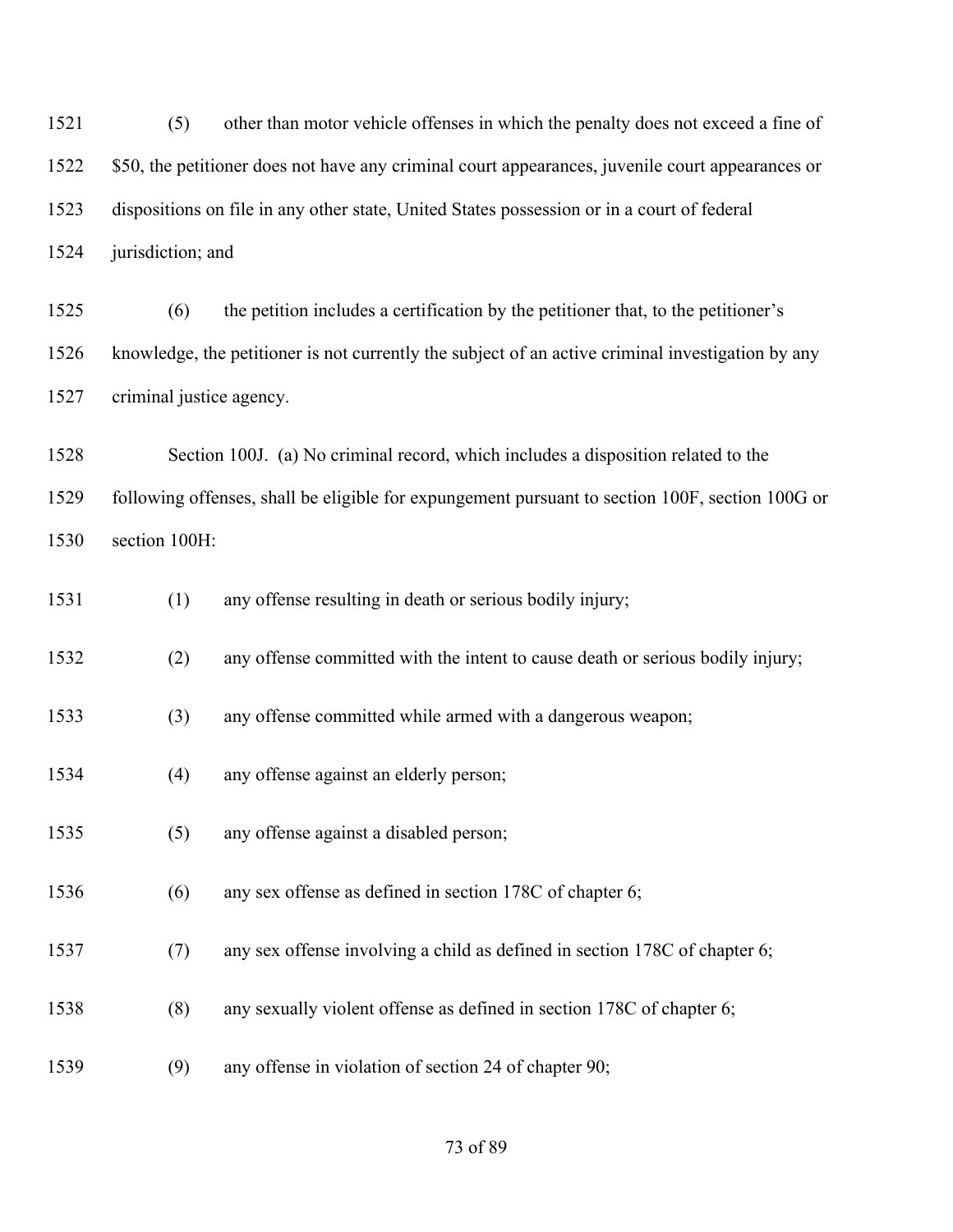(5) other than motor vehicle offenses in which the penalty does not exceed a fine of $50, the petitioner does not have any criminal court appearances, juvenile court appearances or dispositions on file in any other state, United States possession or in a court of federal jurisdiction; and

(6) the petition includes a certification by the petitioner that, to the petitioner's knowledge, the petitioner is not currently the subject of an active criminal investigation by any criminal justice agency.

Section 100J. (a) No criminal record, which includes a disposition related to the following offenses, shall be eligible for expungement pursuant to section 100F, section 100G or section 100H:

(1) any offense resulting in death or serious bodily injury;

(2) any offense committed with the intent to cause death or serious bodily injury;

(3) any offense committed while armed with a dangerous weapon;

(4) any offense against an elderly person;

(5) any offense against a disabled person;

(6) any sex offense as defined in section 178C of chapter 6;

(7) any sex offense involving a child as defined in section 178C of chapter 6;

(8) any sexually violent offense as defined in section 178C of chapter 6;

(9) any offense in violation of section 24 of chapter 90;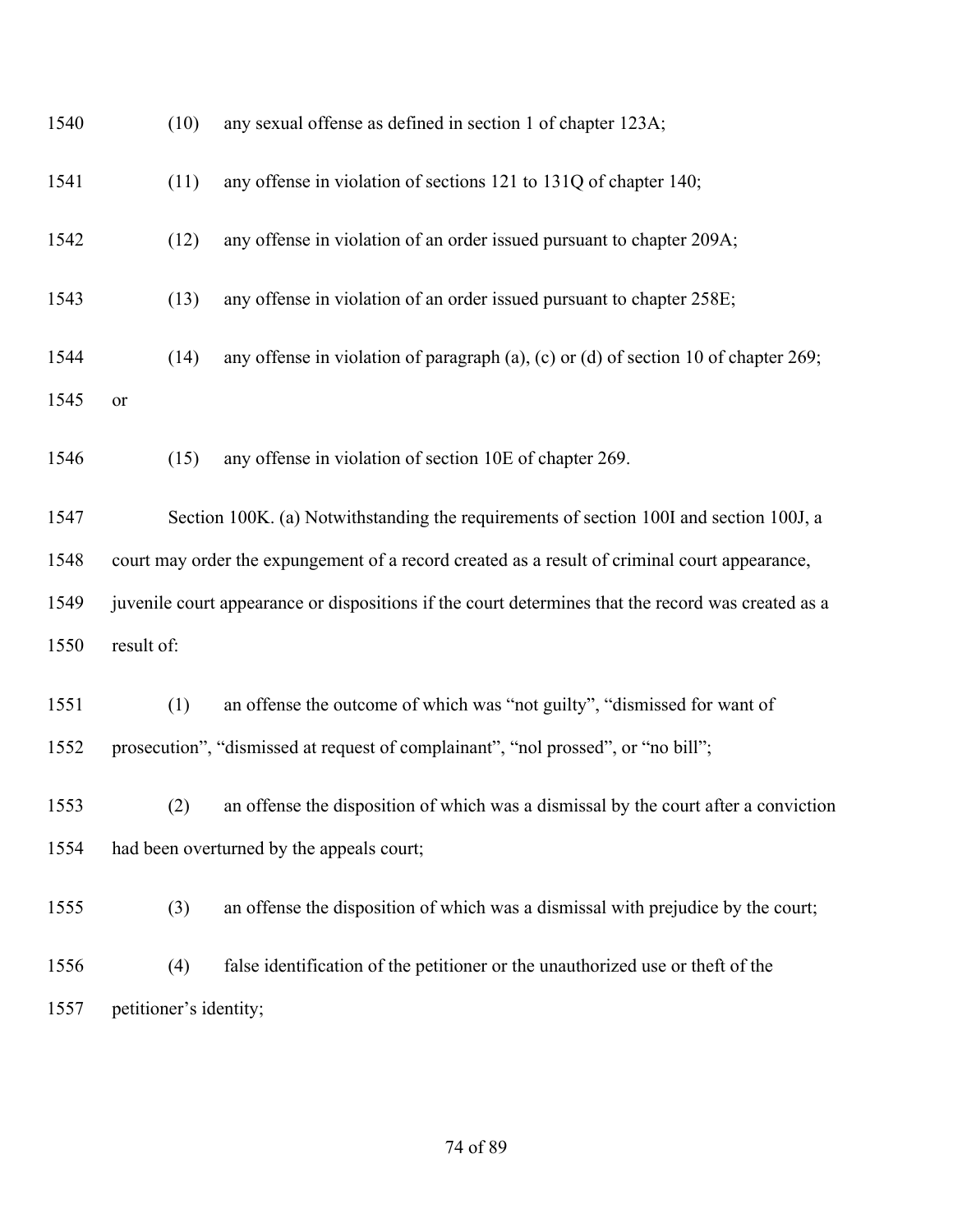(10) any sexual offense as defined in section 1 of chapter 123A;

(11) any offense in violation of sections 121 to 131Q of chapter 140;

(12) any offense in violation of an order issued pursuant to chapter 209A;

(13) any offense in violation of an order issued pursuant to chapter 258E;

(14) any offense in violation of paragraph (a), (c) or (d) of section 10 of chapter 269; or

(15) any offense in violation of section 10E of chapter 269.

Section 100K. (a) Notwithstanding the requirements of section 100I and section 100J, a court may order the expungement of a record created as a result of criminal court appearance, juvenile court appearance or dispositions if the court determines that the record was created as a result of:

(1) an offense the outcome of which was "not guilty", "dismissed for want of prosecution", "dismissed at request of complainant", "nol prossed", or "no bill";

(2) an offense the disposition of which was a dismissal by the court after a conviction had been overturned by the appeals court;

(3) an offense the disposition of which was a dismissal with prejudice by the court;

(4) false identification of the petitioner or the unauthorized use or theft of the petitioner's identity;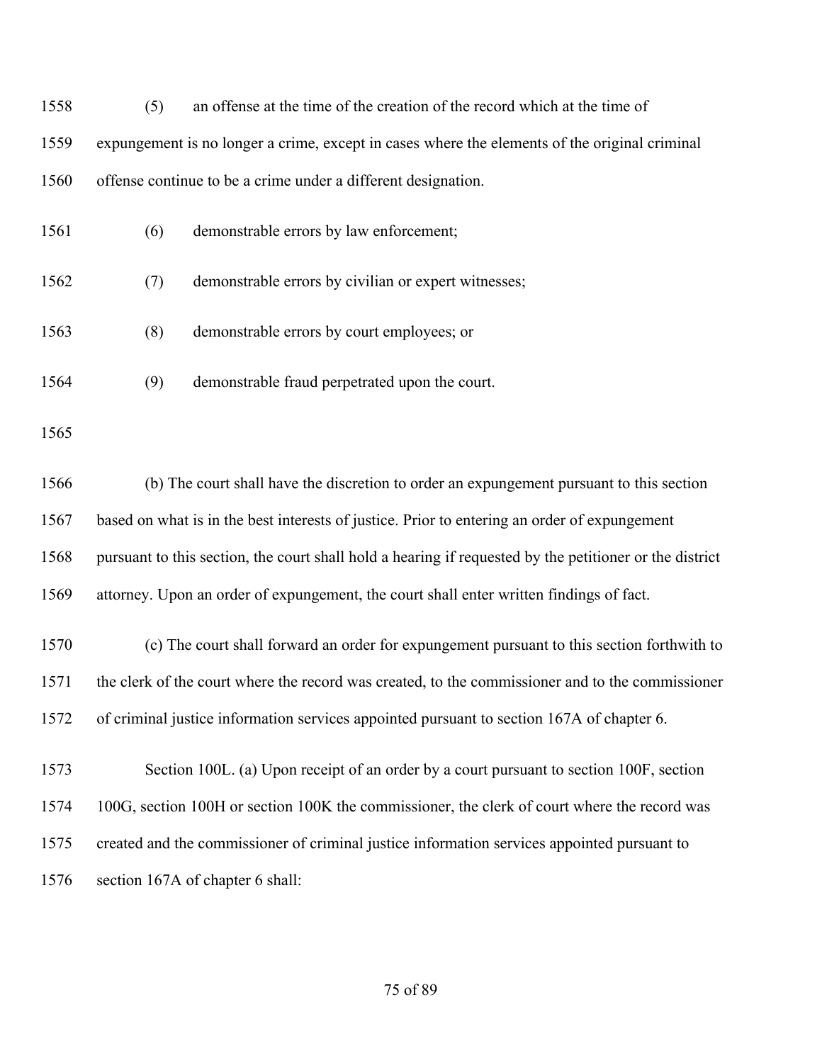(5) an offense at the time of the creation of the record which at the time of expungement is no longer a crime, except in cases where the elements of the original criminal offense continue to be a crime under a different designation.

(6) demonstrable errors by law enforcement;

(7) demonstrable errors by civilian or expert witnesses;

(8) demonstrable errors by court employees; or

(9) demonstrable fraud perpetrated upon the court.

(b) The court shall have the discretion to order an expungement pursuant to this section based on what is in the best interests of justice. Prior to entering an order of expungement pursuant to this section, the court shall hold a hearing if requested by the petitioner or the district attorney. Upon an order of expungement, the court shall enter written findings of fact.

(c) The court shall forward an order for expungement pursuant to this section forthwith to the clerk of the court where the record was created, to the commissioner and to the commissioner of criminal justice information services appointed pursuant to section 167A of chapter 6.

Section 100L. (a) Upon receipt of an order by a court pursuant to section 100F, section 100G, section 100H or section 100K the commissioner, the clerk of court where the record was created and the commissioner of criminal justice information services appointed pursuant to section 167A of chapter 6 shall: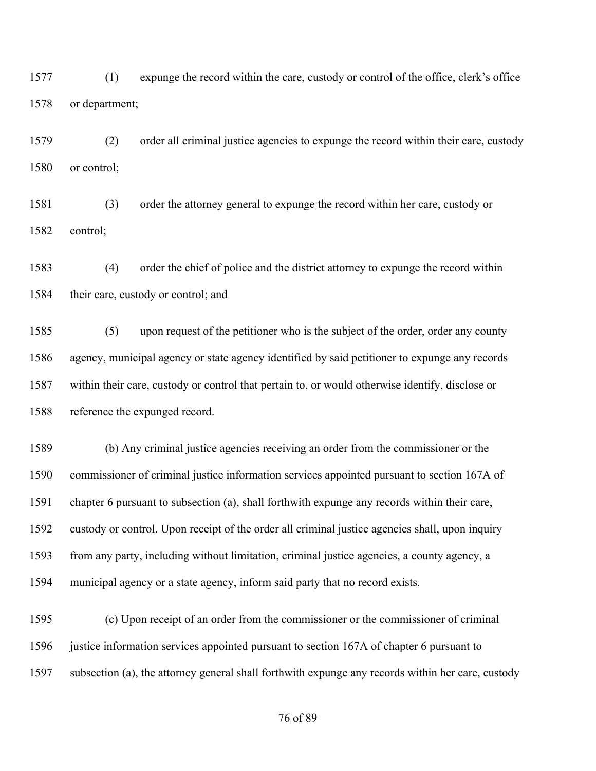(1) expunge the record within the care, custody or control of the office, clerk's office or department;

(2) order all criminal justice agencies to expunge the record within their care, custody or control;

(3) order the attorney general to expunge the record within her care, custody or control;

(4) order the chief of police and the district attorney to expunge the record within their care, custody or control; and

(5) upon request of the petitioner who is the subject of the order, order any county agency, municipal agency or state agency identified by said petitioner to expunge any records within their care, custody or control that pertain to, or would otherwise identify, disclose or reference the expunged record.

(b) Any criminal justice agencies receiving an order from the commissioner or the commissioner of criminal justice information services appointed pursuant to section 167A of chapter 6 pursuant to subsection (a), shall forthwith expunge any records within their care, custody or control. Upon receipt of the order all criminal justice agencies shall, upon inquiry from any party, including without limitation, criminal justice agencies, a county agency, a municipal agency or a state agency, inform said party that no record exists.

(c) Upon receipt of an order from the commissioner or the commissioner of criminal justice information services appointed pursuant to section 167A of chapter 6 pursuant to subsection (a), the attorney general shall forthwith expunge any records within her care, custody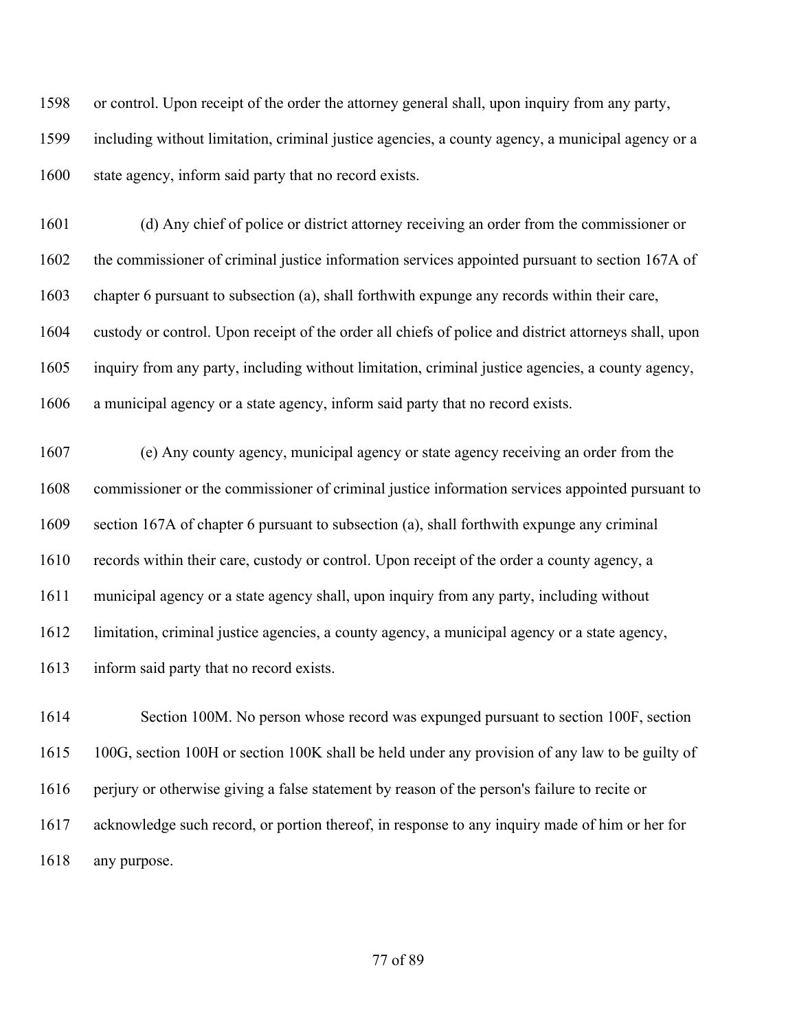or control. Upon receipt of the order the attorney general shall, upon inquiry from any party, including without limitation, criminal justice agencies, a county agency, a municipal agency or a state agency, inform said party that no record exists.

(d) Any chief of police or district attorney receiving an order from the commissioner or the commissioner of criminal justice information services appointed pursuant to section 167A of chapter 6 pursuant to subsection (a), shall forthwith expunge any records within their care, custody or control. Upon receipt of the order all chiefs of police and district attorneys shall, upon inquiry from any party, including without limitation, criminal justice agencies, a county agency, a municipal agency or a state agency, inform said party that no record exists.

(e) Any county agency, municipal agency or state agency receiving an order from the commissioner or the commissioner of criminal justice information services appointed pursuant to section 167A of chapter 6 pursuant to subsection (a), shall forthwith expunge any criminal records within their care, custody or control. Upon receipt of the order a county agency, a municipal agency or a state agency shall, upon inquiry from any party, including without limitation, criminal justice agencies, a county agency, a municipal agency or a state agency, inform said party that no record exists.

Section 100M. No person whose record was expunged pursuant to section 100F, section 100G, section 100H or section 100K shall be held under any provision of any law to be guilty of perjury or otherwise giving a false statement by reason of the person's failure to recite or acknowledge such record, or portion thereof, in response to any inquiry made of him or her for any purpose.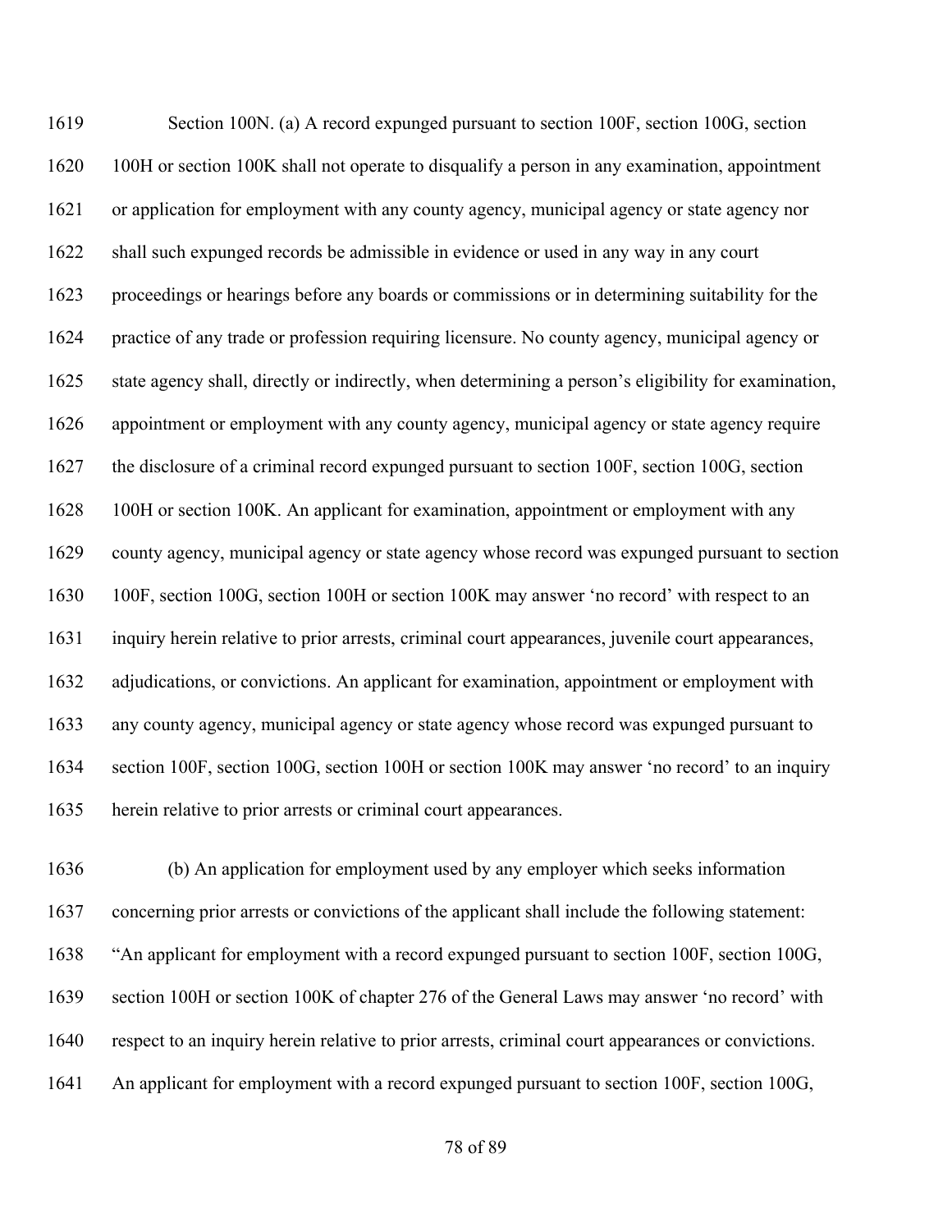Section 100N. (a) A record expunged pursuant to section 100F, section 100G, section 100H or section 100K shall not operate to disqualify a person in any examination, appointment or application for employment with any county agency, municipal agency or state agency nor shall such expunged records be admissible in evidence or used in any way in any court proceedings or hearings before any boards or commissions or in determining suitability for the practice of any trade or profession requiring licensure. No county agency, municipal agency or state agency shall, directly or indirectly, when determining a person's eligibility for examination, appointment or employment with any county agency, municipal agency or state agency require the disclosure of a criminal record expunged pursuant to section 100F, section 100G, section 100H or section 100K. An applicant for examination, appointment or employment with any county agency, municipal agency or state agency whose record was expunged pursuant to section 100F, section 100G, section 100H or section 100K may answer 'no record' with respect to an inquiry herein relative to prior arrests, criminal court appearances, juvenile court appearances, adjudications, or convictions. An applicant for examination, appointment or employment with any county agency, municipal agency or state agency whose record was expunged pursuant to section 100F, section 100G, section 100H or section 100K may answer 'no record' to an inquiry herein relative to prior arrests or criminal court appearances.

(b) An application for employment used by any employer which seeks information concerning prior arrests or convictions of the applicant shall include the following statement: "An applicant for employment with a record expunged pursuant to section 100F, section 100G, section 100H or section 100K of chapter 276 of the General Laws may answer 'no record' with respect to an inquiry herein relative to prior arrests, criminal court appearances or convictions. An applicant for employment with a record expunged pursuant to section 100F, section 100G,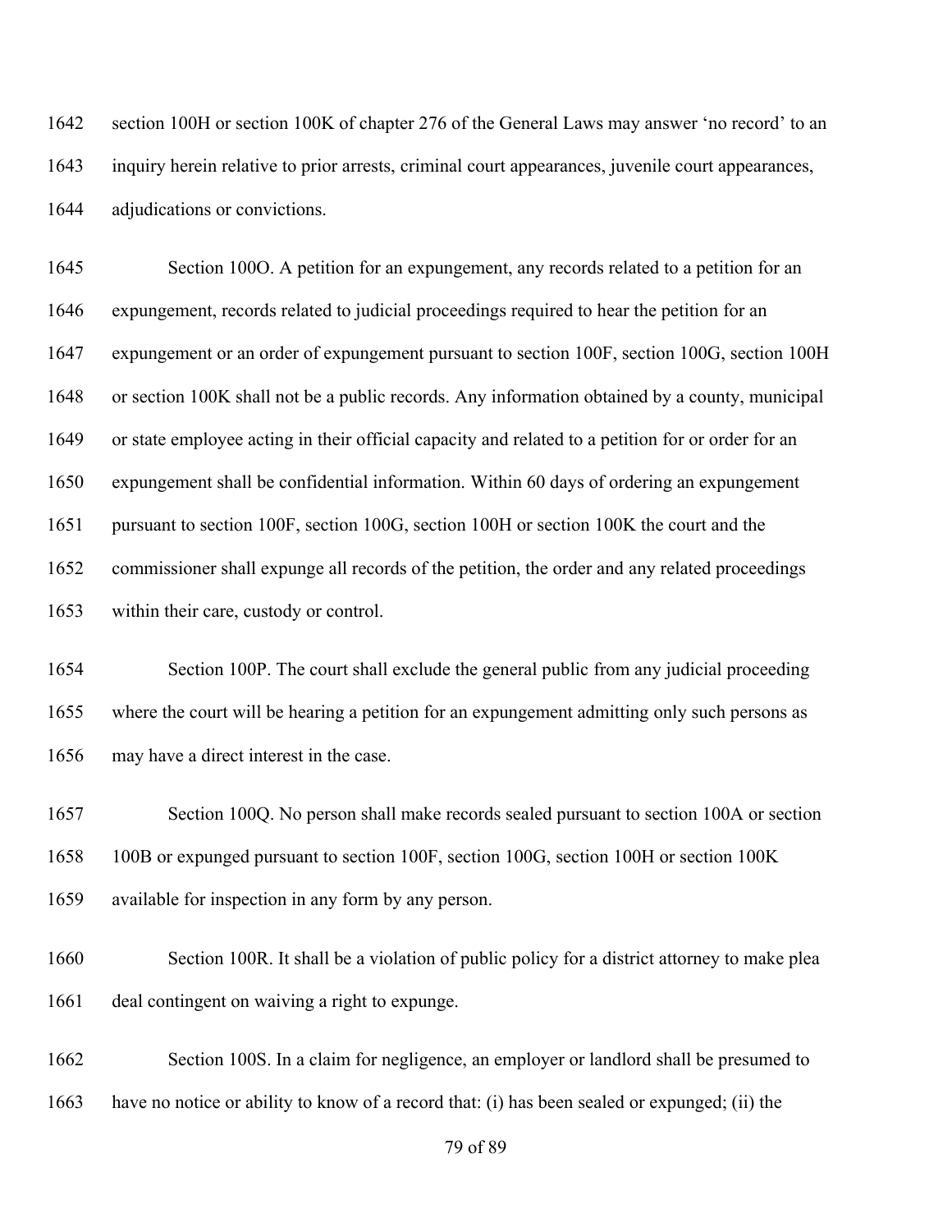section 100H or section 100K of chapter 276 of the General Laws may answer 'no record' to an inquiry herein relative to prior arrests, criminal court appearances, juvenile court appearances, adjudications or convictions.

Section 100O. A petition for an expungement, any records related to a petition for an expungement, records related to judicial proceedings required to hear the petition for an expungement or an order of expungement pursuant to section 100F, section 100G, section 100H or section 100K shall not be a public records. Any information obtained by a county, municipal or state employee acting in their official capacity and related to a petition for or order for an expungement shall be confidential information. Within 60 days of ordering an expungement pursuant to section 100F, section 100G, section 100H or section 100K the court and the commissioner shall expunge all records of the petition, the order and any related proceedings within their care, custody or control.

Section 100P. The court shall exclude the general public from any judicial proceeding where the court will be hearing a petition for an expungement admitting only such persons as may have a direct interest in the case.

Section 100Q. No person shall make records sealed pursuant to section 100A or section 100B or expunged pursuant to section 100F, section 100G, section 100H or section 100K available for inspection in any form by any person.

Section 100R. It shall be a violation of public policy for a district attorney to make plea deal contingent on waiving a right to expunge.

Section 100S. In a claim for negligence, an employer or landlord shall be presumed to have no notice or ability to know of a record that: (i) has been sealed or expunged; (ii) the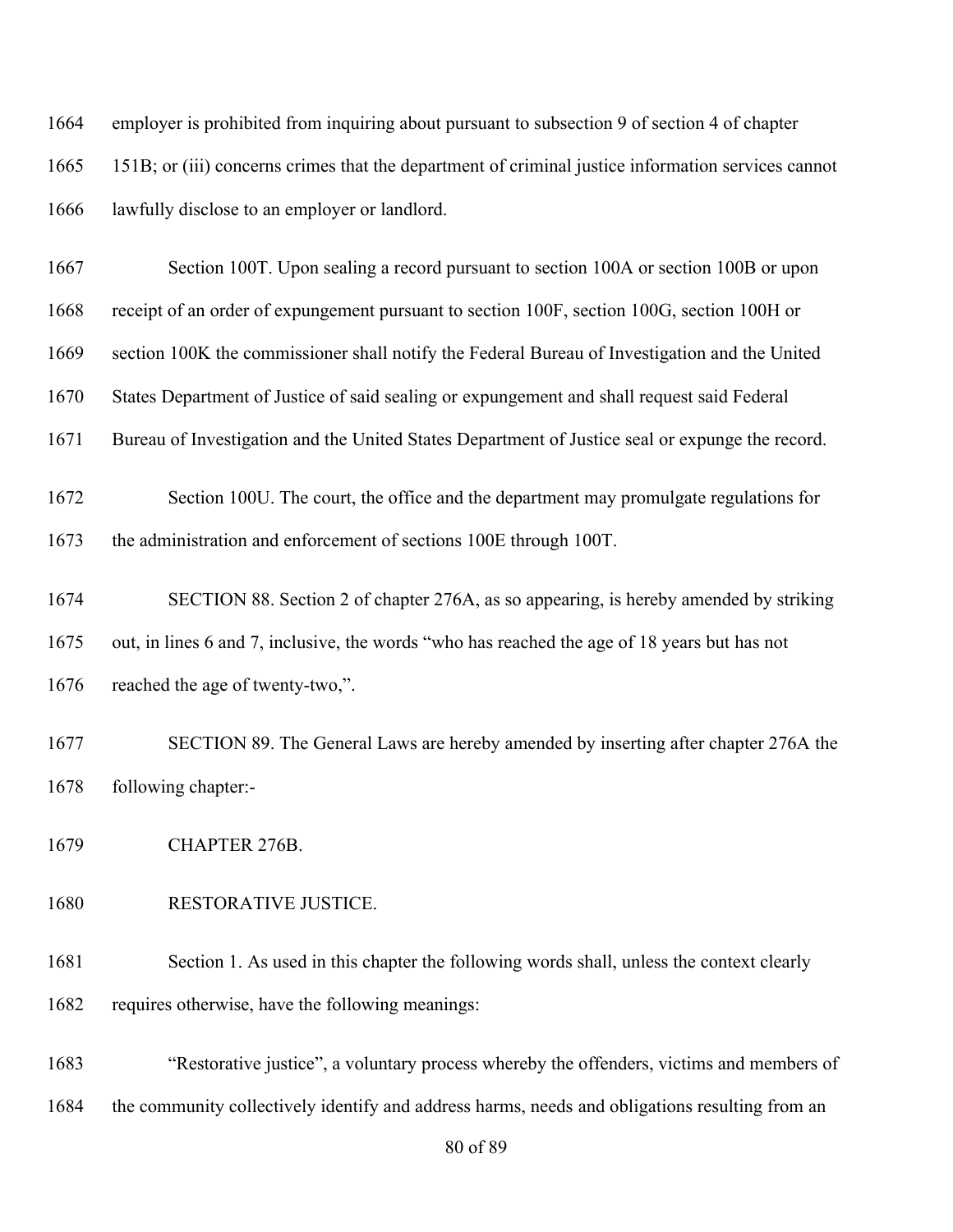employer is prohibited from inquiring about pursuant to subsection 9 of section 4 of chapter 151B; or (iii) concerns crimes that the department of criminal justice information services cannot lawfully disclose to an employer or landlord.

Section 100T. Upon sealing a record pursuant to section 100A or section 100B or upon receipt of an order of expungement pursuant to section 100F, section 100G, section 100H or section 100K the commissioner shall notify the Federal Bureau of Investigation and the United States Department of Justice of said sealing or expungement and shall request said Federal Bureau of Investigation and the United States Department of Justice seal or expunge the record.

Section 100U. The court, the office and the department may promulgate regulations for the administration and enforcement of sections 100E through 100T.

SECTION 88. Section 2 of chapter 276A, as so appearing, is hereby amended by striking out, in lines 6 and 7, inclusive, the words "who has reached the age of 18 years but has not reached the age of twenty-two,".

SECTION 89. The General Laws are hereby amended by inserting after chapter 276A the following chapter:-

CHAPTER 276B.

RESTORATIVE JUSTICE.

Section 1. As used in this chapter the following words shall, unless the context clearly requires otherwise, have the following meanings:

"Restorative justice", a voluntary process whereby the offenders, victims and members of the community collectively identify and address harms, needs and obligations resulting from an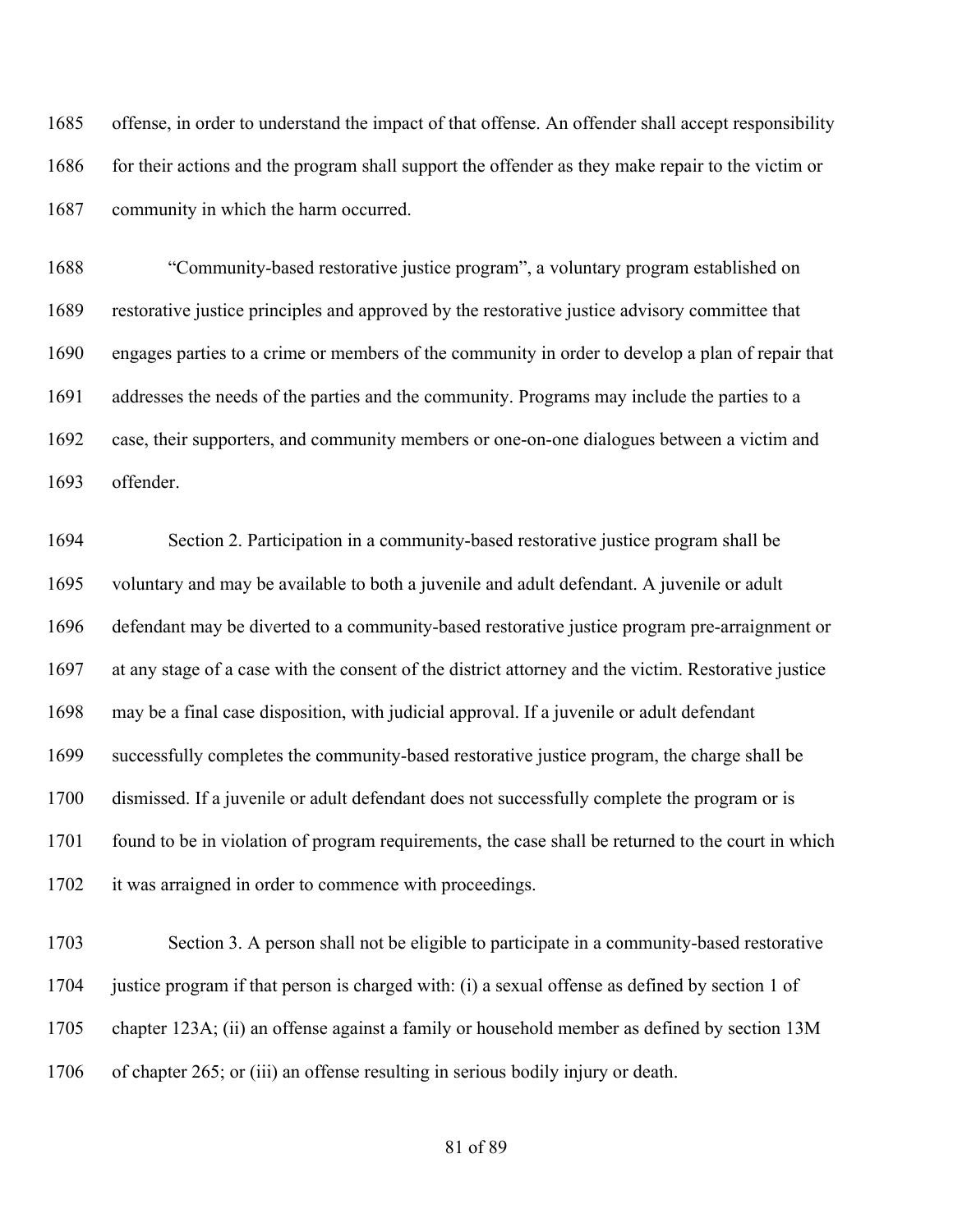offense, in order to understand the impact of that offense. An offender shall accept responsibility for their actions and the program shall support the offender as they make repair to the victim or community in which the harm occurred.

"Community-based restorative justice program", a voluntary program established on restorative justice principles and approved by the restorative justice advisory committee that engages parties to a crime or members of the community in order to develop a plan of repair that addresses the needs of the parties and the community. Programs may include the parties to a case, their supporters, and community members or one-on-one dialogues between a victim and offender.

Section 2. Participation in a community-based restorative justice program shall be voluntary and may be available to both a juvenile and adult defendant. A juvenile or adult defendant may be diverted to a community-based restorative justice program pre-arraignment or at any stage of a case with the consent of the district attorney and the victim. Restorative justice may be a final case disposition, with judicial approval. If a juvenile or adult defendant successfully completes the community-based restorative justice program, the charge shall be dismissed. If a juvenile or adult defendant does not successfully complete the program or is found to be in violation of program requirements, the case shall be returned to the court in which it was arraigned in order to commence with proceedings.

Section 3. A person shall not be eligible to participate in a community-based restorative justice program if that person is charged with: (i) a sexual offense as defined by section 1 of chapter 123A; (ii) an offense against a family or household member as defined by section 13M of chapter 265; or (iii) an offense resulting in serious bodily injury or death.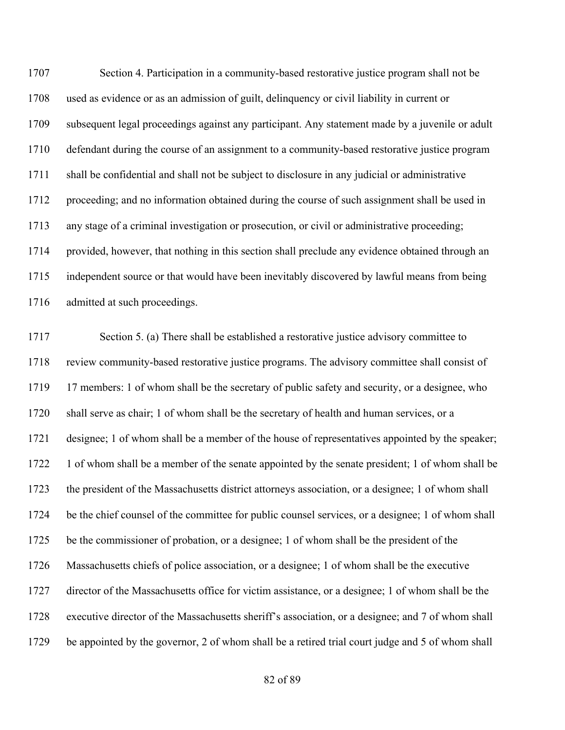Section 4. Participation in a community-based restorative justice program shall not be used as evidence or as an admission of guilt, delinquency or civil liability in current or subsequent legal proceedings against any participant. Any statement made by a juvenile or adult defendant during the course of an assignment to a community-based restorative justice program shall be confidential and shall not be subject to disclosure in any judicial or administrative proceeding; and no information obtained during the course of such assignment shall be used in any stage of a criminal investigation or prosecution, or civil or administrative proceeding; provided, however, that nothing in this section shall preclude any evidence obtained through an independent source or that would have been inevitably discovered by lawful means from being admitted at such proceedings.

Section 5. (a) There shall be established a restorative justice advisory committee to review community-based restorative justice programs. The advisory committee shall consist of 17 members: 1 of whom shall be the secretary of public safety and security, or a designee, who shall serve as chair; 1 of whom shall be the secretary of health and human services, or a designee; 1 of whom shall be a member of the house of representatives appointed by the speaker; 1 of whom shall be a member of the senate appointed by the senate president; 1 of whom shall be the president of the Massachusetts district attorneys association, or a designee; 1 of whom shall be the chief counsel of the committee for public counsel services, or a designee; 1 of whom shall be the commissioner of probation, or a designee; 1 of whom shall be the president of the Massachusetts chiefs of police association, or a designee; 1 of whom shall be the executive director of the Massachusetts office for victim assistance, or a designee; 1 of whom shall be the executive director of the Massachusetts sheriff's association, or a designee; and 7 of whom shall be appointed by the governor, 2 of whom shall be a retired trial court judge and 5 of whom shall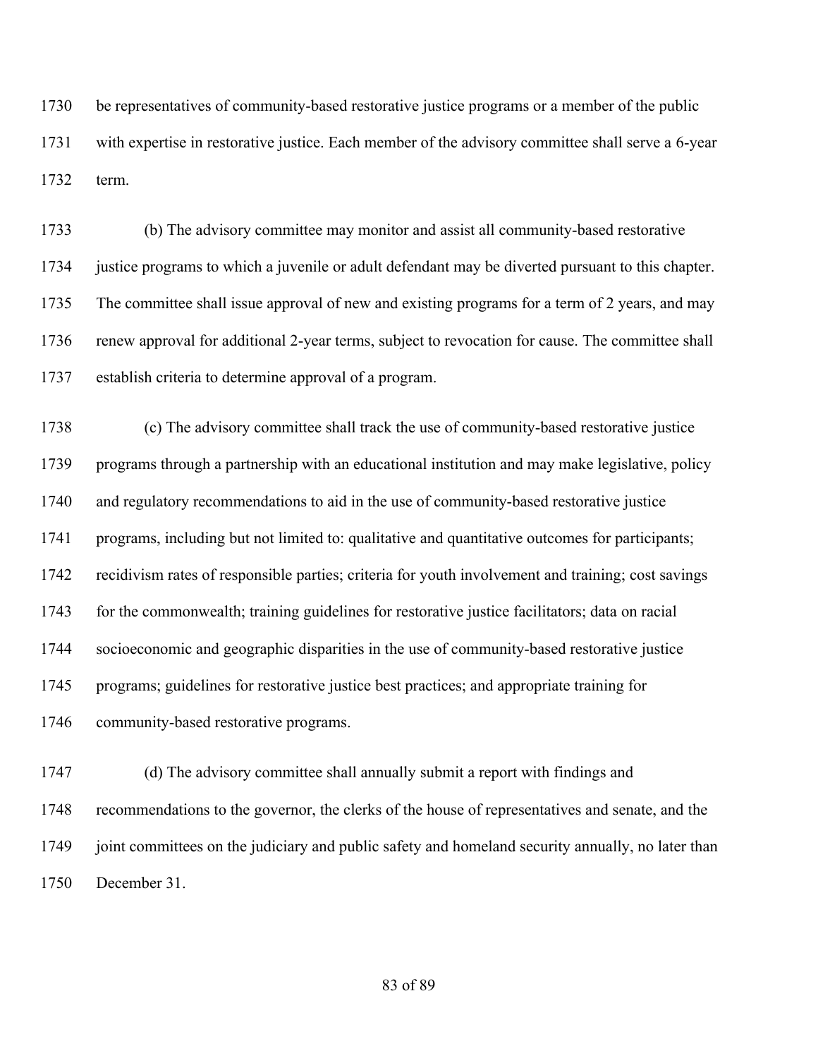be representatives of community-based restorative justice programs or a member of the public with expertise in restorative justice. Each member of the advisory committee shall serve a 6-year term.

(b) The advisory committee may monitor and assist all community-based restorative justice programs to which a juvenile or adult defendant may be diverted pursuant to this chapter. The committee shall issue approval of new and existing programs for a term of 2 years, and may renew approval for additional 2-year terms, subject to revocation for cause. The committee shall establish criteria to determine approval of a program.

(c) The advisory committee shall track the use of community-based restorative justice programs through a partnership with an educational institution and may make legislative, policy and regulatory recommendations to aid in the use of community-based restorative justice programs, including but not limited to: qualitative and quantitative outcomes for participants; recidivism rates of responsible parties; criteria for youth involvement and training; cost savings for the commonwealth; training guidelines for restorative justice facilitators; data on racial socioeconomic and geographic disparities in the use of community-based restorative justice programs; guidelines for restorative justice best practices; and appropriate training for community-based restorative programs.

(d) The advisory committee shall annually submit a report with findings and recommendations to the governor, the clerks of the house of representatives and senate, and the joint committees on the judiciary and public safety and homeland security annually, no later than December 31.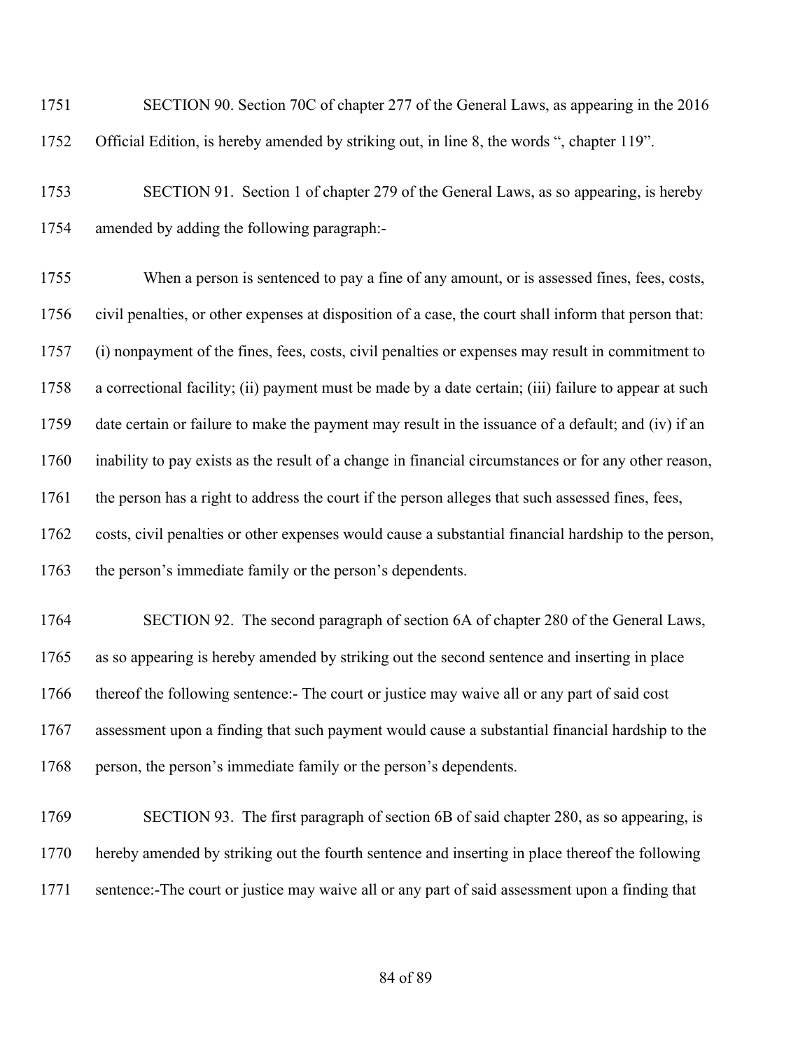1751 SECTION 90. Section 70C of chapter 277 of the General Laws, as appearing in the 2016
1752 Official Edition, is hereby amended by striking out, in line 8, the words ", chapter 119".

1753 SECTION 91. Section 1 of chapter 279 of the General Laws, as so appearing, is hereby
1754 amended by adding the following paragraph:-

1755 When a person is sentenced to pay a fine of any amount, or is assessed fines, fees, costs,
1756 civil penalties, or other expenses at disposition of a case, the court shall inform that person that:
1757 (i) nonpayment of the fines, fees, costs, civil penalties or expenses may result in commitment to
1758 a correctional facility; (ii) payment must be made by a date certain; (iii) failure to appear at such
1759 date certain or failure to make the payment may result in the issuance of a default; and (iv) if an
1760 inability to pay exists as the result of a change in financial circumstances or for any other reason,
1761 the person has a right to address the court if the person alleges that such assessed fines, fees,
1762 costs, civil penalties or other expenses would cause a substantial financial hardship to the person,
1763 the person's immediate family or the person's dependents.

1764 SECTION 92. The second paragraph of section 6A of chapter 280 of the General Laws,
1765 as so appearing is hereby amended by striking out the second sentence and inserting in place
1766 thereof the following sentence:- The court or justice may waive all or any part of said cost
1767 assessment upon a finding that such payment would cause a substantial financial hardship to the
1768 person, the person's immediate family or the person's dependents.

1769 SECTION 93. The first paragraph of section 6B of said chapter 280, as so appearing, is
1770 hereby amended by striking out the fourth sentence and inserting in place thereof the following
1771 sentence:-The court or justice may waive all or any part of said assessment upon a finding that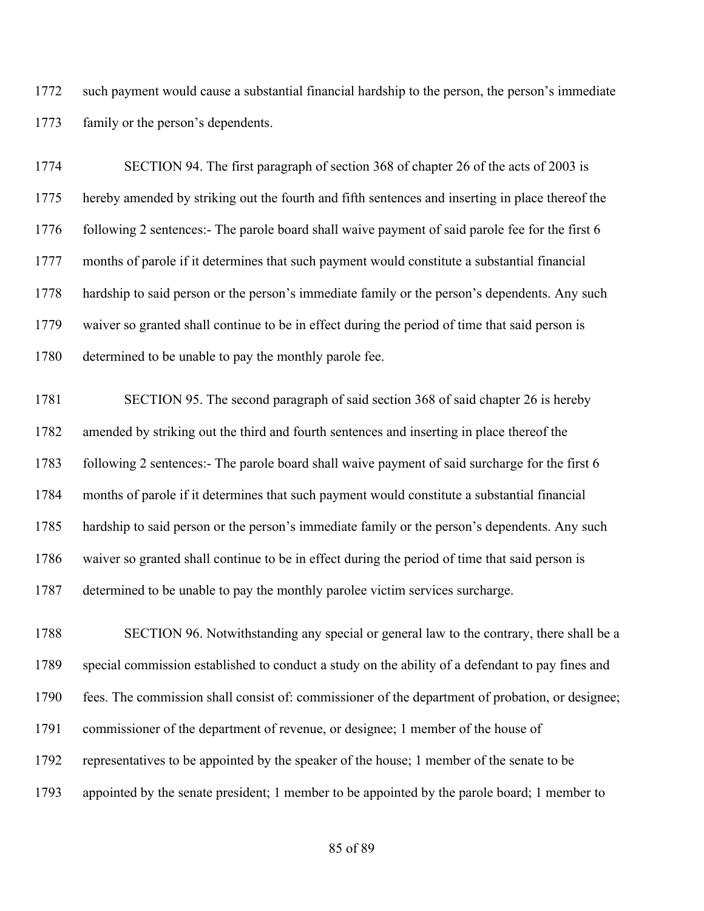such payment would cause a substantial financial hardship to the person, the person's immediate family or the person's dependents.

SECTION 94. The first paragraph of section 368 of chapter 26 of the acts of 2003 is hereby amended by striking out the fourth and fifth sentences and inserting in place thereof the following 2 sentences:- The parole board shall waive payment of said parole fee for the first 6 months of parole if it determines that such payment would constitute a substantial financial hardship to said person or the person's immediate family or the person's dependents. Any such waiver so granted shall continue to be in effect during the period of time that said person is determined to be unable to pay the monthly parole fee.

SECTION 95. The second paragraph of said section 368 of said chapter 26 is hereby amended by striking out the third and fourth sentences and inserting in place thereof the following 2 sentences:- The parole board shall waive payment of said surcharge for the first 6 months of parole if it determines that such payment would constitute a substantial financial hardship to said person or the person's immediate family or the person's dependents. Any such waiver so granted shall continue to be in effect during the period of time that said person is determined to be unable to pay the monthly parolee victim services surcharge.

SECTION 96. Notwithstanding any special or general law to the contrary, there shall be a special commission established to conduct a study on the ability of a defendant to pay fines and fees. The commission shall consist of: commissioner of the department of probation, or designee; commissioner of the department of revenue, or designee; 1 member of the house of representatives to be appointed by the speaker of the house; 1 member of the senate to be appointed by the senate president; 1 member to be appointed by the parole board; 1 member to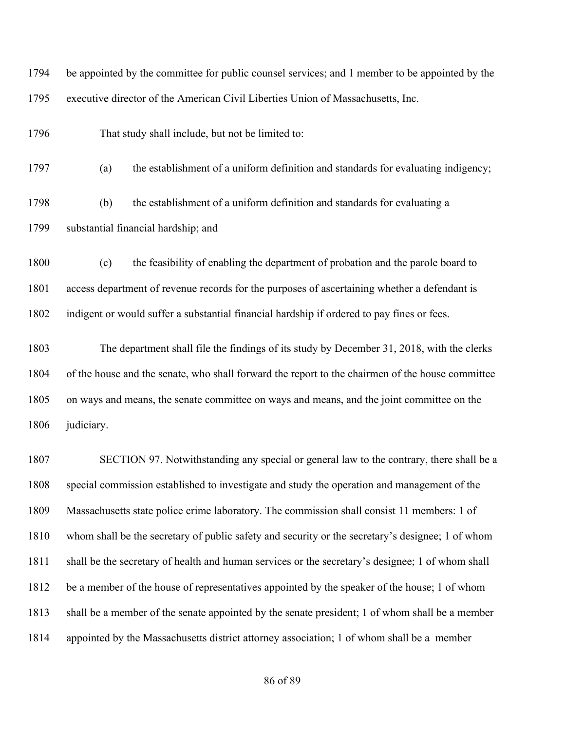be appointed by the committee for public counsel services; and 1 member to be appointed by the executive director of the American Civil Liberties Union of Massachusetts, Inc.

That study shall include, but not be limited to:

(a) the establishment of a uniform definition and standards for evaluating indigency;

(b) the establishment of a uniform definition and standards for evaluating a substantial financial hardship; and

(c) the feasibility of enabling the department of probation and the parole board to access department of revenue records for the purposes of ascertaining whether a defendant is indigent or would suffer a substantial financial hardship if ordered to pay fines or fees.

The department shall file the findings of its study by December 31, 2018, with the clerks of the house and the senate, who shall forward the report to the chairmen of the house committee on ways and means, the senate committee on ways and means, and the joint committee on the judiciary.

SECTION 97. Notwithstanding any special or general law to the contrary, there shall be a special commission established to investigate and study the operation and management of the Massachusetts state police crime laboratory. The commission shall consist 11 members: 1 of whom shall be the secretary of public safety and security or the secretary's designee; 1 of whom shall be the secretary of health and human services or the secretary's designee; 1 of whom shall be a member of the house of representatives appointed by the speaker of the house; 1 of whom shall be a member of the senate appointed by the senate president; 1 of whom shall be a member appointed by the Massachusetts district attorney association; 1 of whom shall be a member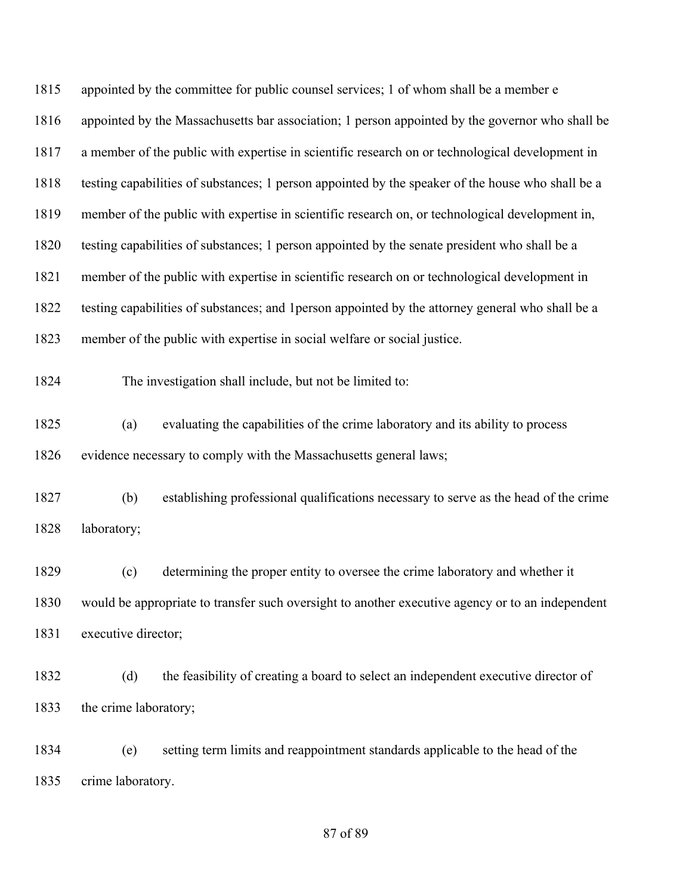appointed by the committee for public counsel services; 1 of whom shall be a member e appointed by the Massachusetts bar association; 1 person appointed by the governor who shall be a member of the public with expertise in scientific research on or technological development in testing capabilities of substances; 1 person appointed by the speaker of the house who shall be a member of the public with expertise in scientific research on, or technological development in, testing capabilities of substances; 1 person appointed by the senate president who shall be a member of the public with expertise in scientific research on or technological development in testing capabilities of substances; and 1person appointed by the attorney general who shall be a member of the public with expertise in social welfare or social justice.

The investigation shall include, but not be limited to:

(a) evaluating the capabilities of the crime laboratory and its ability to process evidence necessary to comply with the Massachusetts general laws;

(b) establishing professional qualifications necessary to serve as the head of the crime laboratory;

(c) determining the proper entity to oversee the crime laboratory and whether it would be appropriate to transfer such oversight to another executive agency or to an independent executive director;

(d) the feasibility of creating a board to select an independent executive director of the crime laboratory;

(e) setting term limits and reappointment standards applicable to the head of the crime laboratory.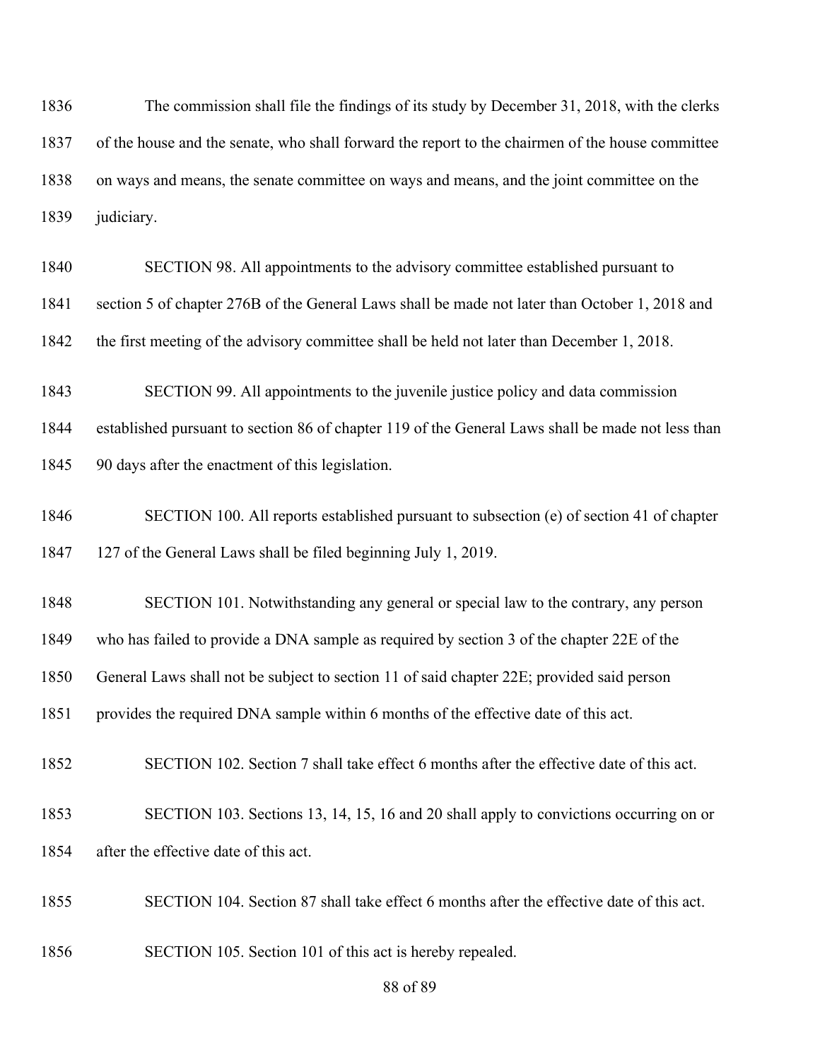The commission shall file the findings of its study by December 31, 2018, with the clerks of the house and the senate, who shall forward the report to the chairmen of the house committee on ways and means, the senate committee on ways and means, and the joint committee on the judiciary.

SECTION 98. All appointments to the advisory committee established pursuant to section 5 of chapter 276B of the General Laws shall be made not later than October 1, 2018 and the first meeting of the advisory committee shall be held not later than December 1, 2018.

SECTION 99. All appointments to the juvenile justice policy and data commission established pursuant to section 86 of chapter 119 of the General Laws shall be made not less than 90 days after the enactment of this legislation.

SECTION 100. All reports established pursuant to subsection (e) of section 41 of chapter 127 of the General Laws shall be filed beginning July 1, 2019.

SECTION 101. Notwithstanding any general or special law to the contrary, any person who has failed to provide a DNA sample as required by section 3 of the chapter 22E of the General Laws shall not be subject to section 11 of said chapter 22E; provided said person provides the required DNA sample within 6 months of the effective date of this act.

SECTION 102. Section 7 shall take effect 6 months after the effective date of this act.

SECTION 103. Sections 13, 14, 15, 16 and 20 shall apply to convictions occurring on or after the effective date of this act.

SECTION 104. Section 87 shall take effect 6 months after the effective date of this act.

SECTION 105. Section 101 of this act is hereby repealed.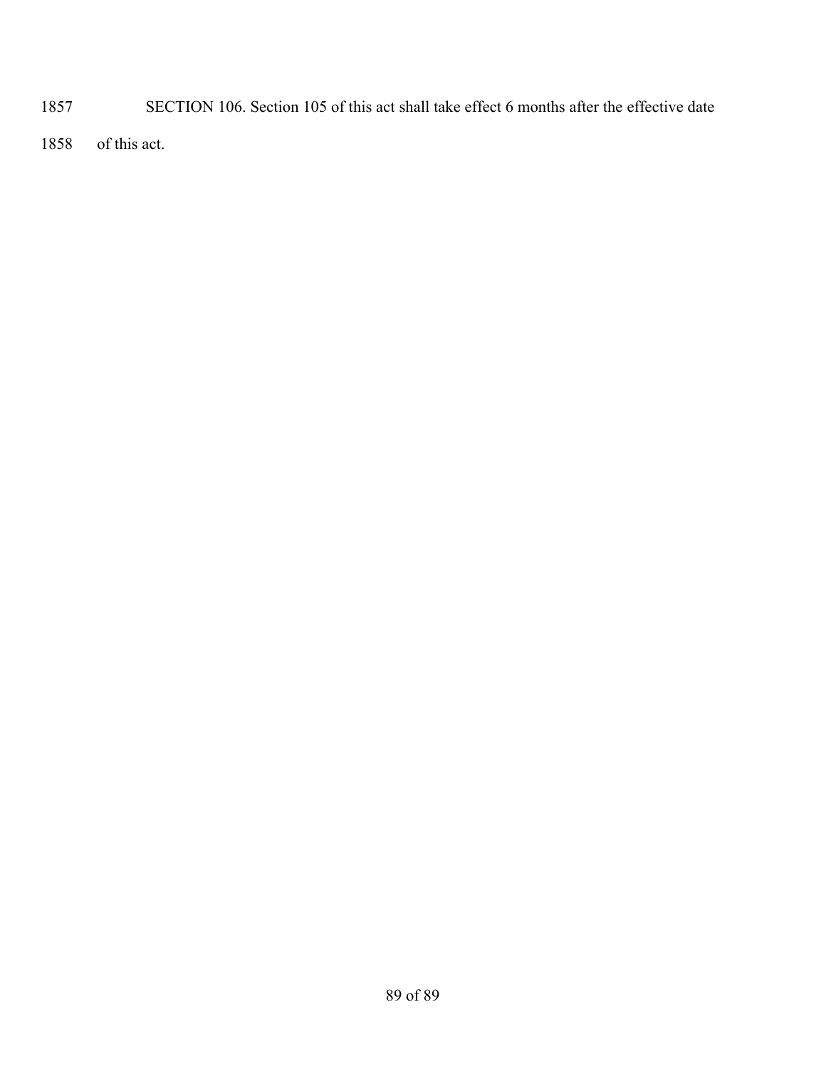SECTION 106. Section 105 of this act shall take effect 6 months after the effective date of this act.